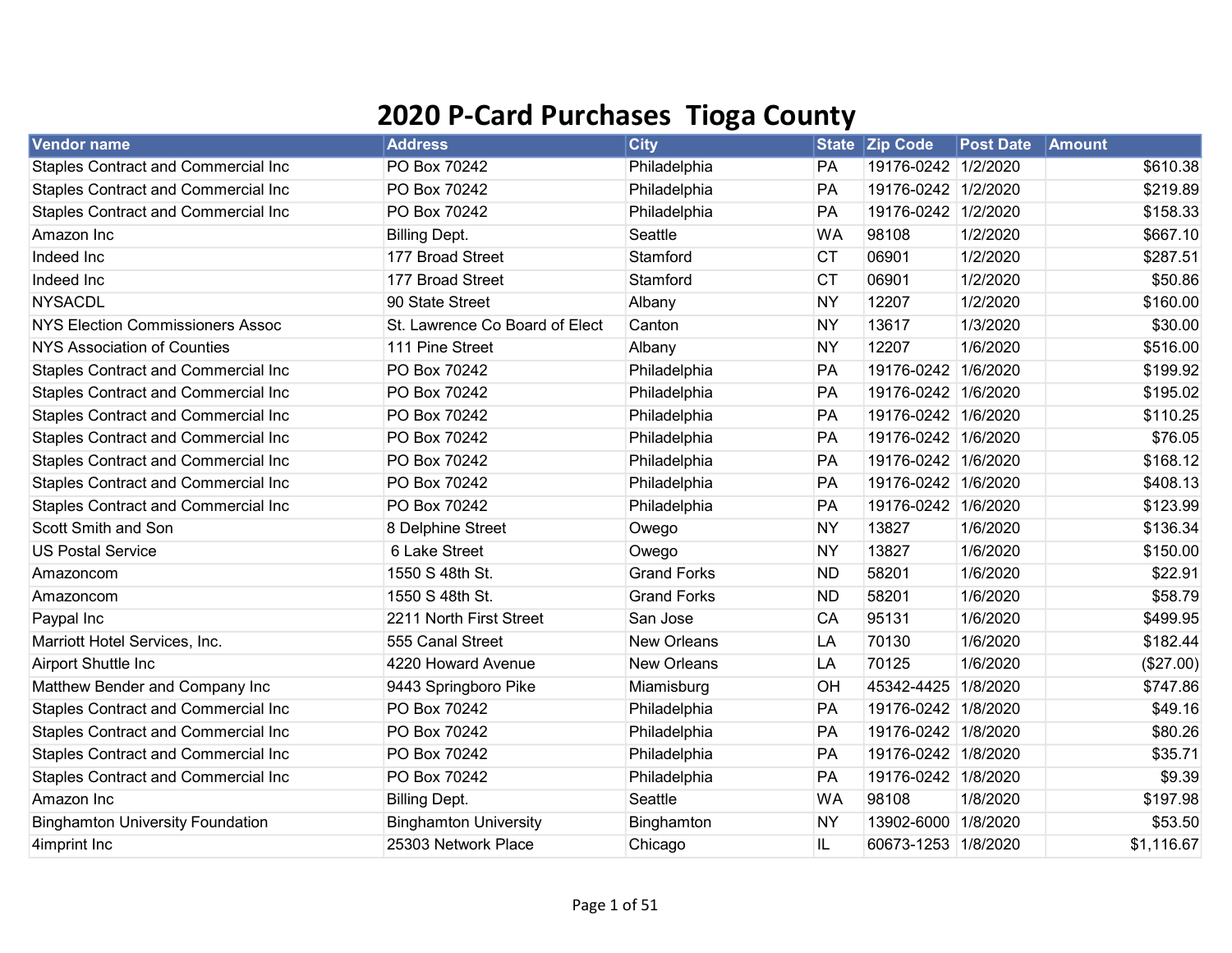# 2020 P-Card Purchases  Tioga County

| Vendor name | Address | City | State | Zip Code | Post Date | Amount |
|---|---|---|---|---|---|---|
| Staples Contract and Commercial Inc | PO Box 70242 | Philadelphia | PA | 19176-0242 | 1/2/2020 | $610.38 |
| Staples Contract and Commercial Inc | PO Box 70242 | Philadelphia | PA | 19176-0242 | 1/2/2020 | $219.89 |
| Staples Contract and Commercial Inc | PO Box 70242 | Philadelphia | PA | 19176-0242 | 1/2/2020 | $158.33 |
| Amazon Inc | Billing Dept. | Seattle | WA | 98108 | 1/2/2020 | $667.10 |
| Indeed Inc | 177 Broad Street | Stamford | CT | 06901 | 1/2/2020 | $287.51 |
| Indeed Inc | 177 Broad Street | Stamford | CT | 06901 | 1/2/2020 | $50.86 |
| NYSACDL | 90 State Street | Albany | NY | 12207 | 1/2/2020 | $160.00 |
| NYS Election Commissioners Assoc | St. Lawrence Co Board of Elect | Canton | NY | 13617 | 1/3/2020 | $30.00 |
| NYS Association of Counties | 111 Pine Street | Albany | NY | 12207 | 1/6/2020 | $516.00 |
| Staples Contract and Commercial Inc | PO Box 70242 | Philadelphia | PA | 19176-0242 | 1/6/2020 | $199.92 |
| Staples Contract and Commercial Inc | PO Box 70242 | Philadelphia | PA | 19176-0242 | 1/6/2020 | $195.02 |
| Staples Contract and Commercial Inc | PO Box 70242 | Philadelphia | PA | 19176-0242 | 1/6/2020 | $110.25 |
| Staples Contract and Commercial Inc | PO Box 70242 | Philadelphia | PA | 19176-0242 | 1/6/2020 | $76.05 |
| Staples Contract and Commercial Inc | PO Box 70242 | Philadelphia | PA | 19176-0242 | 1/6/2020 | $168.12 |
| Staples Contract and Commercial Inc | PO Box 70242 | Philadelphia | PA | 19176-0242 | 1/6/2020 | $408.13 |
| Staples Contract and Commercial Inc | PO Box 70242 | Philadelphia | PA | 19176-0242 | 1/6/2020 | $123.99 |
| Scott Smith and Son | 8 Delphine Street | Owego | NY | 13827 | 1/6/2020 | $136.34 |
| US Postal Service | 6 Lake Street | Owego | NY | 13827 | 1/6/2020 | $150.00 |
| Amazoncom | 1550 S 48th St. | Grand Forks | ND | 58201 | 1/6/2020 | $22.91 |
| Amazoncom | 1550 S 48th St. | Grand Forks | ND | 58201 | 1/6/2020 | $58.79 |
| Paypal Inc | 2211 North First Street | San Jose | CA | 95131 | 1/6/2020 | $499.95 |
| Marriott Hotel Services, Inc. | 555 Canal Street | New Orleans | LA | 70130 | 1/6/2020 | $182.44 |
| Airport Shuttle Inc | 4220 Howard Avenue | New Orleans | LA | 70125 | 1/6/2020 | ($27.00) |
| Matthew Bender and Company Inc | 9443 Springboro Pike | Miamisburg | OH | 45342-4425 | 1/8/2020 | $747.86 |
| Staples Contract and Commercial Inc | PO Box 70242 | Philadelphia | PA | 19176-0242 | 1/8/2020 | $49.16 |
| Staples Contract and Commercial Inc | PO Box 70242 | Philadelphia | PA | 19176-0242 | 1/8/2020 | $80.26 |
| Staples Contract and Commercial Inc | PO Box 70242 | Philadelphia | PA | 19176-0242 | 1/8/2020 | $35.71 |
| Staples Contract and Commercial Inc | PO Box 70242 | Philadelphia | PA | 19176-0242 | 1/8/2020 | $9.39 |
| Amazon Inc | Billing Dept. | Seattle | WA | 98108 | 1/8/2020 | $197.98 |
| Binghamton University Foundation | Binghamton University | Binghamton | NY | 13902-6000 | 1/8/2020 | $53.50 |
| 4imprint Inc | 25303 Network Place | Chicago | IL | 60673-1253 | 1/8/2020 | $1,116.67 |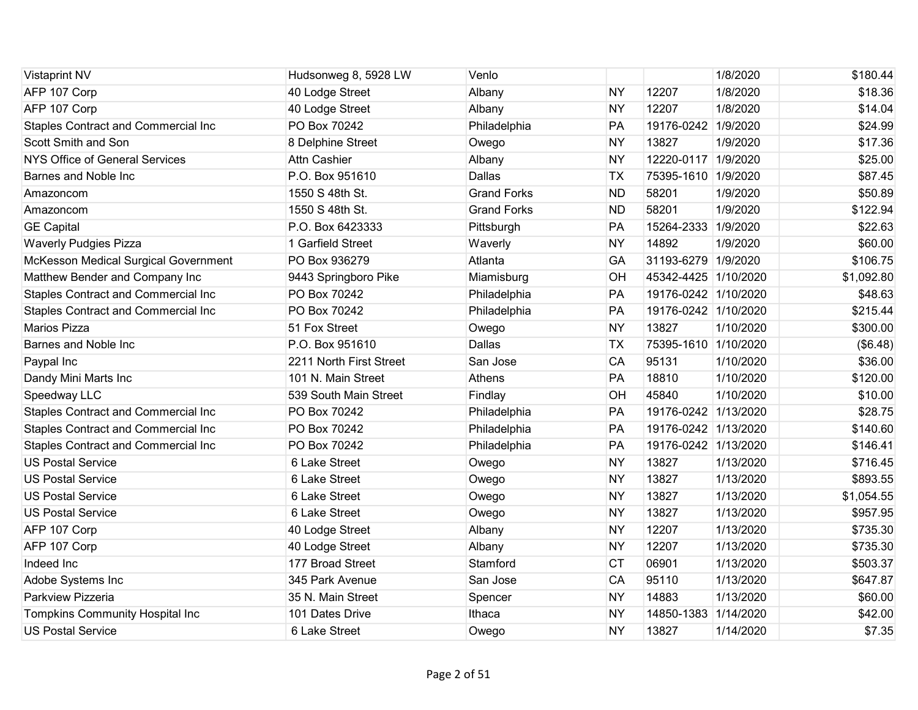| | | | | | | |
|---|---|---|---|---|---|---|
| Vistaprint NV | Hudsonweg 8, 5928 LW | Venlo | | | 1/8/2020 | $180.44 |
| AFP 107 Corp | 40 Lodge Street | Albany | NY | 12207 | 1/8/2020 | $18.36 |
| AFP 107 Corp | 40 Lodge Street | Albany | NY | 12207 | 1/8/2020 | $14.04 |
| Staples Contract and Commercial Inc | PO Box 70242 | Philadelphia | PA | 19176-0242 | 1/9/2020 | $24.99 |
| Scott Smith and Son | 8 Delphine Street | Owego | NY | 13827 | 1/9/2020 | $17.36 |
| NYS Office of General Services | Attn Cashier | Albany | NY | 12220-0117 | 1/9/2020 | $25.00 |
| Barnes and Noble Inc | P.O. Box 951610 | Dallas | TX | 75395-1610 | 1/9/2020 | $87.45 |
| Amazoncom | 1550 S 48th St. | Grand Forks | ND | 58201 | 1/9/2020 | $50.89 |
| Amazoncom | 1550 S 48th St. | Grand Forks | ND | 58201 | 1/9/2020 | $122.94 |
| GE Capital | P.O. Box 6423333 | Pittsburgh | PA | 15264-2333 | 1/9/2020 | $22.63 |
| Waverly Pudgies Pizza | 1 Garfield Street | Waverly | NY | 14892 | 1/9/2020 | $60.00 |
| McKesson Medical Surgical Government | PO Box 936279 | Atlanta | GA | 31193-6279 | 1/9/2020 | $106.75 |
| Matthew Bender and Company Inc | 9443 Springboro Pike | Miamisburg | OH | 45342-4425 | 1/10/2020 | $1,092.80 |
| Staples Contract and Commercial Inc | PO Box 70242 | Philadelphia | PA | 19176-0242 | 1/10/2020 | $48.63 |
| Staples Contract and Commercial Inc | PO Box 70242 | Philadelphia | PA | 19176-0242 | 1/10/2020 | $215.44 |
| Marios Pizza | 51 Fox Street | Owego | NY | 13827 | 1/10/2020 | $300.00 |
| Barnes and Noble Inc | P.O. Box 951610 | Dallas | TX | 75395-1610 | 1/10/2020 | ($6.48) |
| Paypal Inc | 2211 North First Street | San Jose | CA | 95131 | 1/10/2020 | $36.00 |
| Dandy Mini Marts Inc | 101 N. Main Street | Athens | PA | 18810 | 1/10/2020 | $120.00 |
| Speedway LLC | 539 South Main Street | Findlay | OH | 45840 | 1/10/2020 | $10.00 |
| Staples Contract and Commercial Inc | PO Box 70242 | Philadelphia | PA | 19176-0242 | 1/13/2020 | $28.75 |
| Staples Contract and Commercial Inc | PO Box 70242 | Philadelphia | PA | 19176-0242 | 1/13/2020 | $140.60 |
| Staples Contract and Commercial Inc | PO Box 70242 | Philadelphia | PA | 19176-0242 | 1/13/2020 | $146.41 |
| US Postal Service | 6 Lake Street | Owego | NY | 13827 | 1/13/2020 | $716.45 |
| US Postal Service | 6 Lake Street | Owego | NY | 13827 | 1/13/2020 | $893.55 |
| US Postal Service | 6 Lake Street | Owego | NY | 13827 | 1/13/2020 | $1,054.55 |
| US Postal Service | 6 Lake Street | Owego | NY | 13827 | 1/13/2020 | $957.95 |
| AFP 107 Corp | 40 Lodge Street | Albany | NY | 12207 | 1/13/2020 | $735.30 |
| AFP 107 Corp | 40 Lodge Street | Albany | NY | 12207 | 1/13/2020 | $735.30 |
| Indeed Inc | 177 Broad Street | Stamford | CT | 06901 | 1/13/2020 | $503.37 |
| Adobe Systems Inc | 345 Park Avenue | San Jose | CA | 95110 | 1/13/2020 | $647.87 |
| Parkview Pizzeria | 35 N. Main Street | Spencer | NY | 14883 | 1/13/2020 | $60.00 |
| Tompkins Community Hospital Inc | 101 Dates Drive | Ithaca | NY | 14850-1383 | 1/14/2020 | $42.00 |
| US Postal Service | 6 Lake Street | Owego | NY | 13827 | 1/14/2020 | $7.35 |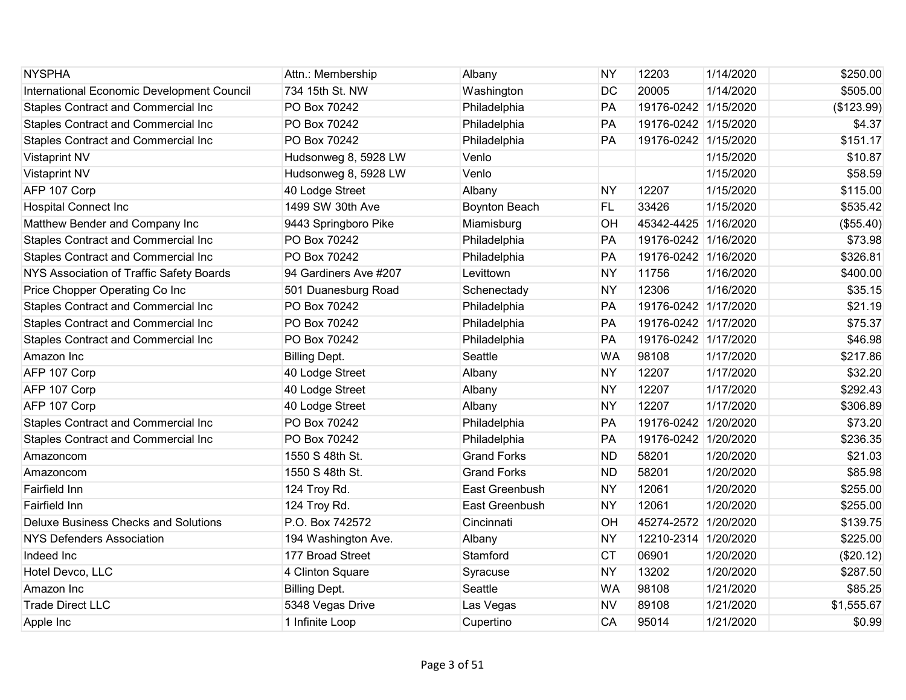| | | | | | | |
|---|---|---|---|---|---|---|
| NYSPHA | Attn.: Membership | Albany | NY | 12203 | 1/14/2020 | $250.00 |
| International Economic Development Council | 734 15th St. NW | Washington | DC | 20005 | 1/14/2020 | $505.00 |
| Staples Contract and Commercial Inc | PO Box 70242 | Philadelphia | PA | 19176-0242 | 1/15/2020 | ($123.99) |
| Staples Contract and Commercial Inc | PO Box 70242 | Philadelphia | PA | 19176-0242 | 1/15/2020 | $4.37 |
| Staples Contract and Commercial Inc | PO Box 70242 | Philadelphia | PA | 19176-0242 | 1/15/2020 | $151.17 |
| Vistaprint NV | Hudsonweg 8, 5928 LW | Venlo | | | 1/15/2020 | $10.87 |
| Vistaprint NV | Hudsonweg 8, 5928 LW | Venlo | | | 1/15/2020 | $58.59 |
| AFP 107 Corp | 40 Lodge Street | Albany | NY | 12207 | 1/15/2020 | $115.00 |
| Hospital Connect Inc | 1499 SW 30th Ave | Boynton Beach | FL | 33426 | 1/15/2020 | $535.42 |
| Matthew Bender and Company Inc | 9443 Springboro Pike | Miamisburg | OH | 45342-4425 | 1/16/2020 | ($55.40) |
| Staples Contract and Commercial Inc | PO Box 70242 | Philadelphia | PA | 19176-0242 | 1/16/2020 | $73.98 |
| Staples Contract and Commercial Inc | PO Box 70242 | Philadelphia | PA | 19176-0242 | 1/16/2020 | $326.81 |
| NYS Association of Traffic Safety Boards | 94 Gardiners Ave #207 | Levittown | NY | 11756 | 1/16/2020 | $400.00 |
| Price Chopper Operating Co Inc | 501 Duanesburg Road | Schenectady | NY | 12306 | 1/16/2020 | $35.15 |
| Staples Contract and Commercial Inc | PO Box 70242 | Philadelphia | PA | 19176-0242 | 1/17/2020 | $21.19 |
| Staples Contract and Commercial Inc | PO Box 70242 | Philadelphia | PA | 19176-0242 | 1/17/2020 | $75.37 |
| Staples Contract and Commercial Inc | PO Box 70242 | Philadelphia | PA | 19176-0242 | 1/17/2020 | $46.98 |
| Amazon Inc | Billing Dept. | Seattle | WA | 98108 | 1/17/2020 | $217.86 |
| AFP 107 Corp | 40 Lodge Street | Albany | NY | 12207 | 1/17/2020 | $32.20 |
| AFP 107 Corp | 40 Lodge Street | Albany | NY | 12207 | 1/17/2020 | $292.43 |
| AFP 107 Corp | 40 Lodge Street | Albany | NY | 12207 | 1/17/2020 | $306.89 |
| Staples Contract and Commercial Inc | PO Box 70242 | Philadelphia | PA | 19176-0242 | 1/20/2020 | $73.20 |
| Staples Contract and Commercial Inc | PO Box 70242 | Philadelphia | PA | 19176-0242 | 1/20/2020 | $236.35 |
| Amazoncom | 1550 S 48th St. | Grand Forks | ND | 58201 | 1/20/2020 | $21.03 |
| Amazoncom | 1550 S 48th St. | Grand Forks | ND | 58201 | 1/20/2020 | $85.98 |
| Fairfield Inn | 124 Troy Rd. | East Greenbush | NY | 12061 | 1/20/2020 | $255.00 |
| Fairfield Inn | 124 Troy Rd. | East Greenbush | NY | 12061 | 1/20/2020 | $255.00 |
| Deluxe Business Checks and Solutions | P.O. Box 742572 | Cincinnati | OH | 45274-2572 | 1/20/2020 | $139.75 |
| NYS Defenders Association | 194 Washington Ave. | Albany | NY | 12210-2314 | 1/20/2020 | $225.00 |
| Indeed Inc | 177 Broad Street | Stamford | CT | 06901 | 1/20/2020 | ($20.12) |
| Hotel Devco, LLC | 4 Clinton Square | Syracuse | NY | 13202 | 1/20/2020 | $287.50 |
| Amazon Inc | Billing Dept. | Seattle | WA | 98108 | 1/21/2020 | $85.25 |
| Trade Direct LLC | 5348 Vegas Drive | Las Vegas | NV | 89108 | 1/21/2020 | $1,555.67 |
| Apple Inc | 1 Infinite Loop | Cupertino | CA | 95014 | 1/21/2020 | $0.99 |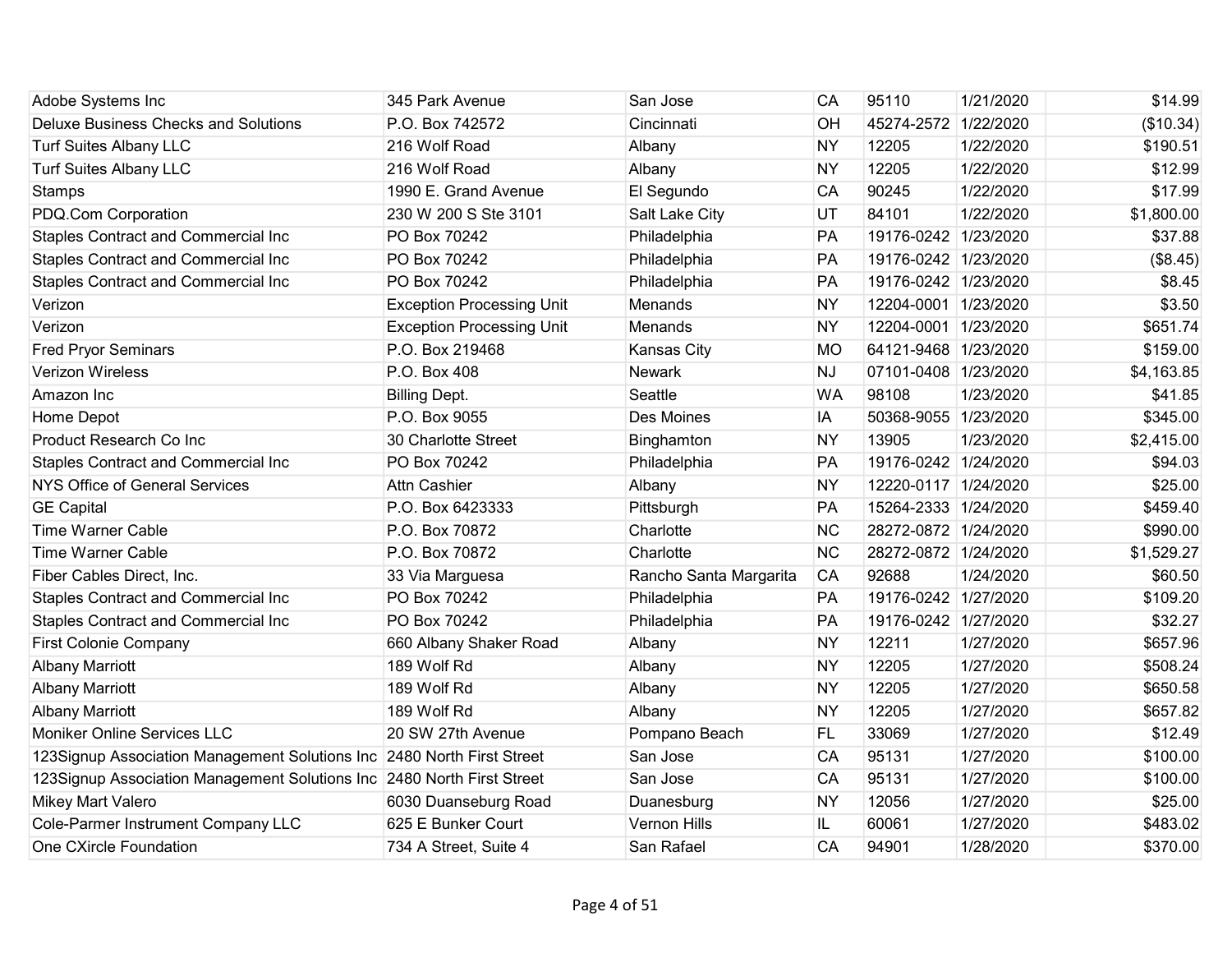| | | | | | | |
|---|---|---|---|---|---|---|
| Adobe Systems Inc | 345 Park Avenue | San Jose | CA | 95110 | 1/21/2020 | $14.99 |
| Deluxe Business Checks and Solutions | P.O. Box 742572 | Cincinnati | OH | 45274-2572 | 1/22/2020 | ($10.34) |
| Turf Suites Albany LLC | 216 Wolf Road | Albany | NY | 12205 | 1/22/2020 | $190.51 |
| Turf Suites Albany LLC | 216 Wolf Road | Albany | NY | 12205 | 1/22/2020 | $12.99 |
| Stamps | 1990 E. Grand Avenue | El Segundo | CA | 90245 | 1/22/2020 | $17.99 |
| PDQ.Com Corporation | 230 W 200 S Ste 3101 | Salt Lake City | UT | 84101 | 1/22/2020 | $1,800.00 |
| Staples Contract and Commercial Inc | PO Box 70242 | Philadelphia | PA | 19176-0242 | 1/23/2020 | $37.88 |
| Staples Contract and Commercial Inc | PO Box 70242 | Philadelphia | PA | 19176-0242 | 1/23/2020 | ($8.45) |
| Staples Contract and Commercial Inc | PO Box 70242 | Philadelphia | PA | 19176-0242 | 1/23/2020 | $8.45 |
| Verizon | Exception Processing Unit | Menands | NY | 12204-0001 | 1/23/2020 | $3.50 |
| Verizon | Exception Processing Unit | Menands | NY | 12204-0001 | 1/23/2020 | $651.74 |
| Fred Pryor Seminars | P.O. Box 219468 | Kansas City | MO | 64121-9468 | 1/23/2020 | $159.00 |
| Verizon Wireless | P.O. Box 408 | Newark | NJ | 07101-0408 | 1/23/2020 | $4,163.85 |
| Amazon Inc | Billing Dept. | Seattle | WA | 98108 | 1/23/2020 | $41.85 |
| Home Depot | P.O. Box 9055 | Des Moines | IA | 50368-9055 | 1/23/2020 | $345.00 |
| Product Research Co Inc | 30 Charlotte Street | Binghamton | NY | 13905 | 1/23/2020 | $2,415.00 |
| Staples Contract and Commercial Inc | PO Box 70242 | Philadelphia | PA | 19176-0242 | 1/24/2020 | $94.03 |
| NYS Office of General Services | Attn Cashier | Albany | NY | 12220-0117 | 1/24/2020 | $25.00 |
| GE Capital | P.O. Box 6423333 | Pittsburgh | PA | 15264-2333 | 1/24/2020 | $459.40 |
| Time Warner Cable | P.O. Box 70872 | Charlotte | NC | 28272-0872 | 1/24/2020 | $990.00 |
| Time Warner Cable | P.O. Box 70872 | Charlotte | NC | 28272-0872 | 1/24/2020 | $1,529.27 |
| Fiber Cables Direct, Inc. | 33 Via Marguesa | Rancho Santa Margarita | CA | 92688 | 1/24/2020 | $60.50 |
| Staples Contract and Commercial Inc | PO Box 70242 | Philadelphia | PA | 19176-0242 | 1/27/2020 | $109.20 |
| Staples Contract and Commercial Inc | PO Box 70242 | Philadelphia | PA | 19176-0242 | 1/27/2020 | $32.27 |
| First Colonie Company | 660 Albany Shaker Road | Albany | NY | 12211 | 1/27/2020 | $657.96 |
| Albany Marriott | 189 Wolf Rd | Albany | NY | 12205 | 1/27/2020 | $508.24 |
| Albany Marriott | 189 Wolf Rd | Albany | NY | 12205 | 1/27/2020 | $650.58 |
| Albany Marriott | 189 Wolf Rd | Albany | NY | 12205 | 1/27/2020 | $657.82 |
| Moniker Online Services LLC | 20 SW 27th Avenue | Pompano Beach | FL | 33069 | 1/27/2020 | $12.49 |
| 123Signup Association Management Solutions Inc | 2480 North First Street | San Jose | CA | 95131 | 1/27/2020 | $100.00 |
| 123Signup Association Management Solutions Inc | 2480 North First Street | San Jose | CA | 95131 | 1/27/2020 | $100.00 |
| Mikey Mart Valero | 6030 Duanesburg Road | Duanesburg | NY | 12056 | 1/27/2020 | $25.00 |
| Cole-Parmer Instrument Company LLC | 625 E Bunker Court | Vernon Hills | IL | 60061 | 1/27/2020 | $483.02 |
| One CXircle Foundation | 734 A Street, Suite 4 | San Rafael | CA | 94901 | 1/28/2020 | $370.00 |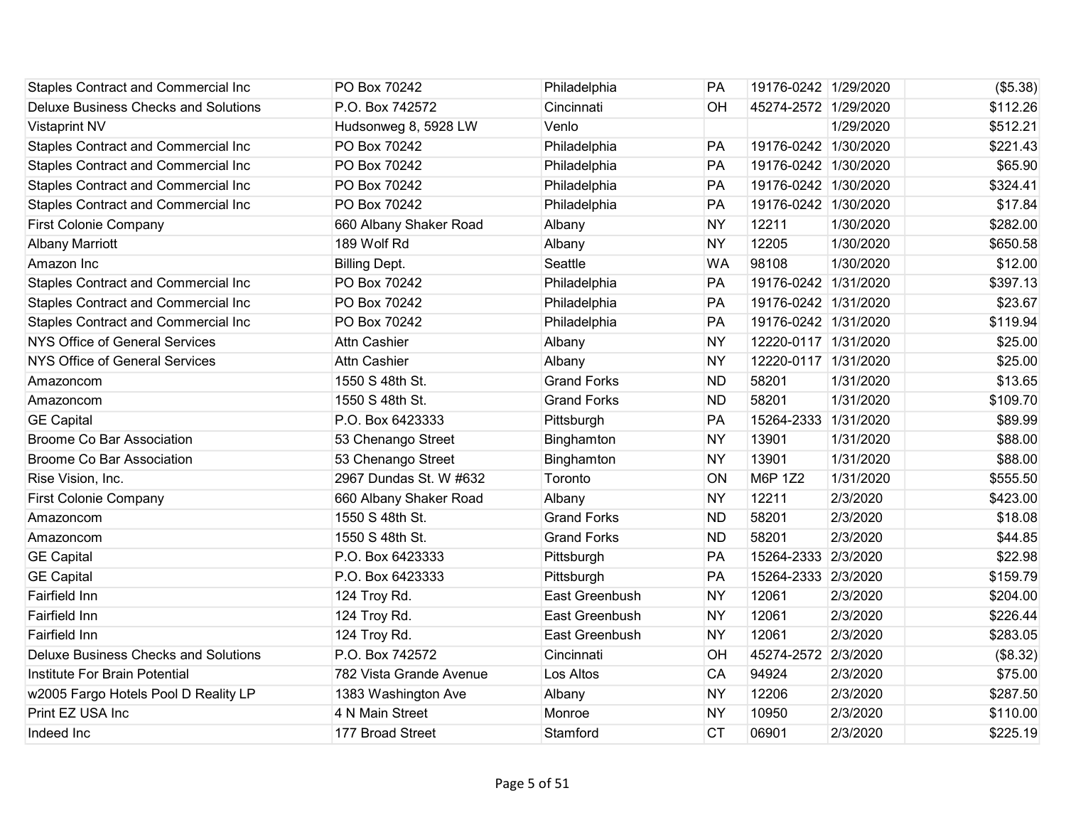| | | | | | | |
|---|---|---|---|---|---|---|
| Staples Contract and Commercial Inc | PO Box 70242 | Philadelphia | PA | 19176-0242 | 1/29/2020 | ($5.38) |
| Deluxe Business Checks and Solutions | P.O. Box 742572 | Cincinnati | OH | 45274-2572 | 1/29/2020 | $112.26 |
| Vistaprint NV | Hudsonweg 8, 5928 LW | Venlo | | | 1/29/2020 | $512.21 |
| Staples Contract and Commercial Inc | PO Box 70242 | Philadelphia | PA | 19176-0242 | 1/30/2020 | $221.43 |
| Staples Contract and Commercial Inc | PO Box 70242 | Philadelphia | PA | 19176-0242 | 1/30/2020 | $65.90 |
| Staples Contract and Commercial Inc | PO Box 70242 | Philadelphia | PA | 19176-0242 | 1/30/2020 | $324.41 |
| Staples Contract and Commercial Inc | PO Box 70242 | Philadelphia | PA | 19176-0242 | 1/30/2020 | $17.84 |
| First Colonie Company | 660 Albany Shaker Road | Albany | NY | 12211 | 1/30/2020 | $282.00 |
| Albany Marriott | 189 Wolf Rd | Albany | NY | 12205 | 1/30/2020 | $650.58 |
| Amazon Inc | Billing Dept. | Seattle | WA | 98108 | 1/30/2020 | $12.00 |
| Staples Contract and Commercial Inc | PO Box 70242 | Philadelphia | PA | 19176-0242 | 1/31/2020 | $397.13 |
| Staples Contract and Commercial Inc | PO Box 70242 | Philadelphia | PA | 19176-0242 | 1/31/2020 | $23.67 |
| Staples Contract and Commercial Inc | PO Box 70242 | Philadelphia | PA | 19176-0242 | 1/31/2020 | $119.94 |
| NYS Office of General Services | Attn Cashier | Albany | NY | 12220-0117 | 1/31/2020 | $25.00 |
| NYS Office of General Services | Attn Cashier | Albany | NY | 12220-0117 | 1/31/2020 | $25.00 |
| Amazoncom | 1550 S 48th St. | Grand Forks | ND | 58201 | 1/31/2020 | $13.65 |
| Amazoncom | 1550 S 48th St. | Grand Forks | ND | 58201 | 1/31/2020 | $109.70 |
| GE Capital | P.O. Box 6423333 | Pittsburgh | PA | 15264-2333 | 1/31/2020 | $89.99 |
| Broome Co Bar Association | 53 Chenango Street | Binghamton | NY | 13901 | 1/31/2020 | $88.00 |
| Broome Co Bar Association | 53 Chenango Street | Binghamton | NY | 13901 | 1/31/2020 | $88.00 |
| Rise Vision, Inc. | 2967 Dundas St. W #632 | Toronto | ON | M6P 1Z2 | 1/31/2020 | $555.50 |
| First Colonie Company | 660 Albany Shaker Road | Albany | NY | 12211 | 2/3/2020 | $423.00 |
| Amazoncom | 1550 S 48th St. | Grand Forks | ND | 58201 | 2/3/2020 | $18.08 |
| Amazoncom | 1550 S 48th St. | Grand Forks | ND | 58201 | 2/3/2020 | $44.85 |
| GE Capital | P.O. Box 6423333 | Pittsburgh | PA | 15264-2333 | 2/3/2020 | $22.98 |
| GE Capital | P.O. Box 6423333 | Pittsburgh | PA | 15264-2333 | 2/3/2020 | $159.79 |
| Fairfield Inn | 124 Troy Rd. | East Greenbush | NY | 12061 | 2/3/2020 | $204.00 |
| Fairfield Inn | 124 Troy Rd. | East Greenbush | NY | 12061 | 2/3/2020 | $226.44 |
| Fairfield Inn | 124 Troy Rd. | East Greenbush | NY | 12061 | 2/3/2020 | $283.05 |
| Deluxe Business Checks and Solutions | P.O. Box 742572 | Cincinnati | OH | 45274-2572 | 2/3/2020 | ($8.32) |
| Institute For Brain Potential | 782 Vista Grande Avenue | Los Altos | CA | 94924 | 2/3/2020 | $75.00 |
| w2005 Fargo Hotels Pool D Realty LP | 1383 Washington Ave | Albany | NY | 12206 | 2/3/2020 | $287.50 |
| Print EZ USA Inc | 4 N Main Street | Monroe | NY | 10950 | 2/3/2020 | $110.00 |
| Indeed Inc | 177 Broad Street | Stamford | CT | 06901 | 2/3/2020 | $225.19 |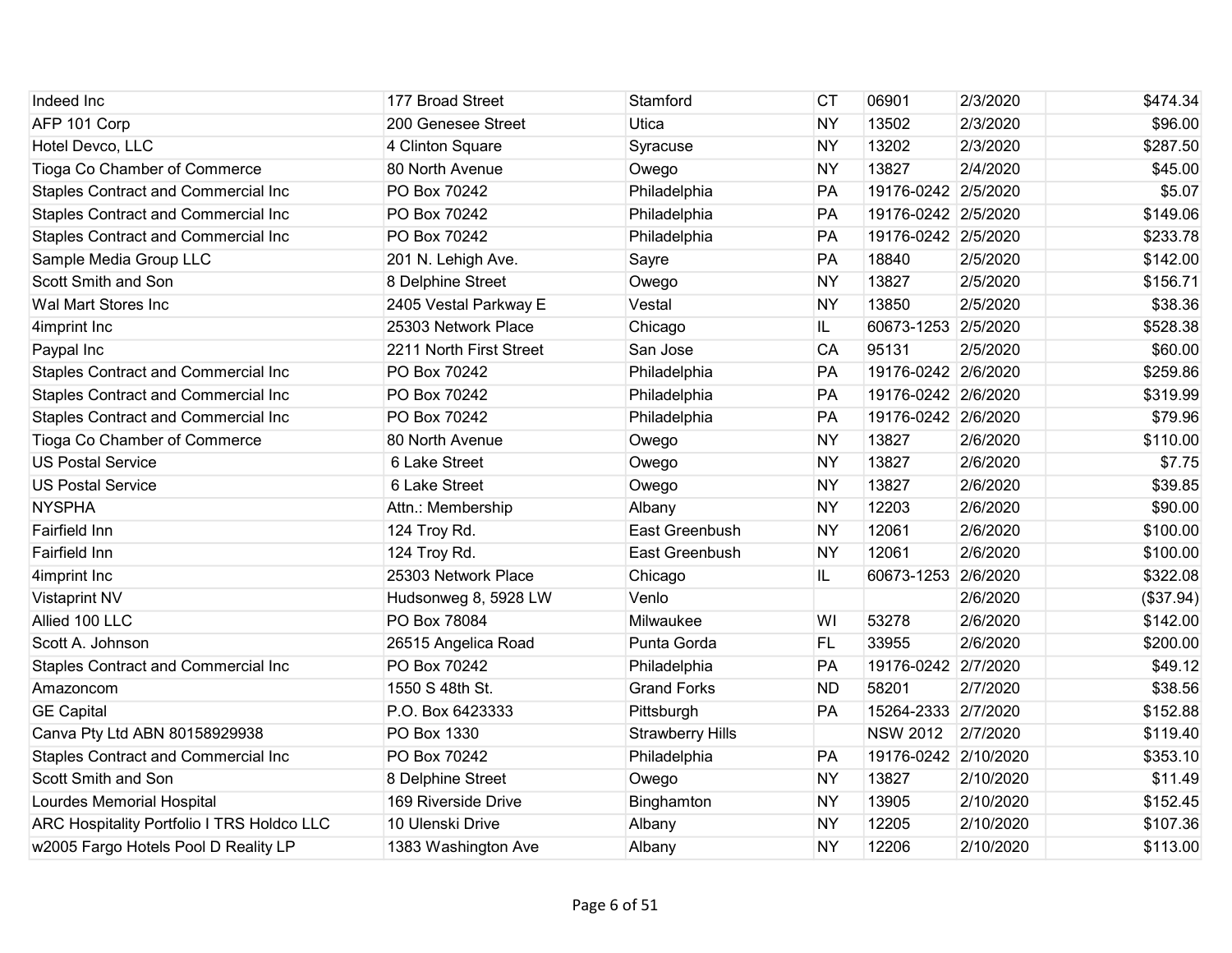| | | | | | | |
|---|---|---|---|---|---|---|
| Indeed Inc | 177 Broad Street | Stamford | CT | 06901 | 2/3/2020 | $474.34 |
| AFP 101 Corp | 200 Genesee Street | Utica | NY | 13502 | 2/3/2020 | $96.00 |
| Hotel Devco, LLC | 4 Clinton Square | Syracuse | NY | 13202 | 2/3/2020 | $287.50 |
| Tioga Co Chamber of Commerce | 80 North Avenue | Owego | NY | 13827 | 2/4/2020 | $45.00 |
| Staples Contract and Commercial Inc | PO Box 70242 | Philadelphia | PA | 19176-0242 | 2/5/2020 | $5.07 |
| Staples Contract and Commercial Inc | PO Box 70242 | Philadelphia | PA | 19176-0242 | 2/5/2020 | $149.06 |
| Staples Contract and Commercial Inc | PO Box 70242 | Philadelphia | PA | 19176-0242 | 2/5/2020 | $233.78 |
| Sample Media Group LLC | 201 N. Lehigh Ave. | Sayre | PA | 18840 | 2/5/2020 | $142.00 |
| Scott Smith and Son | 8 Delphine Street | Owego | NY | 13827 | 2/5/2020 | $156.71 |
| Wal Mart Stores Inc | 2405 Vestal Parkway E | Vestal | NY | 13850 | 2/5/2020 | $38.36 |
| 4imprint Inc | 25303 Network Place | Chicago | IL | 60673-1253 | 2/5/2020 | $528.38 |
| Paypal Inc | 2211 North First Street | San Jose | CA | 95131 | 2/5/2020 | $60.00 |
| Staples Contract and Commercial Inc | PO Box 70242 | Philadelphia | PA | 19176-0242 | 2/6/2020 | $259.86 |
| Staples Contract and Commercial Inc | PO Box 70242 | Philadelphia | PA | 19176-0242 | 2/6/2020 | $319.99 |
| Staples Contract and Commercial Inc | PO Box 70242 | Philadelphia | PA | 19176-0242 | 2/6/2020 | $79.96 |
| Tioga Co Chamber of Commerce | 80 North Avenue | Owego | NY | 13827 | 2/6/2020 | $110.00 |
| US Postal Service | 6 Lake Street | Owego | NY | 13827 | 2/6/2020 | $7.75 |
| US Postal Service | 6 Lake Street | Owego | NY | 13827 | 2/6/2020 | $39.85 |
| NYSPHA | Attn.: Membership | Albany | NY | 12203 | 2/6/2020 | $90.00 |
| Fairfield Inn | 124 Troy Rd. | East Greenbush | NY | 12061 | 2/6/2020 | $100.00 |
| Fairfield Inn | 124 Troy Rd. | East Greenbush | NY | 12061 | 2/6/2020 | $100.00 |
| 4imprint Inc | 25303 Network Place | Chicago | IL | 60673-1253 | 2/6/2020 | $322.08 |
| Vistaprint NV | Hudsonweg 8, 5928 LW | Venlo | | | 2/6/2020 | ($37.94) |
| Allied 100 LLC | PO Box 78084 | Milwaukee | WI | 53278 | 2/6/2020 | $142.00 |
| Scott A. Johnson | 26515 Angelica Road | Punta Gorda | FL | 33955 | 2/6/2020 | $200.00 |
| Staples Contract and Commercial Inc | PO Box 70242 | Philadelphia | PA | 19176-0242 | 2/7/2020 | $49.12 |
| Amazoncom | 1550 S 48th St. | Grand Forks | ND | 58201 | 2/7/2020 | $38.56 |
| GE Capital | P.O. Box 6423333 | Pittsburgh | PA | 15264-2333 | 2/7/2020 | $152.88 |
| Canva Pty Ltd ABN 80158929938 | PO Box 1330 | Strawberry Hills | | NSW 2012 | 2/7/2020 | $119.40 |
| Staples Contract and Commercial Inc | PO Box 70242 | Philadelphia | PA | 19176-0242 | 2/10/2020 | $353.10 |
| Scott Smith and Son | 8 Delphine Street | Owego | NY | 13827 | 2/10/2020 | $11.49 |
| Lourdes Memorial Hospital | 169 Riverside Drive | Binghamton | NY | 13905 | 2/10/2020 | $152.45 |
| ARC Hospitality Portfolio I TRS Holdco LLC | 10 Ulenski Drive | Albany | NY | 12205 | 2/10/2020 | $107.36 |
| w2005 Fargo Hotels Pool D Reality LP | 1383 Washington Ave | Albany | NY | 12206 | 2/10/2020 | $113.00 |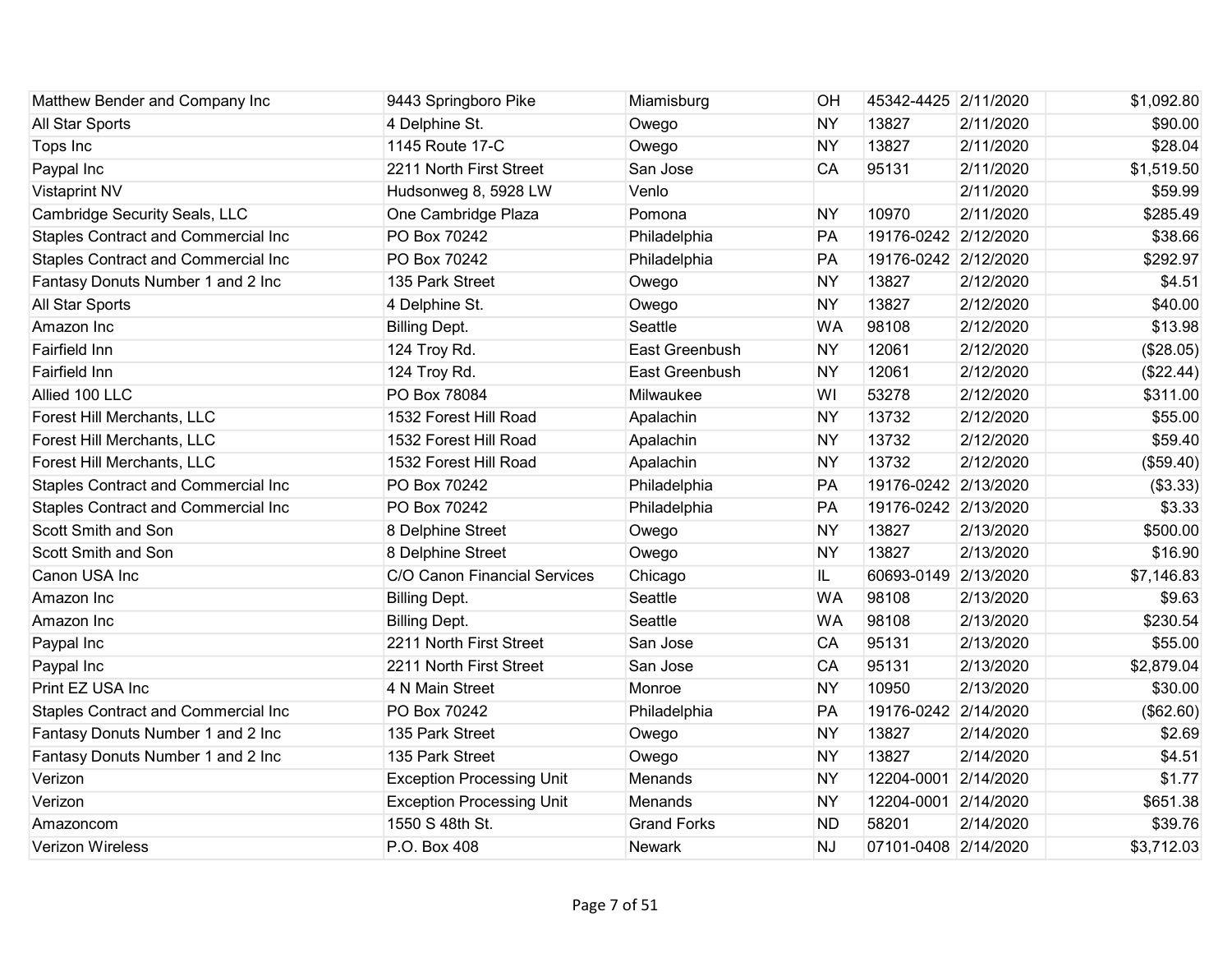| | | | | | | |
|---|---|---|---|---|---|---|
| Matthew Bender and Company Inc | 9443 Springboro Pike | Miamisburg | OH | 45342-4425 | 2/11/2020 | $1,092.80 |
| All Star Sports | 4 Delphine St. | Owego | NY | 13827 | 2/11/2020 | $90.00 |
| Tops Inc | 1145 Route 17-C | Owego | NY | 13827 | 2/11/2020 | $28.04 |
| Paypal Inc | 2211 North First Street | San Jose | CA | 95131 | 2/11/2020 | $1,519.50 |
| Vistaprint NV | Hudsonweg 8, 5928 LW | Venlo | | | 2/11/2020 | $59.99 |
| Cambridge Security Seals, LLC | One Cambridge Plaza | Pomona | NY | 10970 | 2/11/2020 | $285.49 |
| Staples Contract and Commercial Inc | PO Box 70242 | Philadelphia | PA | 19176-0242 | 2/12/2020 | $38.66 |
| Staples Contract and Commercial Inc | PO Box 70242 | Philadelphia | PA | 19176-0242 | 2/12/2020 | $292.97 |
| Fantasy Donuts Number 1 and 2 Inc | 135 Park Street | Owego | NY | 13827 | 2/12/2020 | $4.51 |
| All Star Sports | 4 Delphine St. | Owego | NY | 13827 | 2/12/2020 | $40.00 |
| Amazon Inc | Billing Dept. | Seattle | WA | 98108 | 2/12/2020 | $13.98 |
| Fairfield Inn | 124 Troy Rd. | East Greenbush | NY | 12061 | 2/12/2020 | ($28.05) |
| Fairfield Inn | 124 Troy Rd. | East Greenbush | NY | 12061 | 2/12/2020 | ($22.44) |
| Allied 100 LLC | PO Box 78084 | Milwaukee | WI | 53278 | 2/12/2020 | $311.00 |
| Forest Hill Merchants, LLC | 1532 Forest Hill Road | Apalachin | NY | 13732 | 2/12/2020 | $55.00 |
| Forest Hill Merchants, LLC | 1532 Forest Hill Road | Apalachin | NY | 13732 | 2/12/2020 | $59.40 |
| Forest Hill Merchants, LLC | 1532 Forest Hill Road | Apalachin | NY | 13732 | 2/12/2020 | ($59.40) |
| Staples Contract and Commercial Inc | PO Box 70242 | Philadelphia | PA | 19176-0242 | 2/13/2020 | ($3.33) |
| Staples Contract and Commercial Inc | PO Box 70242 | Philadelphia | PA | 19176-0242 | 2/13/2020 | $3.33 |
| Scott Smith and Son | 8 Delphine Street | Owego | NY | 13827 | 2/13/2020 | $500.00 |
| Scott Smith and Son | 8 Delphine Street | Owego | NY | 13827 | 2/13/2020 | $16.90 |
| Canon USA Inc | C/O Canon Financial Services | Chicago | IL | 60693-0149 | 2/13/2020 | $7,146.83 |
| Amazon Inc | Billing Dept. | Seattle | WA | 98108 | 2/13/2020 | $9.63 |
| Amazon Inc | Billing Dept. | Seattle | WA | 98108 | 2/13/2020 | $230.54 |
| Paypal Inc | 2211 North First Street | San Jose | CA | 95131 | 2/13/2020 | $55.00 |
| Paypal Inc | 2211 North First Street | San Jose | CA | 95131 | 2/13/2020 | $2,879.04 |
| Print EZ USA Inc | 4 N Main Street | Monroe | NY | 10950 | 2/13/2020 | $30.00 |
| Staples Contract and Commercial Inc | PO Box 70242 | Philadelphia | PA | 19176-0242 | 2/14/2020 | ($62.60) |
| Fantasy Donuts Number 1 and 2 Inc | 135 Park Street | Owego | NY | 13827 | 2/14/2020 | $2.69 |
| Fantasy Donuts Number 1 and 2 Inc | 135 Park Street | Owego | NY | 13827 | 2/14/2020 | $4.51 |
| Verizon | Exception Processing Unit | Menands | NY | 12204-0001 | 2/14/2020 | $1.77 |
| Verizon | Exception Processing Unit | Menands | NY | 12204-0001 | 2/14/2020 | $651.38 |
| Amazoncom | 1550 S 48th St. | Grand Forks | ND | 58201 | 2/14/2020 | $39.76 |
| Verizon Wireless | P.O. Box 408 | Newark | NJ | 07101-0408 | 2/14/2020 | $3,712.03 |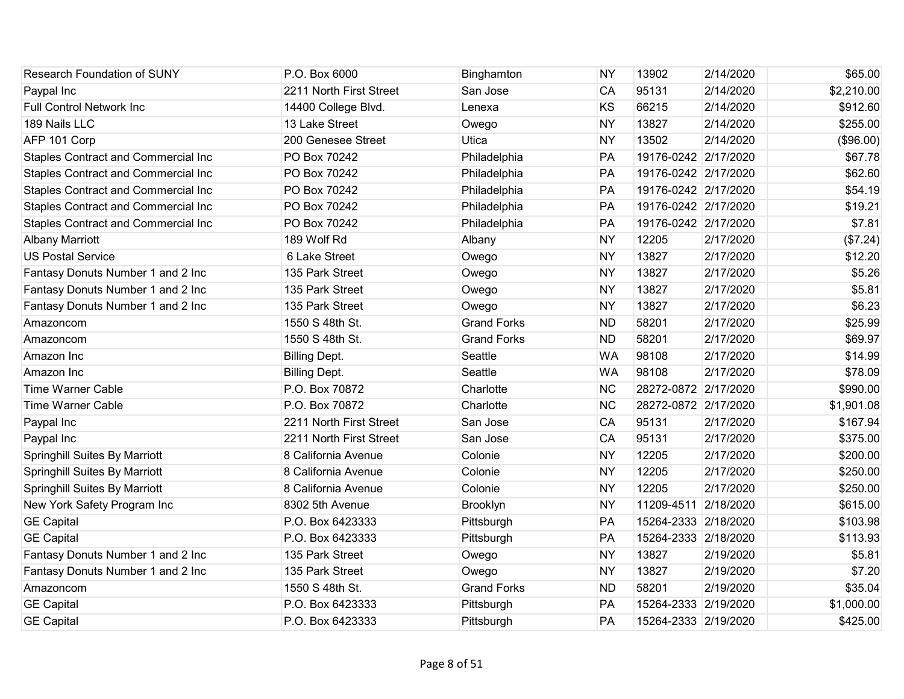| | | | | | | |
|---|---|---|---|---|---|---|
| Research Foundation of SUNY | P.O. Box 6000 | Binghamton | NY | 13902 | 2/14/2020 | $65.00 |
| Paypal Inc | 2211 North First Street | San Jose | CA | 95131 | 2/14/2020 | $2,210.00 |
| Full Control Network Inc | 14400 College Blvd. | Lenexa | KS | 66215 | 2/14/2020 | $912.60 |
| 189 Nails LLC | 13 Lake Street | Owego | NY | 13827 | 2/14/2020 | $255.00 |
| AFP 101 Corp | 200 Genesee Street | Utica | NY | 13502 | 2/14/2020 | ($96.00) |
| Staples Contract and Commercial Inc | PO Box 70242 | Philadelphia | PA | 19176-0242 | 2/17/2020 | $67.78 |
| Staples Contract and Commercial Inc | PO Box 70242 | Philadelphia | PA | 19176-0242 | 2/17/2020 | $62.60 |
| Staples Contract and Commercial Inc | PO Box 70242 | Philadelphia | PA | 19176-0242 | 2/17/2020 | $54.19 |
| Staples Contract and Commercial Inc | PO Box 70242 | Philadelphia | PA | 19176-0242 | 2/17/2020 | $19.21 |
| Staples Contract and Commercial Inc | PO Box 70242 | Philadelphia | PA | 19176-0242 | 2/17/2020 | $7.81 |
| Albany Marriott | 189 Wolf Rd | Albany | NY | 12205 | 2/17/2020 | ($7.24) |
| US Postal Service | 6 Lake Street | Owego | NY | 13827 | 2/17/2020 | $12.20 |
| Fantasy Donuts Number 1 and 2 Inc | 135 Park Street | Owego | NY | 13827 | 2/17/2020 | $5.26 |
| Fantasy Donuts Number 1 and 2 Inc | 135 Park Street | Owego | NY | 13827 | 2/17/2020 | $5.81 |
| Fantasy Donuts Number 1 and 2 Inc | 135 Park Street | Owego | NY | 13827 | 2/17/2020 | $6.23 |
| Amazoncom | 1550 S 48th St. | Grand Forks | ND | 58201 | 2/17/2020 | $25.99 |
| Amazoncom | 1550 S 48th St. | Grand Forks | ND | 58201 | 2/17/2020 | $69.97 |
| Amazon Inc | Billing Dept. | Seattle | WA | 98108 | 2/17/2020 | $14.99 |
| Amazon Inc | Billing Dept. | Seattle | WA | 98108 | 2/17/2020 | $78.09 |
| Time Warner Cable | P.O. Box 70872 | Charlotte | NC | 28272-0872 | 2/17/2020 | $990.00 |
| Time Warner Cable | P.O. Box 70872 | Charlotte | NC | 28272-0872 | 2/17/2020 | $1,901.08 |
| Paypal Inc | 2211 North First Street | San Jose | CA | 95131 | 2/17/2020 | $167.94 |
| Paypal Inc | 2211 North First Street | San Jose | CA | 95131 | 2/17/2020 | $375.00 |
| Springhill Suites By Marriott | 8 California Avenue | Colonie | NY | 12205 | 2/17/2020 | $200.00 |
| Springhill Suites By Marriott | 8 California Avenue | Colonie | NY | 12205 | 2/17/2020 | $250.00 |
| Springhill Suites By Marriott | 8 California Avenue | Colonie | NY | 12205 | 2/17/2020 | $250.00 |
| New York Safety Program Inc | 8302 5th Avenue | Brooklyn | NY | 11209-4511 | 2/18/2020 | $615.00 |
| GE Capital | P.O. Box 6423333 | Pittsburgh | PA | 15264-2333 | 2/18/2020 | $103.98 |
| GE Capital | P.O. Box 6423333 | Pittsburgh | PA | 15264-2333 | 2/18/2020 | $113.93 |
| Fantasy Donuts Number 1 and 2 Inc | 135 Park Street | Owego | NY | 13827 | 2/19/2020 | $5.81 |
| Fantasy Donuts Number 1 and 2 Inc | 135 Park Street | Owego | NY | 13827 | 2/19/2020 | $7.20 |
| Amazoncom | 1550 S 48th St. | Grand Forks | ND | 58201 | 2/19/2020 | $35.04 |
| GE Capital | P.O. Box 6423333 | Pittsburgh | PA | 15264-2333 | 2/19/2020 | $1,000.00 |
| GE Capital | P.O. Box 6423333 | Pittsburgh | PA | 15264-2333 | 2/19/2020 | $425.00 |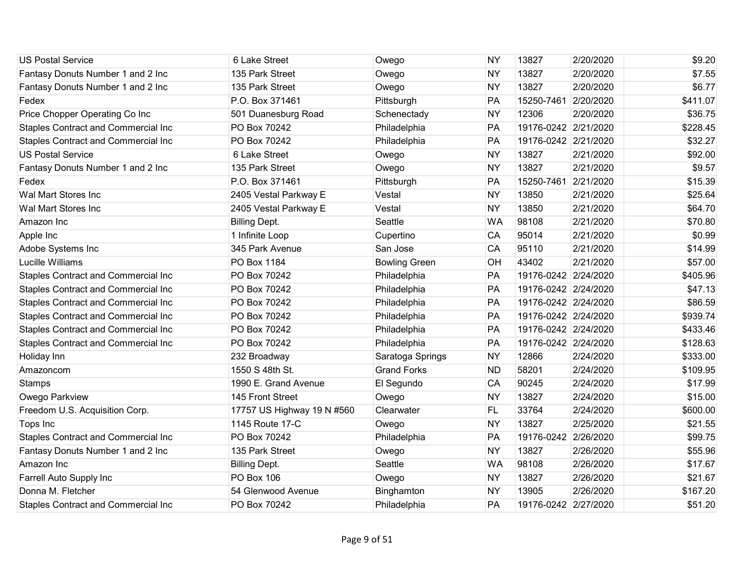| | | | | | | |
|---|---|---|---|---|---|---|
| US Postal Service | 6 Lake Street | Owego | NY | 13827 | 2/20/2020 | $9.20 |
| Fantasy Donuts Number 1 and 2 Inc | 135 Park Street | Owego | NY | 13827 | 2/20/2020 | $7.55 |
| Fantasy Donuts Number 1 and 2 Inc | 135 Park Street | Owego | NY | 13827 | 2/20/2020 | $6.77 |
| Fedex | P.O. Box 371461 | Pittsburgh | PA | 15250-7461 | 2/20/2020 | $411.07 |
| Price Chopper Operating Co Inc | 501 Duanesburg Road | Schenectady | NY | 12306 | 2/20/2020 | $36.75 |
| Staples Contract and Commercial Inc | PO Box 70242 | Philadelphia | PA | 19176-0242 | 2/21/2020 | $228.45 |
| Staples Contract and Commercial Inc | PO Box 70242 | Philadelphia | PA | 19176-0242 | 2/21/2020 | $32.27 |
| US Postal Service | 6 Lake Street | Owego | NY | 13827 | 2/21/2020 | $92.00 |
| Fantasy Donuts Number 1 and 2 Inc | 135 Park Street | Owego | NY | 13827 | 2/21/2020 | $9.57 |
| Fedex | P.O. Box 371461 | Pittsburgh | PA | 15250-7461 | 2/21/2020 | $15.39 |
| Wal Mart Stores Inc | 2405 Vestal Parkway E | Vestal | NY | 13850 | 2/21/2020 | $25.64 |
| Wal Mart Stores Inc | 2405 Vestal Parkway E | Vestal | NY | 13850 | 2/21/2020 | $64.70 |
| Amazon Inc | Billing Dept. | Seattle | WA | 98108 | 2/21/2020 | $70.80 |
| Apple Inc | 1 Infinite Loop | Cupertino | CA | 95014 | 2/21/2020 | $0.99 |
| Adobe Systems Inc | 345 Park Avenue | San Jose | CA | 95110 | 2/21/2020 | $14.99 |
| Lucille Williams | PO Box 1184 | Bowling Green | OH | 43402 | 2/21/2020 | $57.00 |
| Staples Contract and Commercial Inc | PO Box 70242 | Philadelphia | PA | 19176-0242 | 2/24/2020 | $405.96 |
| Staples Contract and Commercial Inc | PO Box 70242 | Philadelphia | PA | 19176-0242 | 2/24/2020 | $47.13 |
| Staples Contract and Commercial Inc | PO Box 70242 | Philadelphia | PA | 19176-0242 | 2/24/2020 | $86.59 |
| Staples Contract and Commercial Inc | PO Box 70242 | Philadelphia | PA | 19176-0242 | 2/24/2020 | $939.74 |
| Staples Contract and Commercial Inc | PO Box 70242 | Philadelphia | PA | 19176-0242 | 2/24/2020 | $433.46 |
| Staples Contract and Commercial Inc | PO Box 70242 | Philadelphia | PA | 19176-0242 | 2/24/2020 | $128.63 |
| Holiday Inn | 232 Broadway | Saratoga Springs | NY | 12866 | 2/24/2020 | $333.00 |
| Amazoncom | 1550 S 48th St. | Grand Forks | ND | 58201 | 2/24/2020 | $109.95 |
| Stamps | 1990 E. Grand Avenue | El Segundo | CA | 90245 | 2/24/2020 | $17.99 |
| Owego Parkview | 145 Front Street | Owego | NY | 13827 | 2/24/2020 | $15.00 |
| Freedom U.S. Acquisition Corp. | 17757 US Highway 19 N #560 | Clearwater | FL | 33764 | 2/24/2020 | $600.00 |
| Tops Inc | 1145 Route 17-C | Owego | NY | 13827 | 2/25/2020 | $21.55 |
| Staples Contract and Commercial Inc | PO Box 70242 | Philadelphia | PA | 19176-0242 | 2/26/2020 | $99.75 |
| Fantasy Donuts Number 1 and 2 Inc | 135 Park Street | Owego | NY | 13827 | 2/26/2020 | $55.96 |
| Amazon Inc | Billing Dept. | Seattle | WA | 98108 | 2/26/2020 | $17.67 |
| Farrell Auto Supply Inc | PO Box 106 | Owego | NY | 13827 | 2/26/2020 | $21.67 |
| Donna M. Fletcher | 54 Glenwood Avenue | Binghamton | NY | 13905 | 2/26/2020 | $167.20 |
| Staples Contract and Commercial Inc | PO Box 70242 | Philadelphia | PA | 19176-0242 | 2/27/2020 | $51.20 |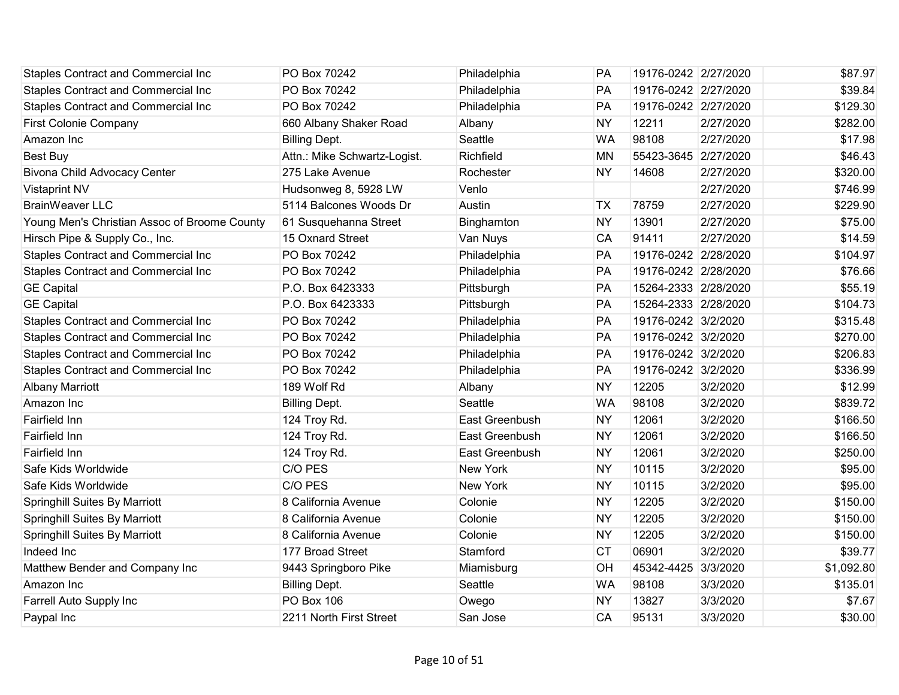| | | | | | | |
|---|---|---|---|---|---|---|
| Staples Contract and Commercial Inc | PO Box 70242 | Philadelphia | PA | 19176-0242 | 2/27/2020 | $87.97 |
| Staples Contract and Commercial Inc | PO Box 70242 | Philadelphia | PA | 19176-0242 | 2/27/2020 | $39.84 |
| Staples Contract and Commercial Inc | PO Box 70242 | Philadelphia | PA | 19176-0242 | 2/27/2020 | $129.30 |
| First Colonie Company | 660 Albany Shaker Road | Albany | NY | 12211 | 2/27/2020 | $282.00 |
| Amazon Inc | Billing Dept. | Seattle | WA | 98108 | 2/27/2020 | $17.98 |
| Best Buy | Attn.: Mike Schwartz-Logist. | Richfield | MN | 55423-3645 | 2/27/2020 | $46.43 |
| Bivona Child Advocacy Center | 275 Lake Avenue | Rochester | NY | 14608 | 2/27/2020 | $320.00 |
| Vistaprint NV | Hudsonweg 8, 5928 LW | Venlo | | | 2/27/2020 | $746.99 |
| BrainWeaver LLC | 5114 Balcones Woods Dr | Austin | TX | 78759 | 2/27/2020 | $229.90 |
| Young Men's Christian Assoc of Broome County | 61 Susquehanna Street | Binghamton | NY | 13901 | 2/27/2020 | $75.00 |
| Hirsch Pipe & Supply Co., Inc. | 15 Oxnard Street | Van Nuys | CA | 91411 | 2/27/2020 | $14.59 |
| Staples Contract and Commercial Inc | PO Box 70242 | Philadelphia | PA | 19176-0242 | 2/28/2020 | $104.97 |
| Staples Contract and Commercial Inc | PO Box 70242 | Philadelphia | PA | 19176-0242 | 2/28/2020 | $76.66 |
| GE Capital | P.O. Box 6423333 | Pittsburgh | PA | 15264-2333 | 2/28/2020 | $55.19 |
| GE Capital | P.O. Box 6423333 | Pittsburgh | PA | 15264-2333 | 2/28/2020 | $104.73 |
| Staples Contract and Commercial Inc | PO Box 70242 | Philadelphia | PA | 19176-0242 | 3/2/2020 | $315.48 |
| Staples Contract and Commercial Inc | PO Box 70242 | Philadelphia | PA | 19176-0242 | 3/2/2020 | $270.00 |
| Staples Contract and Commercial Inc | PO Box 70242 | Philadelphia | PA | 19176-0242 | 3/2/2020 | $206.83 |
| Staples Contract and Commercial Inc | PO Box 70242 | Philadelphia | PA | 19176-0242 | 3/2/2020 | $336.99 |
| Albany Marriott | 189 Wolf Rd | Albany | NY | 12205 | 3/2/2020 | $12.99 |
| Amazon Inc | Billing Dept. | Seattle | WA | 98108 | 3/2/2020 | $839.72 |
| Fairfield Inn | 124 Troy Rd. | East Greenbush | NY | 12061 | 3/2/2020 | $166.50 |
| Fairfield Inn | 124 Troy Rd. | East Greenbush | NY | 12061 | 3/2/2020 | $166.50 |
| Fairfield Inn | 124 Troy Rd. | East Greenbush | NY | 12061 | 3/2/2020 | $250.00 |
| Safe Kids Worldwide | C/O PES | New York | NY | 10115 | 3/2/2020 | $95.00 |
| Safe Kids Worldwide | C/O PES | New York | NY | 10115 | 3/2/2020 | $95.00 |
| Springhill Suites By Marriott | 8 California Avenue | Colonie | NY | 12205 | 3/2/2020 | $150.00 |
| Springhill Suites By Marriott | 8 California Avenue | Colonie | NY | 12205 | 3/2/2020 | $150.00 |
| Springhill Suites By Marriott | 8 California Avenue | Colonie | NY | 12205 | 3/2/2020 | $150.00 |
| Indeed Inc | 177 Broad Street | Stamford | CT | 06901 | 3/2/2020 | $39.77 |
| Matthew Bender and Company Inc | 9443 Springboro Pike | Miamisburg | OH | 45342-4425 | 3/3/2020 | $1,092.80 |
| Amazon Inc | Billing Dept. | Seattle | WA | 98108 | 3/3/2020 | $135.01 |
| Farrell Auto Supply Inc | PO Box 106 | Owego | NY | 13827 | 3/3/2020 | $7.67 |
| Paypal Inc | 2211 North First Street | San Jose | CA | 95131 | 3/3/2020 | $30.00 |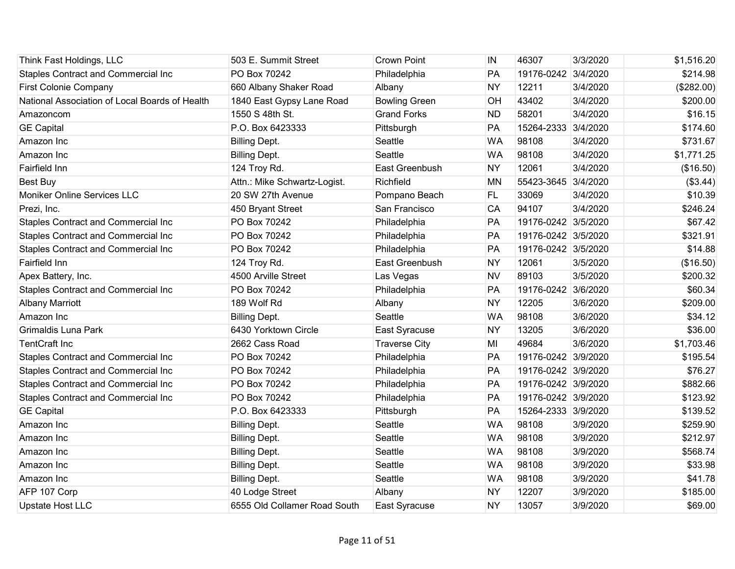| | | | | | | |
|---|---|---|---|---|---|---|
| Think Fast Holdings, LLC | 503 E. Summit Street | Crown Point | IN | 46307 | 3/3/2020 | $1,516.20 |
| Staples Contract and Commercial Inc | PO Box 70242 | Philadelphia | PA | 19176-0242 | 3/4/2020 | $214.98 |
| First Colonie Company | 660 Albany Shaker Road | Albany | NY | 12211 | 3/4/2020 | ($282.00) |
| National Association of Local Boards of Health | 1840 East Gypsy Lane Road | Bowling Green | OH | 43402 | 3/4/2020 | $200.00 |
| Amazoncom | 1550 S 48th St. | Grand Forks | ND | 58201 | 3/4/2020 | $16.15 |
| GE Capital | P.O. Box 6423333 | Pittsburgh | PA | 15264-2333 | 3/4/2020 | $174.60 |
| Amazon Inc | Billing Dept. | Seattle | WA | 98108 | 3/4/2020 | $731.67 |
| Amazon Inc | Billing Dept. | Seattle | WA | 98108 | 3/4/2020 | $1,771.25 |
| Fairfield Inn | 124 Troy Rd. | East Greenbush | NY | 12061 | 3/4/2020 | ($16.50) |
| Best Buy | Attn.: Mike Schwartz-Logist. | Richfield | MN | 55423-3645 | 3/4/2020 | ($3.44) |
| Moniker Online Services LLC | 20 SW 27th Avenue | Pompano Beach | FL | 33069 | 3/4/2020 | $10.39 |
| Prezi, Inc. | 450 Bryant Street | San Francisco | CA | 94107 | 3/4/2020 | $246.24 |
| Staples Contract and Commercial Inc | PO Box 70242 | Philadelphia | PA | 19176-0242 | 3/5/2020 | $67.42 |
| Staples Contract and Commercial Inc | PO Box 70242 | Philadelphia | PA | 19176-0242 | 3/5/2020 | $321.91 |
| Staples Contract and Commercial Inc | PO Box 70242 | Philadelphia | PA | 19176-0242 | 3/5/2020 | $14.88 |
| Fairfield Inn | 124 Troy Rd. | East Greenbush | NY | 12061 | 3/5/2020 | ($16.50) |
| Apex Battery, Inc. | 4500 Arville Street | Las Vegas | NV | 89103 | 3/5/2020 | $200.32 |
| Staples Contract and Commercial Inc | PO Box 70242 | Philadelphia | PA | 19176-0242 | 3/6/2020 | $60.34 |
| Albany Marriott | 189 Wolf Rd | Albany | NY | 12205 | 3/6/2020 | $209.00 |
| Amazon Inc | Billing Dept. | Seattle | WA | 98108 | 3/6/2020 | $34.12 |
| Grimaldis Luna Park | 6430 Yorktown Circle | East Syracuse | NY | 13205 | 3/6/2020 | $36.00 |
| TentCraft Inc | 2662 Cass Road | Traverse City | MI | 49684 | 3/6/2020 | $1,703.46 |
| Staples Contract and Commercial Inc | PO Box 70242 | Philadelphia | PA | 19176-0242 | 3/9/2020 | $195.54 |
| Staples Contract and Commercial Inc | PO Box 70242 | Philadelphia | PA | 19176-0242 | 3/9/2020 | $76.27 |
| Staples Contract and Commercial Inc | PO Box 70242 | Philadelphia | PA | 19176-0242 | 3/9/2020 | $882.66 |
| Staples Contract and Commercial Inc | PO Box 70242 | Philadelphia | PA | 19176-0242 | 3/9/2020 | $123.92 |
| GE Capital | P.O. Box 6423333 | Pittsburgh | PA | 15264-2333 | 3/9/2020 | $139.52 |
| Amazon Inc | Billing Dept. | Seattle | WA | 98108 | 3/9/2020 | $259.90 |
| Amazon Inc | Billing Dept. | Seattle | WA | 98108 | 3/9/2020 | $212.97 |
| Amazon Inc | Billing Dept. | Seattle | WA | 98108 | 3/9/2020 | $568.74 |
| Amazon Inc | Billing Dept. | Seattle | WA | 98108 | 3/9/2020 | $33.98 |
| Amazon Inc | Billing Dept. | Seattle | WA | 98108 | 3/9/2020 | $41.78 |
| AFP 107 Corp | 40 Lodge Street | Albany | NY | 12207 | 3/9/2020 | $185.00 |
| Upstate Host LLC | 6555 Old Collamer Road South | East Syracuse | NY | 13057 | 3/9/2020 | $69.00 |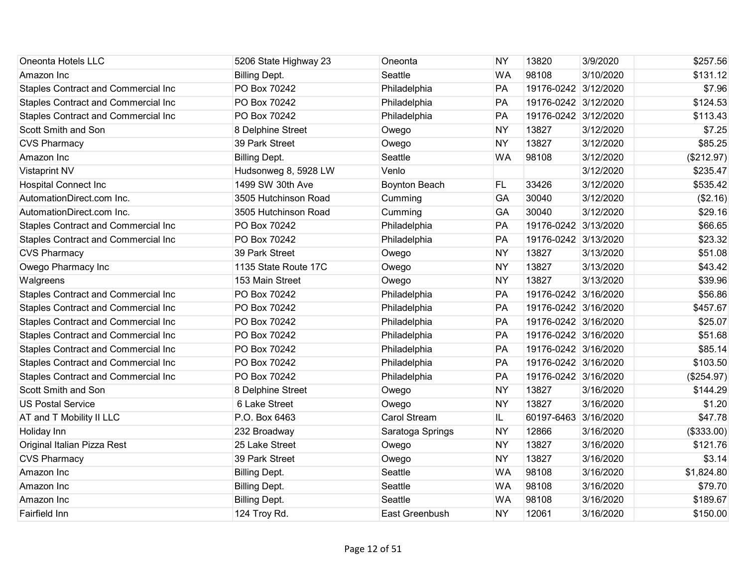| | | | | | | |
|---|---|---|---|---|---|---|
| Oneonta Hotels LLC | 5206 State Highway 23 | Oneonta | NY | 13820 | 3/9/2020 | $257.56 |
| Amazon Inc | Billing Dept. | Seattle | WA | 98108 | 3/10/2020 | $131.12 |
| Staples Contract and Commercial Inc | PO Box 70242 | Philadelphia | PA | 19176-0242 | 3/12/2020 | $7.96 |
| Staples Contract and Commercial Inc | PO Box 70242 | Philadelphia | PA | 19176-0242 | 3/12/2020 | $124.53 |
| Staples Contract and Commercial Inc | PO Box 70242 | Philadelphia | PA | 19176-0242 | 3/12/2020 | $113.43 |
| Scott Smith and Son | 8 Delphine Street | Owego | NY | 13827 | 3/12/2020 | $7.25 |
| CVS Pharmacy | 39 Park Street | Owego | NY | 13827 | 3/12/2020 | $85.25 |
| Amazon Inc | Billing Dept. | Seattle | WA | 98108 | 3/12/2020 | ($212.97) |
| Vistaprint NV | Hudsonweg 8, 5928 LW | Venlo | | | 3/12/2020 | $235.47 |
| Hospital Connect Inc | 1499 SW 30th Ave | Boynton Beach | FL | 33426 | 3/12/2020 | $535.42 |
| AutomationDirect.com Inc. | 3505 Hutchinson Road | Cumming | GA | 30040 | 3/12/2020 | ($2.16) |
| AutomationDirect.com Inc. | 3505 Hutchinson Road | Cumming | GA | 30040 | 3/12/2020 | $29.16 |
| Staples Contract and Commercial Inc | PO Box 70242 | Philadelphia | PA | 19176-0242 | 3/13/2020 | $66.65 |
| Staples Contract and Commercial Inc | PO Box 70242 | Philadelphia | PA | 19176-0242 | 3/13/2020 | $23.32 |
| CVS Pharmacy | 39 Park Street | Owego | NY | 13827 | 3/13/2020 | $51.08 |
| Owego Pharmacy Inc | 1135 State Route 17C | Owego | NY | 13827 | 3/13/2020 | $43.42 |
| Walgreens | 153 Main Street | Owego | NY | 13827 | 3/13/2020 | $39.96 |
| Staples Contract and Commercial Inc | PO Box 70242 | Philadelphia | PA | 19176-0242 | 3/16/2020 | $56.86 |
| Staples Contract and Commercial Inc | PO Box 70242 | Philadelphia | PA | 19176-0242 | 3/16/2020 | $457.67 |
| Staples Contract and Commercial Inc | PO Box 70242 | Philadelphia | PA | 19176-0242 | 3/16/2020 | $25.07 |
| Staples Contract and Commercial Inc | PO Box 70242 | Philadelphia | PA | 19176-0242 | 3/16/2020 | $51.68 |
| Staples Contract and Commercial Inc | PO Box 70242 | Philadelphia | PA | 19176-0242 | 3/16/2020 | $85.14 |
| Staples Contract and Commercial Inc | PO Box 70242 | Philadelphia | PA | 19176-0242 | 3/16/2020 | $103.50 |
| Staples Contract and Commercial Inc | PO Box 70242 | Philadelphia | PA | 19176-0242 | 3/16/2020 | ($254.97) |
| Scott Smith and Son | 8 Delphine Street | Owego | NY | 13827 | 3/16/2020 | $144.29 |
| US Postal Service | 6 Lake Street | Owego | NY | 13827 | 3/16/2020 | $1.20 |
| AT and T Mobility II LLC | P.O. Box 6463 | Carol Stream | IL | 60197-6463 | 3/16/2020 | $47.78 |
| Holiday Inn | 232 Broadway | Saratoga Springs | NY | 12866 | 3/16/2020 | ($333.00) |
| Original Italian Pizza Rest | 25 Lake Street | Owego | NY | 13827 | 3/16/2020 | $121.76 |
| CVS Pharmacy | 39 Park Street | Owego | NY | 13827 | 3/16/2020 | $3.14 |
| Amazon Inc | Billing Dept. | Seattle | WA | 98108 | 3/16/2020 | $1,824.80 |
| Amazon Inc | Billing Dept. | Seattle | WA | 98108 | 3/16/2020 | $79.70 |
| Amazon Inc | Billing Dept. | Seattle | WA | 98108 | 3/16/2020 | $189.67 |
| Fairfield Inn | 124 Troy Rd. | East Greenbush | NY | 12061 | 3/16/2020 | $150.00 |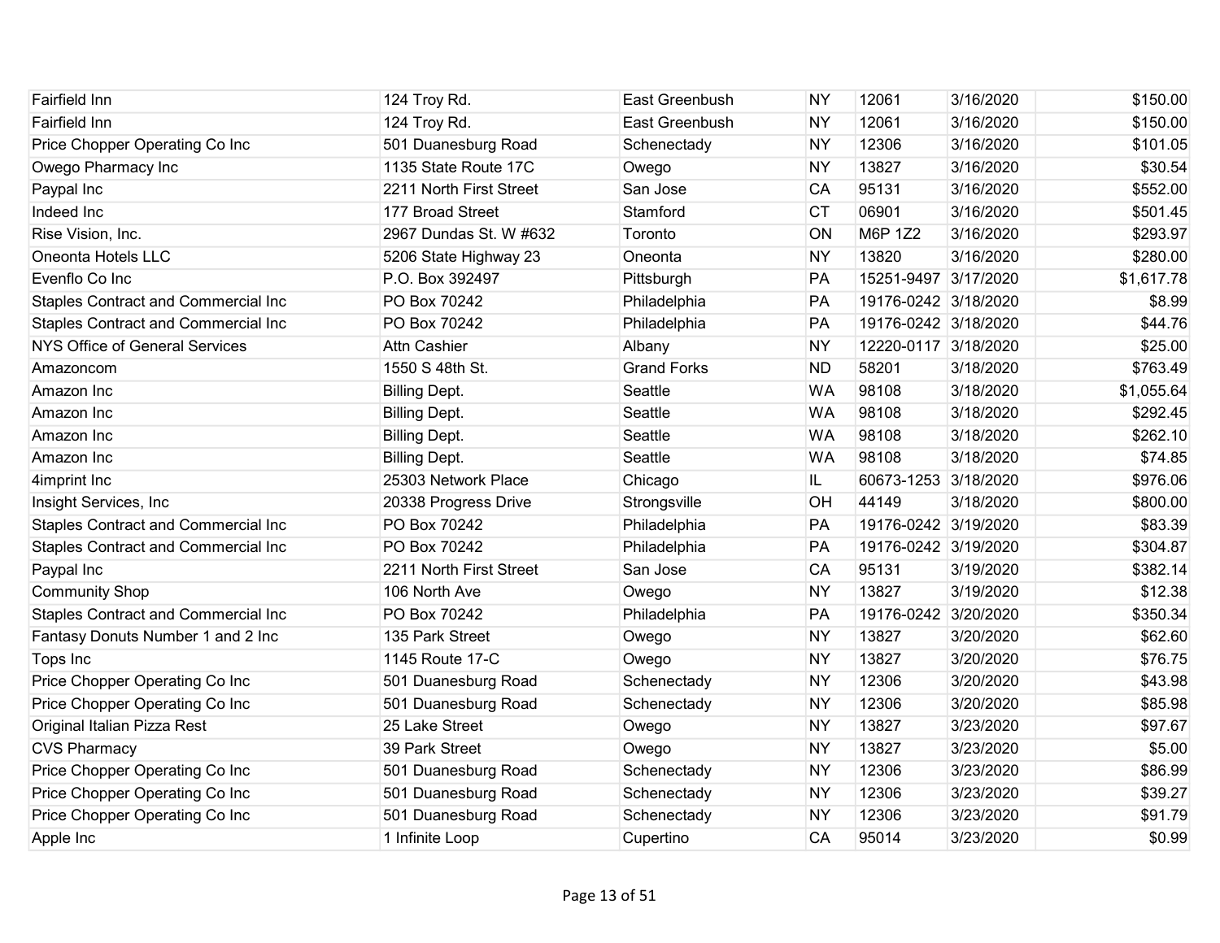| | | | | | | |
|---|---|---|---|---|---|---|
| Fairfield Inn | 124 Troy Rd. | East Greenbush | NY | 12061 | 3/16/2020 | $150.00 |
| Fairfield Inn | 124 Troy Rd. | East Greenbush | NY | 12061 | 3/16/2020 | $150.00 |
| Price Chopper Operating Co Inc | 501 Duanesburg Road | Schenectady | NY | 12306 | 3/16/2020 | $101.05 |
| Owego Pharmacy Inc | 1135 State Route 17C | Owego | NY | 13827 | 3/16/2020 | $30.54 |
| Paypal Inc | 2211 North First Street | San Jose | CA | 95131 | 3/16/2020 | $552.00 |
| Indeed Inc | 177 Broad Street | Stamford | CT | 06901 | 3/16/2020 | $501.45 |
| Rise Vision, Inc. | 2967 Dundas St. W #632 | Toronto | ON | M6P 1Z2 | 3/16/2020 | $293.97 |
| Oneonta Hotels LLC | 5206 State Highway 23 | Oneonta | NY | 13820 | 3/16/2020 | $280.00 |
| Evenflo Co Inc | P.O. Box 392497 | Pittsburgh | PA | 15251-9497 | 3/17/2020 | $1,617.78 |
| Staples Contract and Commercial Inc | PO Box 70242 | Philadelphia | PA | 19176-0242 | 3/18/2020 | $8.99 |
| Staples Contract and Commercial Inc | PO Box 70242 | Philadelphia | PA | 19176-0242 | 3/18/2020 | $44.76 |
| NYS Office of General Services | Attn Cashier | Albany | NY | 12220-0117 | 3/18/2020 | $25.00 |
| Amazoncom | 1550 S 48th St. | Grand Forks | ND | 58201 | 3/18/2020 | $763.49 |
| Amazon Inc | Billing Dept. | Seattle | WA | 98108 | 3/18/2020 | $1,055.64 |
| Amazon Inc | Billing Dept. | Seattle | WA | 98108 | 3/18/2020 | $292.45 |
| Amazon Inc | Billing Dept. | Seattle | WA | 98108 | 3/18/2020 | $262.10 |
| Amazon Inc | Billing Dept. | Seattle | WA | 98108 | 3/18/2020 | $74.85 |
| 4imprint Inc | 25303 Network Place | Chicago | IL | 60673-1253 | 3/18/2020 | $976.06 |
| Insight Services, Inc | 20338 Progress Drive | Strongsville | OH | 44149 | 3/18/2020 | $800.00 |
| Staples Contract and Commercial Inc | PO Box 70242 | Philadelphia | PA | 19176-0242 | 3/19/2020 | $83.39 |
| Staples Contract and Commercial Inc | PO Box 70242 | Philadelphia | PA | 19176-0242 | 3/19/2020 | $304.87 |
| Paypal Inc | 2211 North First Street | San Jose | CA | 95131 | 3/19/2020 | $382.14 |
| Community Shop | 106 North Ave | Owego | NY | 13827 | 3/19/2020 | $12.38 |
| Staples Contract and Commercial Inc | PO Box 70242 | Philadelphia | PA | 19176-0242 | 3/20/2020 | $350.34 |
| Fantasy Donuts Number 1 and 2 Inc | 135 Park Street | Owego | NY | 13827 | 3/20/2020 | $62.60 |
| Tops Inc | 1145 Route 17-C | Owego | NY | 13827 | 3/20/2020 | $76.75 |
| Price Chopper Operating Co Inc | 501 Duanesburg Road | Schenectady | NY | 12306 | 3/20/2020 | $43.98 |
| Price Chopper Operating Co Inc | 501 Duanesburg Road | Schenectady | NY | 12306 | 3/20/2020 | $85.98 |
| Original Italian Pizza Rest | 25 Lake Street | Owego | NY | 13827 | 3/23/2020 | $97.67 |
| CVS Pharmacy | 39 Park Street | Owego | NY | 13827 | 3/23/2020 | $5.00 |
| Price Chopper Operating Co Inc | 501 Duanesburg Road | Schenectady | NY | 12306 | 3/23/2020 | $86.99 |
| Price Chopper Operating Co Inc | 501 Duanesburg Road | Schenectady | NY | 12306 | 3/23/2020 | $39.27 |
| Price Chopper Operating Co Inc | 501 Duanesburg Road | Schenectady | NY | 12306 | 3/23/2020 | $91.79 |
| Apple Inc | 1 Infinite Loop | Cupertino | CA | 95014 | 3/23/2020 | $0.99 |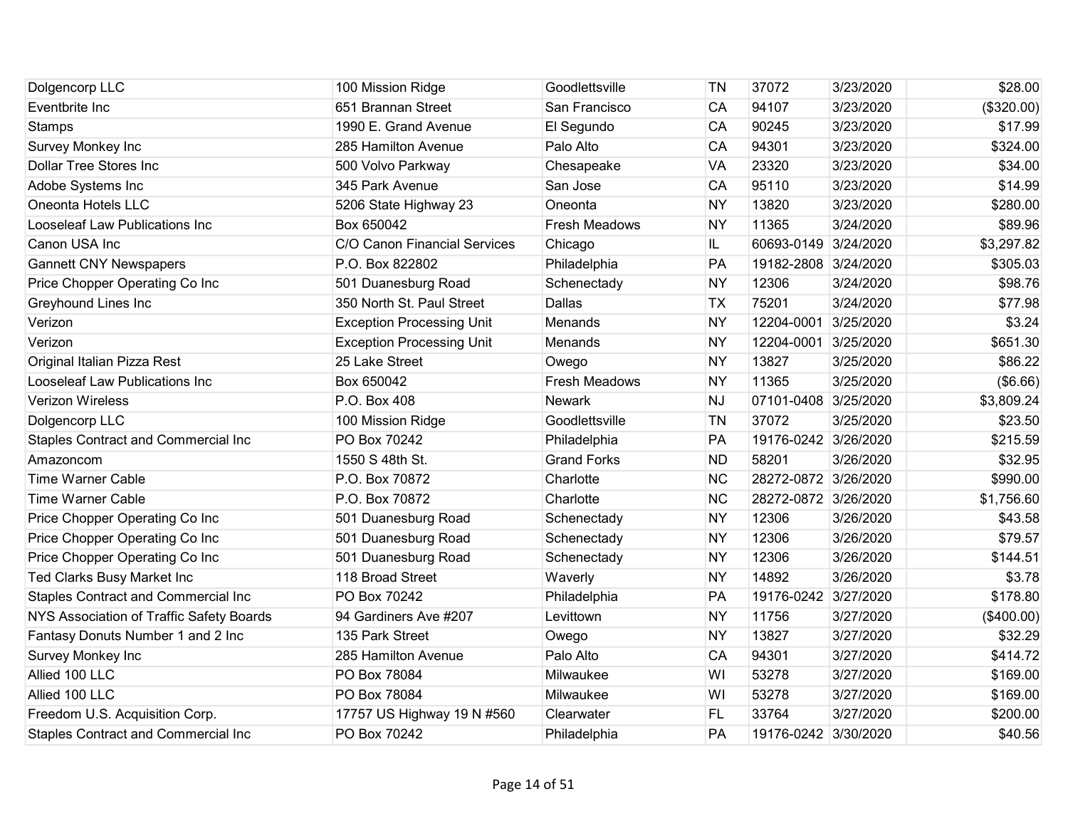| | | | | | | |
|---|---|---|---|---|---|---|
| Dolgencorp LLC | 100 Mission Ridge | Goodlettsville | TN | 37072 | 3/23/2020 | $28.00 |
| Eventbrite Inc | 651 Brannan Street | San Francisco | CA | 94107 | 3/23/2020 | ($320.00) |
| Stamps | 1990 E. Grand Avenue | El Segundo | CA | 90245 | 3/23/2020 | $17.99 |
| Survey Monkey Inc | 285 Hamilton Avenue | Palo Alto | CA | 94301 | 3/23/2020 | $324.00 |
| Dollar Tree Stores Inc | 500 Volvo Parkway | Chesapeake | VA | 23320 | 3/23/2020 | $34.00 |
| Adobe Systems Inc | 345 Park Avenue | San Jose | CA | 95110 | 3/23/2020 | $14.99 |
| Oneonta Hotels LLC | 5206 State Highway 23 | Oneonta | NY | 13820 | 3/23/2020 | $280.00 |
| Looseleaf Law Publications Inc | Box 650042 | Fresh Meadows | NY | 11365 | 3/24/2020 | $89.96 |
| Canon USA Inc | C/O Canon Financial Services | Chicago | IL | 60693-0149 | 3/24/2020 | $3,297.82 |
| Gannett CNY Newspapers | P.O. Box 822802 | Philadelphia | PA | 19182-2808 | 3/24/2020 | $305.03 |
| Price Chopper Operating Co Inc | 501 Duanesburg Road | Schenectady | NY | 12306 | 3/24/2020 | $98.76 |
| Greyhound Lines Inc | 350 North St. Paul Street | Dallas | TX | 75201 | 3/24/2020 | $77.98 |
| Verizon | Exception Processing Unit | Menands | NY | 12204-0001 | 3/25/2020 | $3.24 |
| Verizon | Exception Processing Unit | Menands | NY | 12204-0001 | 3/25/2020 | $651.30 |
| Original Italian Pizza Rest | 25 Lake Street | Owego | NY | 13827 | 3/25/2020 | $86.22 |
| Looseleaf Law Publications Inc | Box 650042 | Fresh Meadows | NY | 11365 | 3/25/2020 | ($6.66) |
| Verizon Wireless | P.O. Box 408 | Newark | NJ | 07101-0408 | 3/25/2020 | $3,809.24 |
| Dolgencorp LLC | 100 Mission Ridge | Goodlettsville | TN | 37072 | 3/25/2020 | $23.50 |
| Staples Contract and Commercial Inc | PO Box 70242 | Philadelphia | PA | 19176-0242 | 3/26/2020 | $215.59 |
| Amazoncom | 1550 S 48th St. | Grand Forks | ND | 58201 | 3/26/2020 | $32.95 |
| Time Warner Cable | P.O. Box 70872 | Charlotte | NC | 28272-0872 | 3/26/2020 | $990.00 |
| Time Warner Cable | P.O. Box 70872 | Charlotte | NC | 28272-0872 | 3/26/2020 | $1,756.60 |
| Price Chopper Operating Co Inc | 501 Duanesburg Road | Schenectady | NY | 12306 | 3/26/2020 | $43.58 |
| Price Chopper Operating Co Inc | 501 Duanesburg Road | Schenectady | NY | 12306 | 3/26/2020 | $79.57 |
| Price Chopper Operating Co Inc | 501 Duanesburg Road | Schenectady | NY | 12306 | 3/26/2020 | $144.51 |
| Ted Clarks Busy Market Inc | 118 Broad Street | Waverly | NY | 14892 | 3/26/2020 | $3.78 |
| Staples Contract and Commercial Inc | PO Box 70242 | Philadelphia | PA | 19176-0242 | 3/27/2020 | $178.80 |
| NYS Association of Traffic Safety Boards | 94 Gardiners Ave #207 | Levittown | NY | 11756 | 3/27/2020 | ($400.00) |
| Fantasy Donuts Number 1 and 2 Inc | 135 Park Street | Owego | NY | 13827 | 3/27/2020 | $32.29 |
| Survey Monkey Inc | 285 Hamilton Avenue | Palo Alto | CA | 94301 | 3/27/2020 | $414.72 |
| Allied 100 LLC | PO Box 78084 | Milwaukee | WI | 53278 | 3/27/2020 | $169.00 |
| Allied 100 LLC | PO Box 78084 | Milwaukee | WI | 53278 | 3/27/2020 | $169.00 |
| Freedom U.S. Acquisition Corp. | 17757 US Highway 19 N #560 | Clearwater | FL | 33764 | 3/27/2020 | $200.00 |
| Staples Contract and Commercial Inc | PO Box 70242 | Philadelphia | PA | 19176-0242 | 3/30/2020 | $40.56 |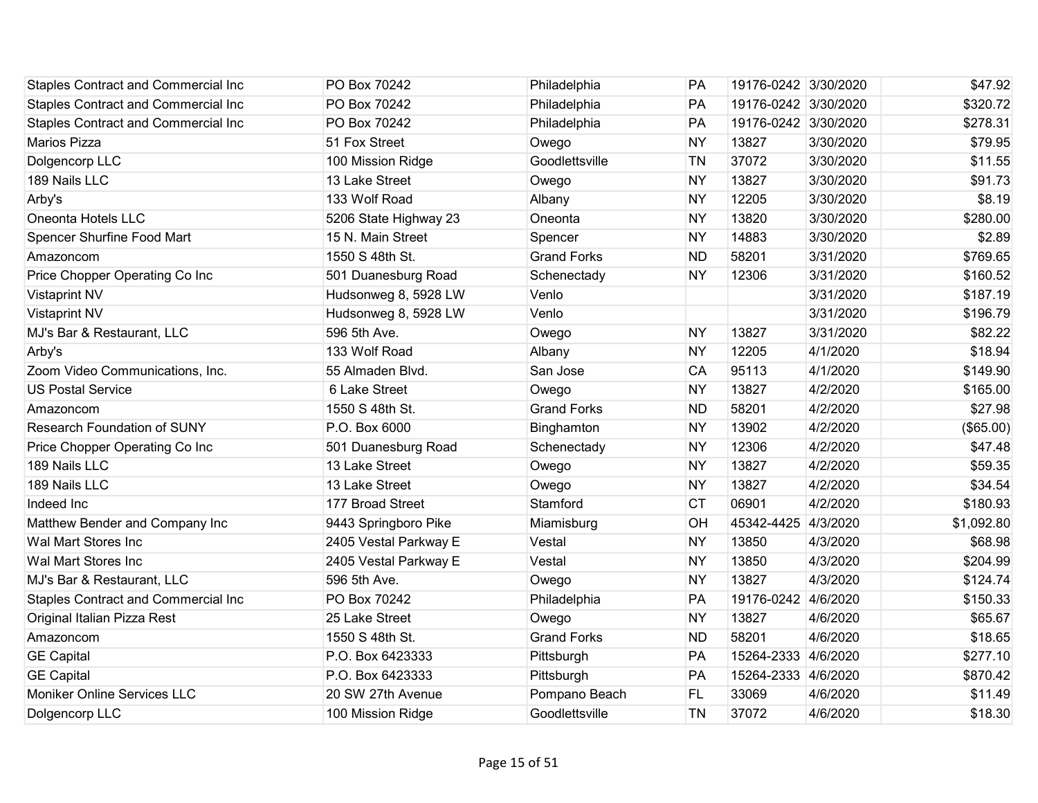| | | | | | | |
|---|---|---|---|---|---|---|
| Staples Contract and Commercial Inc | PO Box 70242 | Philadelphia | PA | 19176-0242 | 3/30/2020 | $47.92 |
| Staples Contract and Commercial Inc | PO Box 70242 | Philadelphia | PA | 19176-0242 | 3/30/2020 | $320.72 |
| Staples Contract and Commercial Inc | PO Box 70242 | Philadelphia | PA | 19176-0242 | 3/30/2020 | $278.31 |
| Marios Pizza | 51 Fox Street | Owego | NY | 13827 | 3/30/2020 | $79.95 |
| Dolgencorp LLC | 100 Mission Ridge | Goodlettsville | TN | 37072 | 3/30/2020 | $11.55 |
| 189 Nails LLC | 13 Lake Street | Owego | NY | 13827 | 3/30/2020 | $91.73 |
| Arby's | 133 Wolf Road | Albany | NY | 12205 | 3/30/2020 | $8.19 |
| Oneonta Hotels LLC | 5206 State Highway 23 | Oneonta | NY | 13820 | 3/30/2020 | $280.00 |
| Spencer Shurfine Food Mart | 15 N. Main Street | Spencer | NY | 14883 | 3/30/2020 | $2.89 |
| Amazoncom | 1550 S 48th St. | Grand Forks | ND | 58201 | 3/31/2020 | $769.65 |
| Price Chopper Operating Co Inc | 501 Duanesburg Road | Schenectady | NY | 12306 | 3/31/2020 | $160.52 |
| Vistaprint NV | Hudsonweg 8, 5928 LW | Venlo | | | 3/31/2020 | $187.19 |
| Vistaprint NV | Hudsonweg 8, 5928 LW | Venlo | | | 3/31/2020 | $196.79 |
| MJ's Bar & Restaurant, LLC | 596 5th Ave. | Owego | NY | 13827 | 3/31/2020 | $82.22 |
| Arby's | 133 Wolf Road | Albany | NY | 12205 | 4/1/2020 | $18.94 |
| Zoom Video Communications, Inc. | 55 Almaden Blvd. | San Jose | CA | 95113 | 4/1/2020 | $149.90 |
| US Postal Service | 6 Lake Street | Owego | NY | 13827 | 4/2/2020 | $165.00 |
| Amazoncom | 1550 S 48th St. | Grand Forks | ND | 58201 | 4/2/2020 | $27.98 |
| Research Foundation of SUNY | P.O. Box 6000 | Binghamton | NY | 13902 | 4/2/2020 | ($65.00) |
| Price Chopper Operating Co Inc | 501 Duanesburg Road | Schenectady | NY | 12306 | 4/2/2020 | $47.48 |
| 189 Nails LLC | 13 Lake Street | Owego | NY | 13827 | 4/2/2020 | $59.35 |
| 189 Nails LLC | 13 Lake Street | Owego | NY | 13827 | 4/2/2020 | $34.54 |
| Indeed Inc | 177 Broad Street | Stamford | CT | 06901 | 4/2/2020 | $180.93 |
| Matthew Bender and Company Inc | 9443 Springboro Pike | Miamisburg | OH | 45342-4425 | 4/3/2020 | $1,092.80 |
| Wal Mart Stores Inc | 2405 Vestal Parkway E | Vestal | NY | 13850 | 4/3/2020 | $68.98 |
| Wal Mart Stores Inc | 2405 Vestal Parkway E | Vestal | NY | 13850 | 4/3/2020 | $204.99 |
| MJ's Bar & Restaurant, LLC | 596 5th Ave. | Owego | NY | 13827 | 4/3/2020 | $124.74 |
| Staples Contract and Commercial Inc | PO Box 70242 | Philadelphia | PA | 19176-0242 | 4/6/2020 | $150.33 |
| Original Italian Pizza Rest | 25 Lake Street | Owego | NY | 13827 | 4/6/2020 | $65.67 |
| Amazoncom | 1550 S 48th St. | Grand Forks | ND | 58201 | 4/6/2020 | $18.65 |
| GE Capital | P.O. Box 6423333 | Pittsburgh | PA | 15264-2333 | 4/6/2020 | $277.10 |
| GE Capital | P.O. Box 6423333 | Pittsburgh | PA | 15264-2333 | 4/6/2020 | $870.42 |
| Moniker Online Services LLC | 20 SW 27th Avenue | Pompano Beach | FL | 33069 | 4/6/2020 | $11.49 |
| Dolgencorp LLC | 100 Mission Ridge | Goodlettsville | TN | 37072 | 4/6/2020 | $18.30 |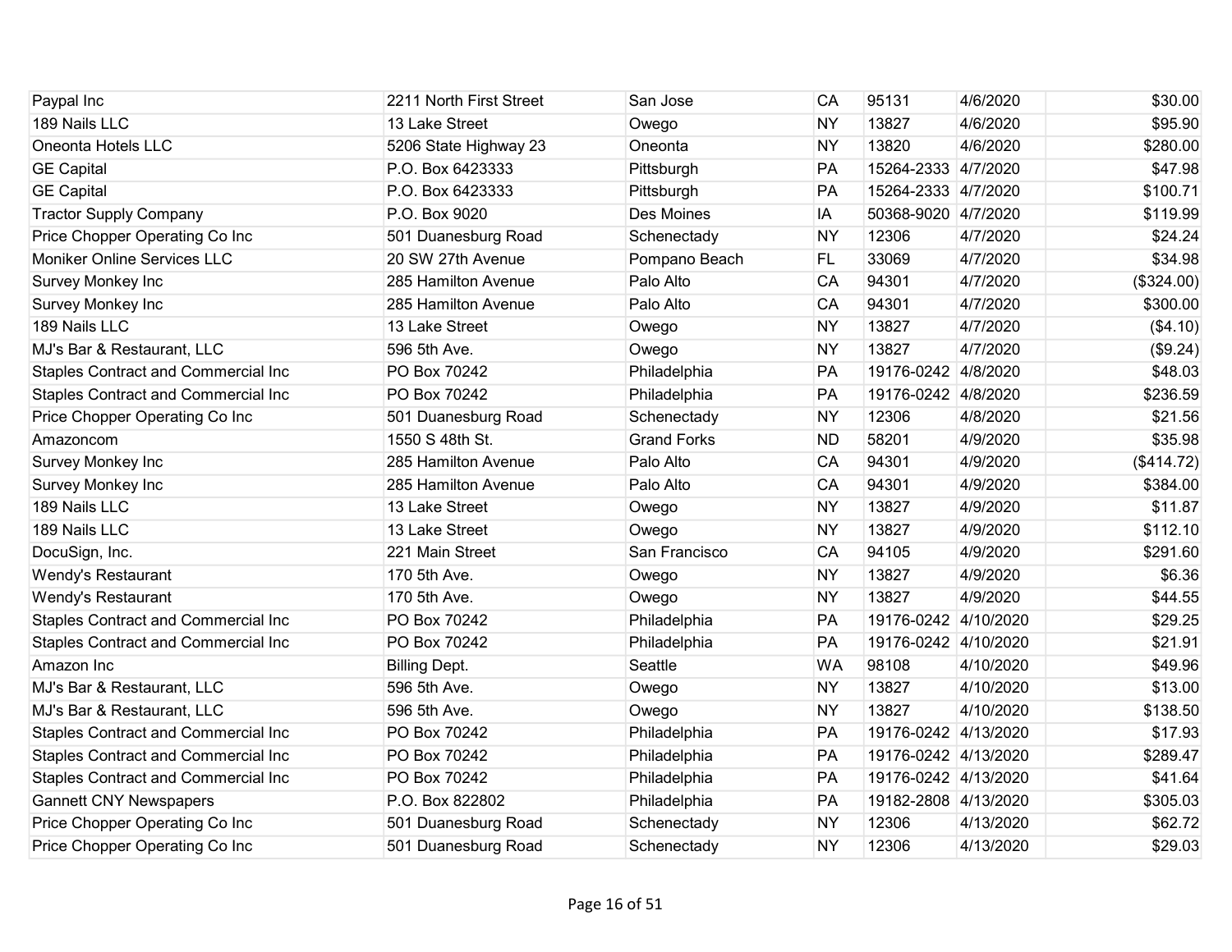| | | | | | | |
|---|---|---|---|---|---|---|
| Paypal Inc | 2211 North First Street | San Jose | CA | 95131 | 4/6/2020 | $30.00 |
| 189 Nails LLC | 13 Lake Street | Owego | NY | 13827 | 4/6/2020 | $95.90 |
| Oneonta Hotels LLC | 5206 State Highway 23 | Oneonta | NY | 13820 | 4/6/2020 | $280.00 |
| GE Capital | P.O. Box 6423333 | Pittsburgh | PA | 15264-2333 | 4/7/2020 | $47.98 |
| GE Capital | P.O. Box 6423333 | Pittsburgh | PA | 15264-2333 | 4/7/2020 | $100.71 |
| Tractor Supply Company | P.O. Box 9020 | Des Moines | IA | 50368-9020 | 4/7/2020 | $119.99 |
| Price Chopper Operating Co Inc | 501 Duanesburg Road | Schenectady | NY | 12306 | 4/7/2020 | $24.24 |
| Moniker Online Services LLC | 20 SW 27th Avenue | Pompano Beach | FL | 33069 | 4/7/2020 | $34.98 |
| Survey Monkey Inc | 285 Hamilton Avenue | Palo Alto | CA | 94301 | 4/7/2020 | ($324.00) |
| Survey Monkey Inc | 285 Hamilton Avenue | Palo Alto | CA | 94301 | 4/7/2020 | $300.00 |
| 189 Nails LLC | 13 Lake Street | Owego | NY | 13827 | 4/7/2020 | ($4.10) |
| MJ's Bar & Restaurant, LLC | 596 5th Ave. | Owego | NY | 13827 | 4/7/2020 | ($9.24) |
| Staples Contract and Commercial Inc | PO Box 70242 | Philadelphia | PA | 19176-0242 | 4/8/2020 | $48.03 |
| Staples Contract and Commercial Inc | PO Box 70242 | Philadelphia | PA | 19176-0242 | 4/8/2020 | $236.59 |
| Price Chopper Operating Co Inc | 501 Duanesburg Road | Schenectady | NY | 12306 | 4/8/2020 | $21.56 |
| Amazoncom | 1550 S 48th St. | Grand Forks | ND | 58201 | 4/9/2020 | $35.98 |
| Survey Monkey Inc | 285 Hamilton Avenue | Palo Alto | CA | 94301 | 4/9/2020 | ($414.72) |
| Survey Monkey Inc | 285 Hamilton Avenue | Palo Alto | CA | 94301 | 4/9/2020 | $384.00 |
| 189 Nails LLC | 13 Lake Street | Owego | NY | 13827 | 4/9/2020 | $11.87 |
| 189 Nails LLC | 13 Lake Street | Owego | NY | 13827 | 4/9/2020 | $112.10 |
| DocuSign, Inc. | 221 Main Street | San Francisco | CA | 94105 | 4/9/2020 | $291.60 |
| Wendy's Restaurant | 170 5th Ave. | Owego | NY | 13827 | 4/9/2020 | $6.36 |
| Wendy's Restaurant | 170 5th Ave. | Owego | NY | 13827 | 4/9/2020 | $44.55 |
| Staples Contract and Commercial Inc | PO Box 70242 | Philadelphia | PA | 19176-0242 | 4/10/2020 | $29.25 |
| Staples Contract and Commercial Inc | PO Box 70242 | Philadelphia | PA | 19176-0242 | 4/10/2020 | $21.91 |
| Amazon Inc | Billing Dept. | Seattle | WA | 98108 | 4/10/2020 | $49.96 |
| MJ's Bar & Restaurant, LLC | 596 5th Ave. | Owego | NY | 13827 | 4/10/2020 | $13.00 |
| MJ's Bar & Restaurant, LLC | 596 5th Ave. | Owego | NY | 13827 | 4/10/2020 | $138.50 |
| Staples Contract and Commercial Inc | PO Box 70242 | Philadelphia | PA | 19176-0242 | 4/13/2020 | $17.93 |
| Staples Contract and Commercial Inc | PO Box 70242 | Philadelphia | PA | 19176-0242 | 4/13/2020 | $289.47 |
| Staples Contract and Commercial Inc | PO Box 70242 | Philadelphia | PA | 19176-0242 | 4/13/2020 | $41.64 |
| Gannett CNY Newspapers | P.O. Box 822802 | Philadelphia | PA | 19182-2808 | 4/13/2020 | $305.03 |
| Price Chopper Operating Co Inc | 501 Duanesburg Road | Schenectady | NY | 12306 | 4/13/2020 | $62.72 |
| Price Chopper Operating Co Inc | 501 Duanesburg Road | Schenectady | NY | 12306 | 4/13/2020 | $29.03 |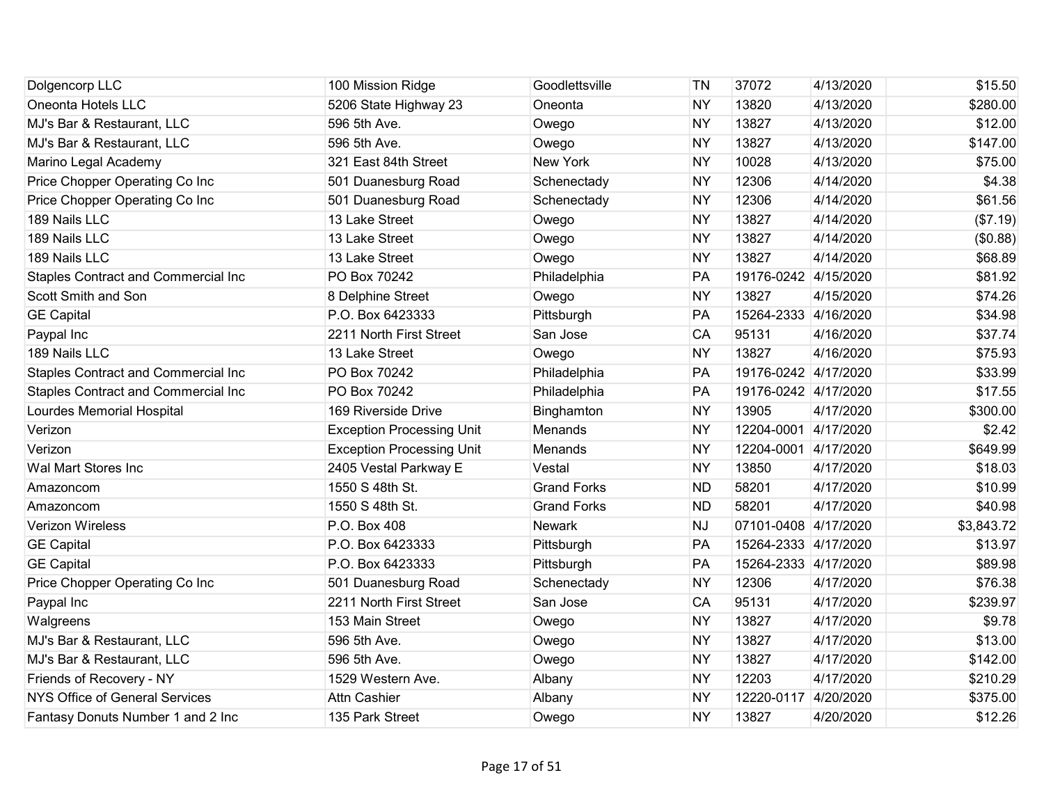| | | | | | | |
|---|---|---|---|---|---|---|
| Dolgencorp LLC | 100 Mission Ridge | Goodlettsville | TN | 37072 | 4/13/2020 | $15.50 |
| Oneonta Hotels LLC | 5206 State Highway 23 | Oneonta | NY | 13820 | 4/13/2020 | $280.00 |
| MJ's Bar & Restaurant, LLC | 596 5th Ave. | Owego | NY | 13827 | 4/13/2020 | $12.00 |
| MJ's Bar & Restaurant, LLC | 596 5th Ave. | Owego | NY | 13827 | 4/13/2020 | $147.00 |
| Marino Legal Academy | 321 East 84th Street | New York | NY | 10028 | 4/13/2020 | $75.00 |
| Price Chopper Operating Co Inc | 501 Duanesburg Road | Schenectady | NY | 12306 | 4/14/2020 | $4.38 |
| Price Chopper Operating Co Inc | 501 Duanesburg Road | Schenectady | NY | 12306 | 4/14/2020 | $61.56 |
| 189 Nails LLC | 13 Lake Street | Owego | NY | 13827 | 4/14/2020 | ($7.19) |
| 189 Nails LLC | 13 Lake Street | Owego | NY | 13827 | 4/14/2020 | ($0.88) |
| 189 Nails LLC | 13 Lake Street | Owego | NY | 13827 | 4/14/2020 | $68.89 |
| Staples Contract and Commercial Inc | PO Box 70242 | Philadelphia | PA | 19176-0242 | 4/15/2020 | $81.92 |
| Scott Smith and Son | 8 Delphine Street | Owego | NY | 13827 | 4/15/2020 | $74.26 |
| GE Capital | P.O. Box 6423333 | Pittsburgh | PA | 15264-2333 | 4/16/2020 | $34.98 |
| Paypal Inc | 2211 North First Street | San Jose | CA | 95131 | 4/16/2020 | $37.74 |
| 189 Nails LLC | 13 Lake Street | Owego | NY | 13827 | 4/16/2020 | $75.93 |
| Staples Contract and Commercial Inc | PO Box 70242 | Philadelphia | PA | 19176-0242 | 4/17/2020 | $33.99 |
| Staples Contract and Commercial Inc | PO Box 70242 | Philadelphia | PA | 19176-0242 | 4/17/2020 | $17.55 |
| Lourdes Memorial Hospital | 169 Riverside Drive | Binghamton | NY | 13905 | 4/17/2020 | $300.00 |
| Verizon | Exception Processing Unit | Menands | NY | 12204-0001 | 4/17/2020 | $2.42 |
| Verizon | Exception Processing Unit | Menands | NY | 12204-0001 | 4/17/2020 | $649.99 |
| Wal Mart Stores Inc | 2405 Vestal Parkway E | Vestal | NY | 13850 | 4/17/2020 | $18.03 |
| Amazoncom | 1550 S 48th St. | Grand Forks | ND | 58201 | 4/17/2020 | $10.99 |
| Amazoncom | 1550 S 48th St. | Grand Forks | ND | 58201 | 4/17/2020 | $40.98 |
| Verizon Wireless | P.O. Box 408 | Newark | NJ | 07101-0408 | 4/17/2020 | $3,843.72 |
| GE Capital | P.O. Box 6423333 | Pittsburgh | PA | 15264-2333 | 4/17/2020 | $13.97 |
| GE Capital | P.O. Box 6423333 | Pittsburgh | PA | 15264-2333 | 4/17/2020 | $89.98 |
| Price Chopper Operating Co Inc | 501 Duanesburg Road | Schenectady | NY | 12306 | 4/17/2020 | $76.38 |
| Paypal Inc | 2211 North First Street | San Jose | CA | 95131 | 4/17/2020 | $239.97 |
| Walgreens | 153 Main Street | Owego | NY | 13827 | 4/17/2020 | $9.78 |
| MJ's Bar & Restaurant, LLC | 596 5th Ave. | Owego | NY | 13827 | 4/17/2020 | $13.00 |
| MJ's Bar & Restaurant, LLC | 596 5th Ave. | Owego | NY | 13827 | 4/17/2020 | $142.00 |
| Friends of Recovery - NY | 1529 Western Ave. | Albany | NY | 12203 | 4/17/2020 | $210.29 |
| NYS Office of General Services | Attn Cashier | Albany | NY | 12220-0117 | 4/20/2020 | $375.00 |
| Fantasy Donuts Number 1 and 2 Inc | 135 Park Street | Owego | NY | 13827 | 4/20/2020 | $12.26 |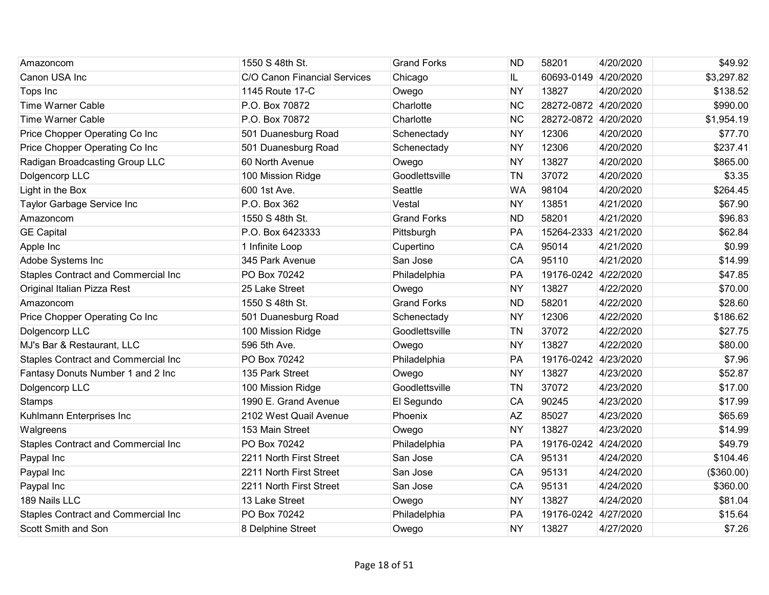| | | | | | | |
|---|---|---|---|---|---|---|
| Amazoncom | 1550 S 48th St. | Grand Forks | ND | 58201 | 4/20/2020 | $49.92 |
| Canon USA Inc | C/O Canon Financial Services | Chicago | IL | 60693-0149 | 4/20/2020 | $3,297.82 |
| Tops Inc | 1145 Route 17-C | Owego | NY | 13827 | 4/20/2020 | $138.52 |
| Time Warner Cable | P.O. Box 70872 | Charlotte | NC | 28272-0872 | 4/20/2020 | $990.00 |
| Time Warner Cable | P.O. Box 70872 | Charlotte | NC | 28272-0872 | 4/20/2020 | $1,954.19 |
| Price Chopper Operating Co Inc | 501 Duanesburg Road | Schenectady | NY | 12306 | 4/20/2020 | $77.70 |
| Price Chopper Operating Co Inc | 501 Duanesburg Road | Schenectady | NY | 12306 | 4/20/2020 | $237.41 |
| Radigan Broadcasting Group LLC | 60 North Avenue | Owego | NY | 13827 | 4/20/2020 | $865.00 |
| Dolgencorp LLC | 100 Mission Ridge | Goodlettsville | TN | 37072 | 4/20/2020 | $3.35 |
| Light in the Box | 600 1st Ave. | Seattle | WA | 98104 | 4/20/2020 | $264.45 |
| Taylor Garbage Service Inc | P.O. Box 362 | Vestal | NY | 13851 | 4/21/2020 | $67.90 |
| Amazoncom | 1550 S 48th St. | Grand Forks | ND | 58201 | 4/21/2020 | $96.83 |
| GE Capital | P.O. Box 6423333 | Pittsburgh | PA | 15264-2333 | 4/21/2020 | $62.84 |
| Apple Inc | 1 Infinite Loop | Cupertino | CA | 95014 | 4/21/2020 | $0.99 |
| Adobe Systems Inc | 345 Park Avenue | San Jose | CA | 95110 | 4/21/2020 | $14.99 |
| Staples Contract and Commercial Inc | PO Box 70242 | Philadelphia | PA | 19176-0242 | 4/22/2020 | $47.85 |
| Original Italian Pizza Rest | 25 Lake Street | Owego | NY | 13827 | 4/22/2020 | $70.00 |
| Amazoncom | 1550 S 48th St. | Grand Forks | ND | 58201 | 4/22/2020 | $28.60 |
| Price Chopper Operating Co Inc | 501 Duanesburg Road | Schenectady | NY | 12306 | 4/22/2020 | $186.62 |
| Dolgencorp LLC | 100 Mission Ridge | Goodlettsville | TN | 37072 | 4/22/2020 | $27.75 |
| MJ's Bar & Restaurant, LLC | 596 5th Ave. | Owego | NY | 13827 | 4/22/2020 | $80.00 |
| Staples Contract and Commercial Inc | PO Box 70242 | Philadelphia | PA | 19176-0242 | 4/23/2020 | $7.96 |
| Fantasy Donuts Number 1 and 2 Inc | 135 Park Street | Owego | NY | 13827 | 4/23/2020 | $52.87 |
| Dolgencorp LLC | 100 Mission Ridge | Goodlettsville | TN | 37072 | 4/23/2020 | $17.00 |
| Stamps | 1990 E. Grand Avenue | El Segundo | CA | 90245 | 4/23/2020 | $17.99 |
| Kuhlmann Enterprises Inc | 2102 West Quail Avenue | Phoenix | AZ | 85027 | 4/23/2020 | $65.69 |
| Walgreens | 153 Main Street | Owego | NY | 13827 | 4/23/2020 | $14.99 |
| Staples Contract and Commercial Inc | PO Box 70242 | Philadelphia | PA | 19176-0242 | 4/24/2020 | $49.79 |
| Paypal Inc | 2211 North First Street | San Jose | CA | 95131 | 4/24/2020 | $104.46 |
| Paypal Inc | 2211 North First Street | San Jose | CA | 95131 | 4/24/2020 | ($360.00) |
| Paypal Inc | 2211 North First Street | San Jose | CA | 95131 | 4/24/2020 | $360.00 |
| 189 Nails LLC | 13 Lake Street | Owego | NY | 13827 | 4/24/2020 | $81.04 |
| Staples Contract and Commercial Inc | PO Box 70242 | Philadelphia | PA | 19176-0242 | 4/27/2020 | $15.64 |
| Scott Smith and Son | 8 Delphine Street | Owego | NY | 13827 | 4/27/2020 | $7.26 |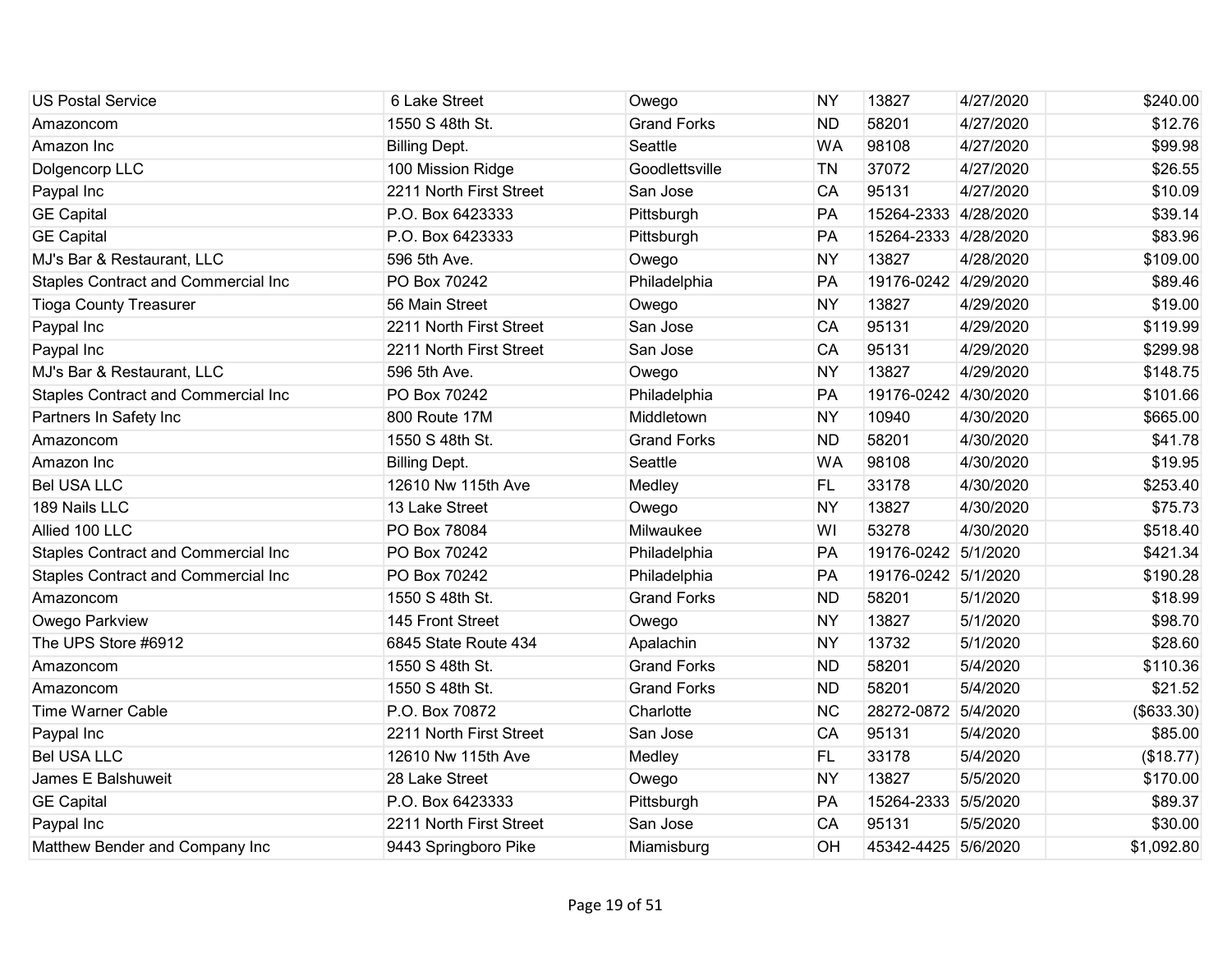| | | | | | | |
|---|---|---|---|---|---|---|
| US Postal Service | 6 Lake Street | Owego | NY | 13827 | 4/27/2020 | $240.00 |
| Amazoncom | 1550 S 48th St. | Grand Forks | ND | 58201 | 4/27/2020 | $12.76 |
| Amazon Inc | Billing Dept. | Seattle | WA | 98108 | 4/27/2020 | $99.98 |
| Dolgencorp LLC | 100 Mission Ridge | Goodlettsville | TN | 37072 | 4/27/2020 | $26.55 |
| Paypal Inc | 2211 North First Street | San Jose | CA | 95131 | 4/27/2020 | $10.09 |
| GE Capital | P.O. Box 6423333 | Pittsburgh | PA | 15264-2333 | 4/28/2020 | $39.14 |
| GE Capital | P.O. Box 6423333 | Pittsburgh | PA | 15264-2333 | 4/28/2020 | $83.96 |
| MJ's Bar & Restaurant, LLC | 596 5th Ave. | Owego | NY | 13827 | 4/28/2020 | $109.00 |
| Staples Contract and Commercial Inc | PO Box 70242 | Philadelphia | PA | 19176-0242 | 4/29/2020 | $89.46 |
| Tioga County Treasurer | 56 Main Street | Owego | NY | 13827 | 4/29/2020 | $19.00 |
| Paypal Inc | 2211 North First Street | San Jose | CA | 95131 | 4/29/2020 | $119.99 |
| Paypal Inc | 2211 North First Street | San Jose | CA | 95131 | 4/29/2020 | $299.98 |
| MJ's Bar & Restaurant, LLC | 596 5th Ave. | Owego | NY | 13827 | 4/29/2020 | $148.75 |
| Staples Contract and Commercial Inc | PO Box 70242 | Philadelphia | PA | 19176-0242 | 4/30/2020 | $101.66 |
| Partners In Safety Inc | 800 Route 17M | Middletown | NY | 10940 | 4/30/2020 | $665.00 |
| Amazoncom | 1550 S 48th St. | Grand Forks | ND | 58201 | 4/30/2020 | $41.78 |
| Amazon Inc | Billing Dept. | Seattle | WA | 98108 | 4/30/2020 | $19.95 |
| Bel USA LLC | 12610 Nw 115th Ave | Medley | FL | 33178 | 4/30/2020 | $253.40 |
| 189 Nails LLC | 13 Lake Street | Owego | NY | 13827 | 4/30/2020 | $75.73 |
| Allied 100 LLC | PO Box 78084 | Milwaukee | WI | 53278 | 4/30/2020 | $518.40 |
| Staples Contract and Commercial Inc | PO Box 70242 | Philadelphia | PA | 19176-0242 | 5/1/2020 | $421.34 |
| Staples Contract and Commercial Inc | PO Box 70242 | Philadelphia | PA | 19176-0242 | 5/1/2020 | $190.28 |
| Amazoncom | 1550 S 48th St. | Grand Forks | ND | 58201 | 5/1/2020 | $18.99 |
| Owego Parkview | 145 Front Street | Owego | NY | 13827 | 5/1/2020 | $98.70 |
| The UPS Store #6912 | 6845 State Route 434 | Apalachin | NY | 13732 | 5/1/2020 | $28.60 |
| Amazoncom | 1550 S 48th St. | Grand Forks | ND | 58201 | 5/4/2020 | $110.36 |
| Amazoncom | 1550 S 48th St. | Grand Forks | ND | 58201 | 5/4/2020 | $21.52 |
| Time Warner Cable | P.O. Box 70872 | Charlotte | NC | 28272-0872 | 5/4/2020 | ($633.30) |
| Paypal Inc | 2211 North First Street | San Jose | CA | 95131 | 5/4/2020 | $85.00 |
| Bel USA LLC | 12610 Nw 115th Ave | Medley | FL | 33178 | 5/4/2020 | ($18.77) |
| James E Balshuweit | 28 Lake Street | Owego | NY | 13827 | 5/5/2020 | $170.00 |
| GE Capital | P.O. Box 6423333 | Pittsburgh | PA | 15264-2333 | 5/5/2020 | $89.37 |
| Paypal Inc | 2211 North First Street | San Jose | CA | 95131 | 5/5/2020 | $30.00 |
| Matthew Bender and Company Inc | 9443 Springboro Pike | Miamisburg | OH | 45342-4425 | 5/6/2020 | $1,092.80 |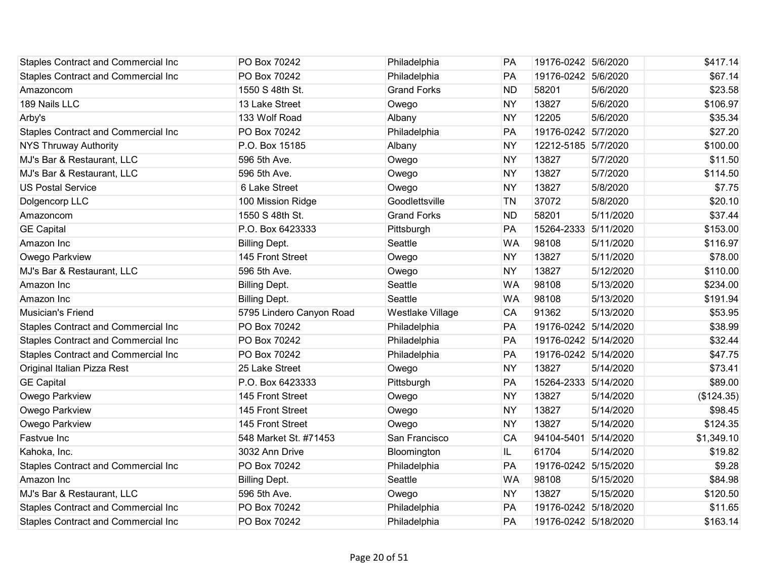| | | | | | | |
|---|---|---|---|---|---|---|
| Staples Contract and Commercial Inc | PO Box 70242 | Philadelphia | PA | 19176-0242 | 5/6/2020 | $417.14 |
| Staples Contract and Commercial Inc | PO Box 70242 | Philadelphia | PA | 19176-0242 | 5/6/2020 | $67.14 |
| Amazoncom | 1550 S 48th St. | Grand Forks | ND | 58201 | 5/6/2020 | $23.58 |
| 189 Nails LLC | 13 Lake Street | Owego | NY | 13827 | 5/6/2020 | $106.97 |
| Arby's | 133 Wolf Road | Albany | NY | 12205 | 5/6/2020 | $35.34 |
| Staples Contract and Commercial Inc | PO Box 70242 | Philadelphia | PA | 19176-0242 | 5/7/2020 | $27.20 |
| NYS Thruway Authority | P.O. Box 15185 | Albany | NY | 12212-5185 | 5/7/2020 | $100.00 |
| MJ's Bar & Restaurant, LLC | 596 5th Ave. | Owego | NY | 13827 | 5/7/2020 | $11.50 |
| MJ's Bar & Restaurant, LLC | 596 5th Ave. | Owego | NY | 13827 | 5/7/2020 | $114.50 |
| US Postal Service | 6 Lake Street | Owego | NY | 13827 | 5/8/2020 | $7.75 |
| Dolgencorp LLC | 100 Mission Ridge | Goodlettsville | TN | 37072 | 5/8/2020 | $20.10 |
| Amazoncom | 1550 S 48th St. | Grand Forks | ND | 58201 | 5/11/2020 | $37.44 |
| GE Capital | P.O. Box 6423333 | Pittsburgh | PA | 15264-2333 | 5/11/2020 | $153.00 |
| Amazon Inc | Billing Dept. | Seattle | WA | 98108 | 5/11/2020 | $116.97 |
| Owego Parkview | 145 Front Street | Owego | NY | 13827 | 5/11/2020 | $78.00 |
| MJ's Bar & Restaurant, LLC | 596 5th Ave. | Owego | NY | 13827 | 5/12/2020 | $110.00 |
| Amazon Inc | Billing Dept. | Seattle | WA | 98108 | 5/13/2020 | $234.00 |
| Amazon Inc | Billing Dept. | Seattle | WA | 98108 | 5/13/2020 | $191.94 |
| Musician's Friend | 5795 Lindero Canyon Road | Westlake Village | CA | 91362 | 5/13/2020 | $53.95 |
| Staples Contract and Commercial Inc | PO Box 70242 | Philadelphia | PA | 19176-0242 | 5/14/2020 | $38.99 |
| Staples Contract and Commercial Inc | PO Box 70242 | Philadelphia | PA | 19176-0242 | 5/14/2020 | $32.44 |
| Staples Contract and Commercial Inc | PO Box 70242 | Philadelphia | PA | 19176-0242 | 5/14/2020 | $47.75 |
| Original Italian Pizza Rest | 25 Lake Street | Owego | NY | 13827 | 5/14/2020 | $73.41 |
| GE Capital | P.O. Box 6423333 | Pittsburgh | PA | 15264-2333 | 5/14/2020 | $89.00 |
| Owego Parkview | 145 Front Street | Owego | NY | 13827 | 5/14/2020 | ($124.35) |
| Owego Parkview | 145 Front Street | Owego | NY | 13827 | 5/14/2020 | $98.45 |
| Owego Parkview | 145 Front Street | Owego | NY | 13827 | 5/14/2020 | $124.35 |
| Fastvue Inc | 548 Market St. #71453 | San Francisco | CA | 94104-5401 | 5/14/2020 | $1,349.10 |
| Kahoka, Inc. | 3032 Ann Drive | Bloomington | IL | 61704 | 5/14/2020 | $19.82 |
| Staples Contract and Commercial Inc | PO Box 70242 | Philadelphia | PA | 19176-0242 | 5/15/2020 | $9.28 |
| Amazon Inc | Billing Dept. | Seattle | WA | 98108 | 5/15/2020 | $84.98 |
| MJ's Bar & Restaurant, LLC | 596 5th Ave. | Owego | NY | 13827 | 5/15/2020 | $120.50 |
| Staples Contract and Commercial Inc | PO Box 70242 | Philadelphia | PA | 19176-0242 | 5/18/2020 | $11.65 |
| Staples Contract and Commercial Inc | PO Box 70242 | Philadelphia | PA | 19176-0242 | 5/18/2020 | $163.14 |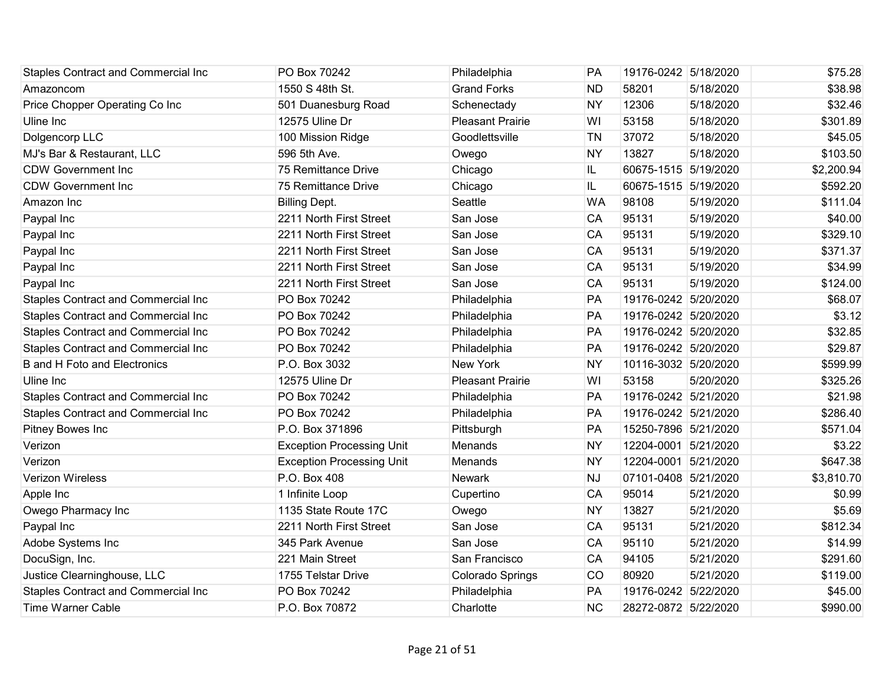| | | | | | | |
|---|---|---|---|---|---|---|
| Staples Contract and Commercial Inc | PO Box 70242 | Philadelphia | PA | 19176-0242 | 5/18/2020 | $75.28 |
| Amazoncom | 1550 S 48th St. | Grand Forks | ND | 58201 | 5/18/2020 | $38.98 |
| Price Chopper Operating Co Inc | 501 Duanesburg Road | Schenectady | NY | 12306 | 5/18/2020 | $32.46 |
| Uline Inc | 12575 Uline Dr | Pleasant Prairie | WI | 53158 | 5/18/2020 | $301.89 |
| Dolgencorp LLC | 100 Mission Ridge | Goodlettsville | TN | 37072 | 5/18/2020 | $45.05 |
| MJ's Bar & Restaurant, LLC | 596 5th Ave. | Owego | NY | 13827 | 5/18/2020 | $103.50 |
| CDW Government Inc | 75 Remittance Drive | Chicago | IL | 60675-1515 | 5/19/2020 | $2,200.94 |
| CDW Government Inc | 75 Remittance Drive | Chicago | IL | 60675-1515 | 5/19/2020 | $592.20 |
| Amazon Inc | Billing Dept. | Seattle | WA | 98108 | 5/19/2020 | $111.04 |
| Paypal Inc | 2211 North First Street | San Jose | CA | 95131 | 5/19/2020 | $40.00 |
| Paypal Inc | 2211 North First Street | San Jose | CA | 95131 | 5/19/2020 | $329.10 |
| Paypal Inc | 2211 North First Street | San Jose | CA | 95131 | 5/19/2020 | $371.37 |
| Paypal Inc | 2211 North First Street | San Jose | CA | 95131 | 5/19/2020 | $34.99 |
| Paypal Inc | 2211 North First Street | San Jose | CA | 95131 | 5/19/2020 | $124.00 |
| Staples Contract and Commercial Inc | PO Box 70242 | Philadelphia | PA | 19176-0242 | 5/20/2020 | $68.07 |
| Staples Contract and Commercial Inc | PO Box 70242 | Philadelphia | PA | 19176-0242 | 5/20/2020 | $3.12 |
| Staples Contract and Commercial Inc | PO Box 70242 | Philadelphia | PA | 19176-0242 | 5/20/2020 | $32.85 |
| Staples Contract and Commercial Inc | PO Box 70242 | Philadelphia | PA | 19176-0242 | 5/20/2020 | $29.87 |
| B and H Foto and Electronics | P.O. Box 3032 | New York | NY | 10116-3032 | 5/20/2020 | $599.99 |
| Uline Inc | 12575 Uline Dr | Pleasant Prairie | WI | 53158 | 5/20/2020 | $325.26 |
| Staples Contract and Commercial Inc | PO Box 70242 | Philadelphia | PA | 19176-0242 | 5/21/2020 | $21.98 |
| Staples Contract and Commercial Inc | PO Box 70242 | Philadelphia | PA | 19176-0242 | 5/21/2020 | $286.40 |
| Pitney Bowes Inc | P.O. Box 371896 | Pittsburgh | PA | 15250-7896 | 5/21/2020 | $571.04 |
| Verizon | Exception Processing Unit | Menands | NY | 12204-0001 | 5/21/2020 | $3.22 |
| Verizon | Exception Processing Unit | Menands | NY | 12204-0001 | 5/21/2020 | $647.38 |
| Verizon Wireless | P.O. Box 408 | Newark | NJ | 07101-0408 | 5/21/2020 | $3,810.70 |
| Apple Inc | 1 Infinite Loop | Cupertino | CA | 95014 | 5/21/2020 | $0.99 |
| Owego Pharmacy Inc | 1135 State Route 17C | Owego | NY | 13827 | 5/21/2020 | $5.69 |
| Paypal Inc | 2211 North First Street | San Jose | CA | 95131 | 5/21/2020 | $812.34 |
| Adobe Systems Inc | 345 Park Avenue | San Jose | CA | 95110 | 5/21/2020 | $14.99 |
| DocuSign, Inc. | 221 Main Street | San Francisco | CA | 94105 | 5/21/2020 | $291.60 |
| Justice Clearninghouse, LLC | 1755 Telstar Drive | Colorado Springs | CO | 80920 | 5/21/2020 | $119.00 |
| Staples Contract and Commercial Inc | PO Box 70242 | Philadelphia | PA | 19176-0242 | 5/22/2020 | $45.00 |
| Time Warner Cable | P.O. Box 70872 | Charlotte | NC | 28272-0872 | 5/22/2020 | $990.00 |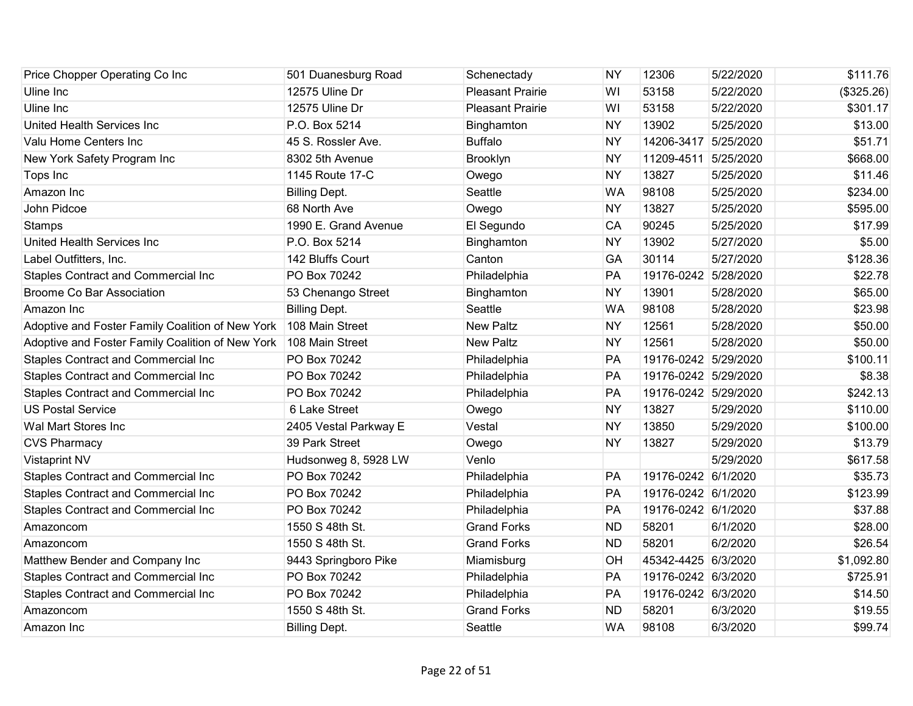| | | | | | | |
|---|---|---|---|---|---|---|
| Price Chopper Operating Co Inc | 501 Duanesburg Road | Schenectady | NY | 12306 | 5/22/2020 | $111.76 |
| Uline Inc | 12575 Uline Dr | Pleasant Prairie | WI | 53158 | 5/22/2020 | ($325.26) |
| Uline Inc | 12575 Uline Dr | Pleasant Prairie | WI | 53158 | 5/22/2020 | $301.17 |
| United Health Services Inc | P.O. Box 5214 | Binghamton | NY | 13902 | 5/25/2020 | $13.00 |
| Valu Home Centers Inc | 45 S. Rossler Ave. | Buffalo | NY | 14206-3417 | 5/25/2020 | $51.71 |
| New York Safety Program Inc | 8302 5th Avenue | Brooklyn | NY | 11209-4511 | 5/25/2020 | $668.00 |
| Tops Inc | 1145 Route 17-C | Owego | NY | 13827 | 5/25/2020 | $11.46 |
| Amazon Inc | Billing Dept. | Seattle | WA | 98108 | 5/25/2020 | $234.00 |
| John Pidcoe | 68 North Ave | Owego | NY | 13827 | 5/25/2020 | $595.00 |
| Stamps | 1990 E. Grand Avenue | El Segundo | CA | 90245 | 5/25/2020 | $17.99 |
| United Health Services Inc | P.O. Box 5214 | Binghamton | NY | 13902 | 5/27/2020 | $5.00 |
| Label Outfitters, Inc. | 142 Bluffs Court | Canton | GA | 30114 | 5/27/2020 | $128.36 |
| Staples Contract and Commercial Inc | PO Box 70242 | Philadelphia | PA | 19176-0242 | 5/28/2020 | $22.78 |
| Broome Co Bar Association | 53 Chenango Street | Binghamton | NY | 13901 | 5/28/2020 | $65.00 |
| Amazon Inc | Billing Dept. | Seattle | WA | 98108 | 5/28/2020 | $23.98 |
| Adoptive and Foster Family Coalition of New York | 108 Main Street | New Paltz | NY | 12561 | 5/28/2020 | $50.00 |
| Adoptive and Foster Family Coalition of New York | 108 Main Street | New Paltz | NY | 12561 | 5/28/2020 | $50.00 |
| Staples Contract and Commercial Inc | PO Box 70242 | Philadelphia | PA | 19176-0242 | 5/29/2020 | $100.11 |
| Staples Contract and Commercial Inc | PO Box 70242 | Philadelphia | PA | 19176-0242 | 5/29/2020 | $8.38 |
| Staples Contract and Commercial Inc | PO Box 70242 | Philadelphia | PA | 19176-0242 | 5/29/2020 | $242.13 |
| US Postal Service | 6 Lake Street | Owego | NY | 13827 | 5/29/2020 | $110.00 |
| Wal Mart Stores Inc | 2405 Vestal Parkway E | Vestal | NY | 13850 | 5/29/2020 | $100.00 |
| CVS Pharmacy | 39 Park Street | Owego | NY | 13827 | 5/29/2020 | $13.79 |
| Vistaprint NV | Hudsonweg 8, 5928 LW | Venlo | | | 5/29/2020 | $617.58 |
| Staples Contract and Commercial Inc | PO Box 70242 | Philadelphia | PA | 19176-0242 | 6/1/2020 | $35.73 |
| Staples Contract and Commercial Inc | PO Box 70242 | Philadelphia | PA | 19176-0242 | 6/1/2020 | $123.99 |
| Staples Contract and Commercial Inc | PO Box 70242 | Philadelphia | PA | 19176-0242 | 6/1/2020 | $37.88 |
| Amazoncom | 1550 S 48th St. | Grand Forks | ND | 58201 | 6/1/2020 | $28.00 |
| Amazoncom | 1550 S 48th St. | Grand Forks | ND | 58201 | 6/2/2020 | $26.54 |
| Matthew Bender and Company Inc | 9443 Springboro Pike | Miamisburg | OH | 45342-4425 | 6/3/2020 | $1,092.80 |
| Staples Contract and Commercial Inc | PO Box 70242 | Philadelphia | PA | 19176-0242 | 6/3/2020 | $725.91 |
| Staples Contract and Commercial Inc | PO Box 70242 | Philadelphia | PA | 19176-0242 | 6/3/2020 | $14.50 |
| Amazoncom | 1550 S 48th St. | Grand Forks | ND | 58201 | 6/3/2020 | $19.55 |
| Amazon Inc | Billing Dept. | Seattle | WA | 98108 | 6/3/2020 | $99.74 |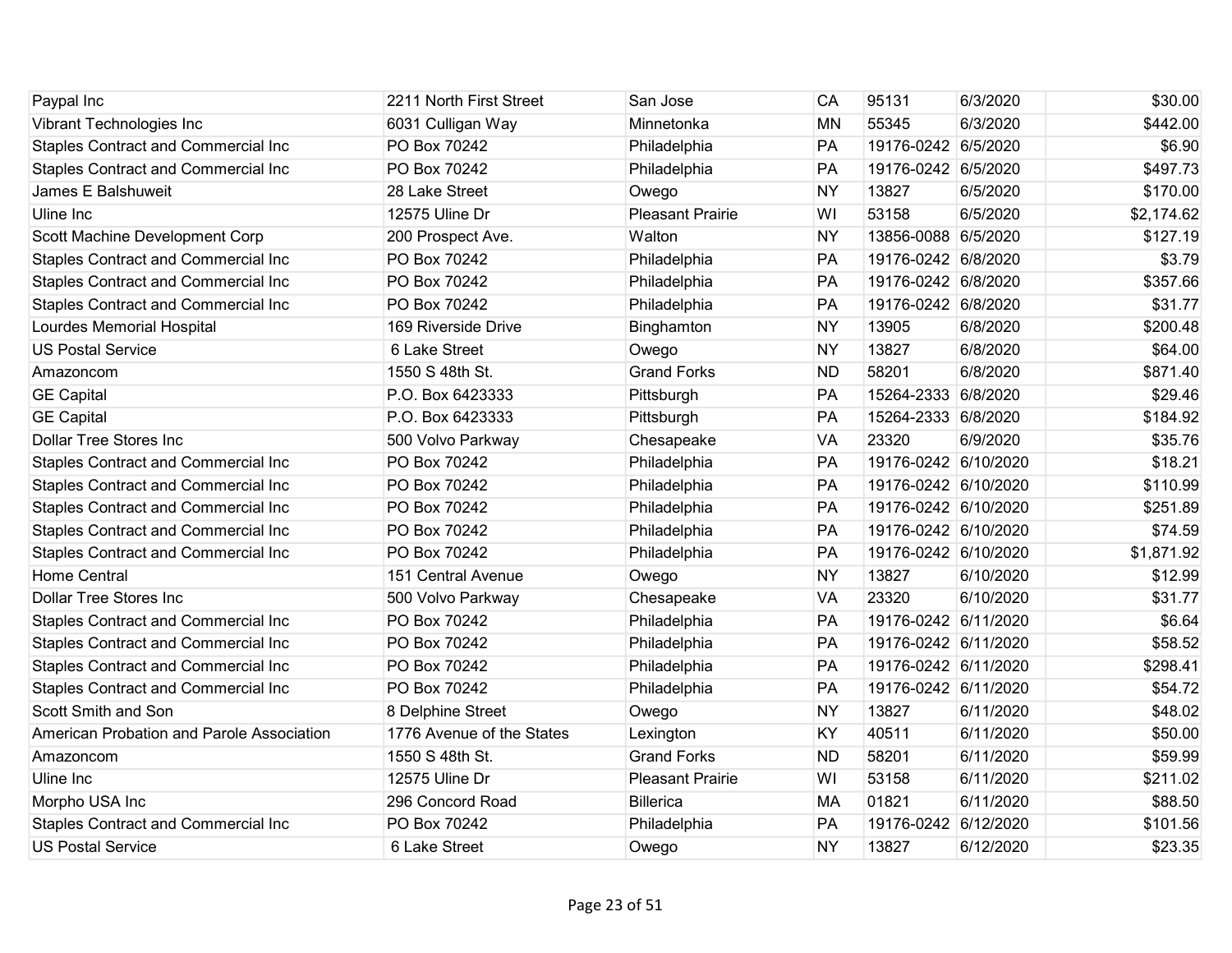| Paypal Inc | 2211 North First Street | San Jose | CA | 95131 | 6/3/2020 | $30.00 |
|---|---|---|---|---|---|---|
| Vibrant Technologies Inc | 6031 Culligan Way | Minnetonka | MN | 55345 | 6/3/2020 | $442.00 |
| Staples Contract and Commercial Inc | PO Box 70242 | Philadelphia | PA | 19176-0242 | 6/5/2020 | $6.90 |
| Staples Contract and Commercial Inc | PO Box 70242 | Philadelphia | PA | 19176-0242 | 6/5/2020 | $497.73 |
| James E Balshuweit | 28 Lake Street | Owego | NY | 13827 | 6/5/2020 | $170.00 |
| Uline Inc | 12575 Uline Dr | Pleasant Prairie | WI | 53158 | 6/5/2020 | $2,174.62 |
| Scott Machine Development Corp | 200 Prospect Ave. | Walton | NY | 13856-0088 | 6/5/2020 | $127.19 |
| Staples Contract and Commercial Inc | PO Box 70242 | Philadelphia | PA | 19176-0242 | 6/8/2020 | $3.79 |
| Staples Contract and Commercial Inc | PO Box 70242 | Philadelphia | PA | 19176-0242 | 6/8/2020 | $357.66 |
| Staples Contract and Commercial Inc | PO Box 70242 | Philadelphia | PA | 19176-0242 | 6/8/2020 | $31.77 |
| Lourdes Memorial Hospital | 169 Riverside Drive | Binghamton | NY | 13905 | 6/8/2020 | $200.48 |
| US Postal Service | 6 Lake Street | Owego | NY | 13827 | 6/8/2020 | $64.00 |
| Amazoncom | 1550 S 48th St. | Grand Forks | ND | 58201 | 6/8/2020 | $871.40 |
| GE Capital | P.O. Box 6423333 | Pittsburgh | PA | 15264-2333 | 6/8/2020 | $29.46 |
| GE Capital | P.O. Box 6423333 | Pittsburgh | PA | 15264-2333 | 6/8/2020 | $184.92 |
| Dollar Tree Stores Inc | 500 Volvo Parkway | Chesapeake | VA | 23320 | 6/9/2020 | $35.76 |
| Staples Contract and Commercial Inc | PO Box 70242 | Philadelphia | PA | 19176-0242 | 6/10/2020 | $18.21 |
| Staples Contract and Commercial Inc | PO Box 70242 | Philadelphia | PA | 19176-0242 | 6/10/2020 | $110.99 |
| Staples Contract and Commercial Inc | PO Box 70242 | Philadelphia | PA | 19176-0242 | 6/10/2020 | $251.89 |
| Staples Contract and Commercial Inc | PO Box 70242 | Philadelphia | PA | 19176-0242 | 6/10/2020 | $74.59 |
| Staples Contract and Commercial Inc | PO Box 70242 | Philadelphia | PA | 19176-0242 | 6/10/2020 | $1,871.92 |
| Home Central | 151 Central Avenue | Owego | NY | 13827 | 6/10/2020 | $12.99 |
| Dollar Tree Stores Inc | 500 Volvo Parkway | Chesapeake | VA | 23320 | 6/10/2020 | $31.77 |
| Staples Contract and Commercial Inc | PO Box 70242 | Philadelphia | PA | 19176-0242 | 6/11/2020 | $6.64 |
| Staples Contract and Commercial Inc | PO Box 70242 | Philadelphia | PA | 19176-0242 | 6/11/2020 | $58.52 |
| Staples Contract and Commercial Inc | PO Box 70242 | Philadelphia | PA | 19176-0242 | 6/11/2020 | $298.41 |
| Staples Contract and Commercial Inc | PO Box 70242 | Philadelphia | PA | 19176-0242 | 6/11/2020 | $54.72 |
| Scott Smith and Son | 8 Delphine Street | Owego | NY | 13827 | 6/11/2020 | $48.02 |
| American Probation and Parole Association | 1776 Avenue of the States | Lexington | KY | 40511 | 6/11/2020 | $50.00 |
| Amazoncom | 1550 S 48th St. | Grand Forks | ND | 58201 | 6/11/2020 | $59.99 |
| Uline Inc | 12575 Uline Dr | Pleasant Prairie | WI | 53158 | 6/11/2020 | $211.02 |
| Morpho USA Inc | 296 Concord Road | Billerica | MA | 01821 | 6/11/2020 | $88.50 |
| Staples Contract and Commercial Inc | PO Box 70242 | Philadelphia | PA | 19176-0242 | 6/12/2020 | $101.56 |
| US Postal Service | 6 Lake Street | Owego | NY | 13827 | 6/12/2020 | $23.35 |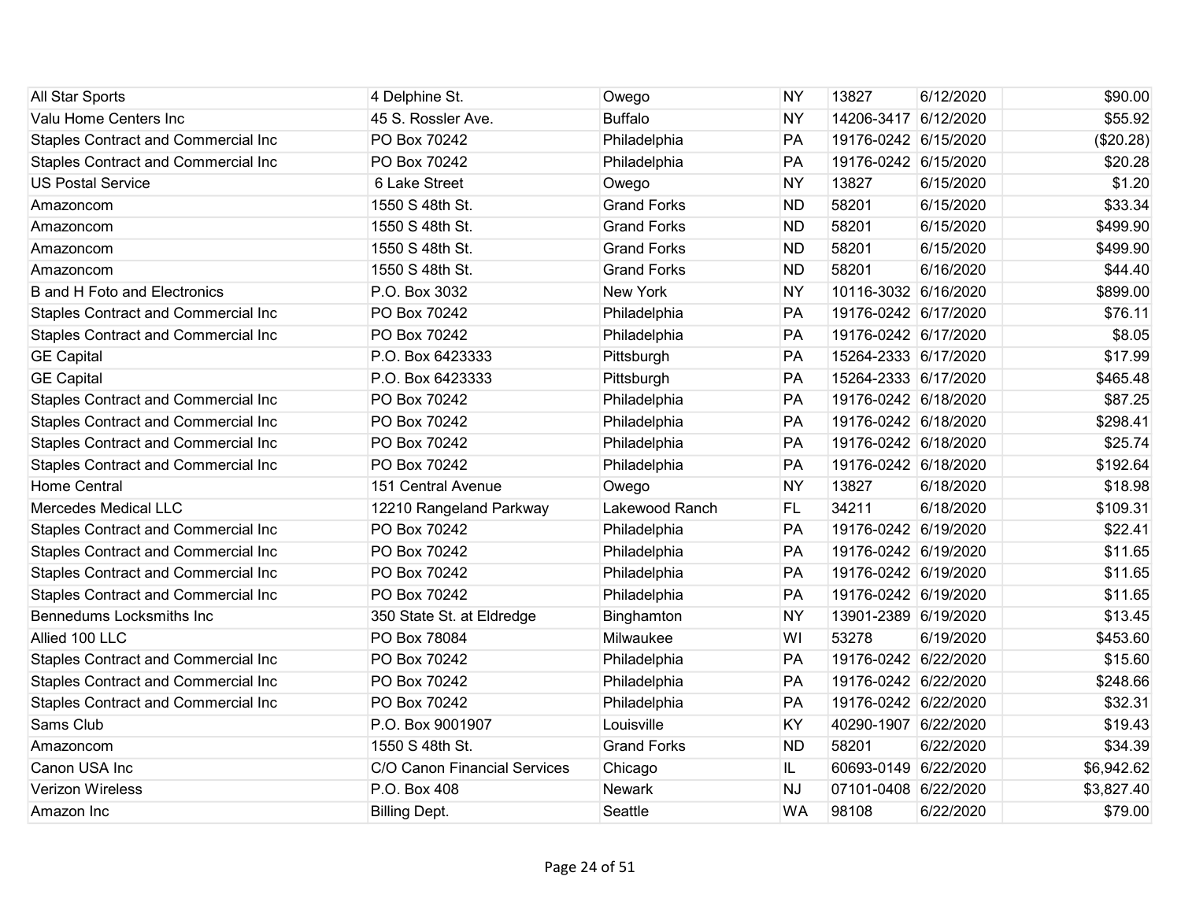| | | | | | | |
|---|---|---|---|---|---|---|
| All Star Sports | 4 Delphine St. | Owego | NY | 13827 | 6/12/2020 | $90.00 |
| Valu Home Centers Inc | 45 S. Rossler Ave. | Buffalo | NY | 14206-3417 | 6/12/2020 | $55.92 |
| Staples Contract and Commercial Inc | PO Box 70242 | Philadelphia | PA | 19176-0242 | 6/15/2020 | ($20.28) |
| Staples Contract and Commercial Inc | PO Box 70242 | Philadelphia | PA | 19176-0242 | 6/15/2020 | $20.28 |
| US Postal Service | 6 Lake Street | Owego | NY | 13827 | 6/15/2020 | $1.20 |
| Amazoncom | 1550 S 48th St. | Grand Forks | ND | 58201 | 6/15/2020 | $33.34 |
| Amazoncom | 1550 S 48th St. | Grand Forks | ND | 58201 | 6/15/2020 | $499.90 |
| Amazoncom | 1550 S 48th St. | Grand Forks | ND | 58201 | 6/15/2020 | $499.90 |
| Amazoncom | 1550 S 48th St. | Grand Forks | ND | 58201 | 6/16/2020 | $44.40 |
| B and H Foto and Electronics | P.O. Box 3032 | New York | NY | 10116-3032 | 6/16/2020 | $899.00 |
| Staples Contract and Commercial Inc | PO Box 70242 | Philadelphia | PA | 19176-0242 | 6/17/2020 | $76.11 |
| Staples Contract and Commercial Inc | PO Box 70242 | Philadelphia | PA | 19176-0242 | 6/17/2020 | $8.05 |
| GE Capital | P.O. Box 6423333 | Pittsburgh | PA | 15264-2333 | 6/17/2020 | $17.99 |
| GE Capital | P.O. Box 6423333 | Pittsburgh | PA | 15264-2333 | 6/17/2020 | $465.48 |
| Staples Contract and Commercial Inc | PO Box 70242 | Philadelphia | PA | 19176-0242 | 6/18/2020 | $87.25 |
| Staples Contract and Commercial Inc | PO Box 70242 | Philadelphia | PA | 19176-0242 | 6/18/2020 | $298.41 |
| Staples Contract and Commercial Inc | PO Box 70242 | Philadelphia | PA | 19176-0242 | 6/18/2020 | $25.74 |
| Staples Contract and Commercial Inc | PO Box 70242 | Philadelphia | PA | 19176-0242 | 6/18/2020 | $192.64 |
| Home Central | 151 Central Avenue | Owego | NY | 13827 | 6/18/2020 | $18.98 |
| Mercedes Medical LLC | 12210 Rangeland Parkway | Lakewood Ranch | FL | 34211 | 6/18/2020 | $109.31 |
| Staples Contract and Commercial Inc | PO Box 70242 | Philadelphia | PA | 19176-0242 | 6/19/2020 | $22.41 |
| Staples Contract and Commercial Inc | PO Box 70242 | Philadelphia | PA | 19176-0242 | 6/19/2020 | $11.65 |
| Staples Contract and Commercial Inc | PO Box 70242 | Philadelphia | PA | 19176-0242 | 6/19/2020 | $11.65 |
| Staples Contract and Commercial Inc | PO Box 70242 | Philadelphia | PA | 19176-0242 | 6/19/2020 | $11.65 |
| Bennedums Locksmiths Inc | 350 State St. at Eldredge | Binghamton | NY | 13901-2389 | 6/19/2020 | $13.45 |
| Allied 100 LLC | PO Box 78084 | Milwaukee | WI | 53278 | 6/19/2020 | $453.60 |
| Staples Contract and Commercial Inc | PO Box 70242 | Philadelphia | PA | 19176-0242 | 6/22/2020 | $15.60 |
| Staples Contract and Commercial Inc | PO Box 70242 | Philadelphia | PA | 19176-0242 | 6/22/2020 | $248.66 |
| Staples Contract and Commercial Inc | PO Box 70242 | Philadelphia | PA | 19176-0242 | 6/22/2020 | $32.31 |
| Sams Club | P.O. Box 9001907 | Louisville | KY | 40290-1907 | 6/22/2020 | $19.43 |
| Amazoncom | 1550 S 48th St. | Grand Forks | ND | 58201 | 6/22/2020 | $34.39 |
| Canon USA Inc | C/O Canon Financial Services | Chicago | IL | 60693-0149 | 6/22/2020 | $6,942.62 |
| Verizon Wireless | P.O. Box 408 | Newark | NJ | 07101-0408 | 6/22/2020 | $3,827.40 |
| Amazon Inc | Billing Dept. | Seattle | WA | 98108 | 6/22/2020 | $79.00 |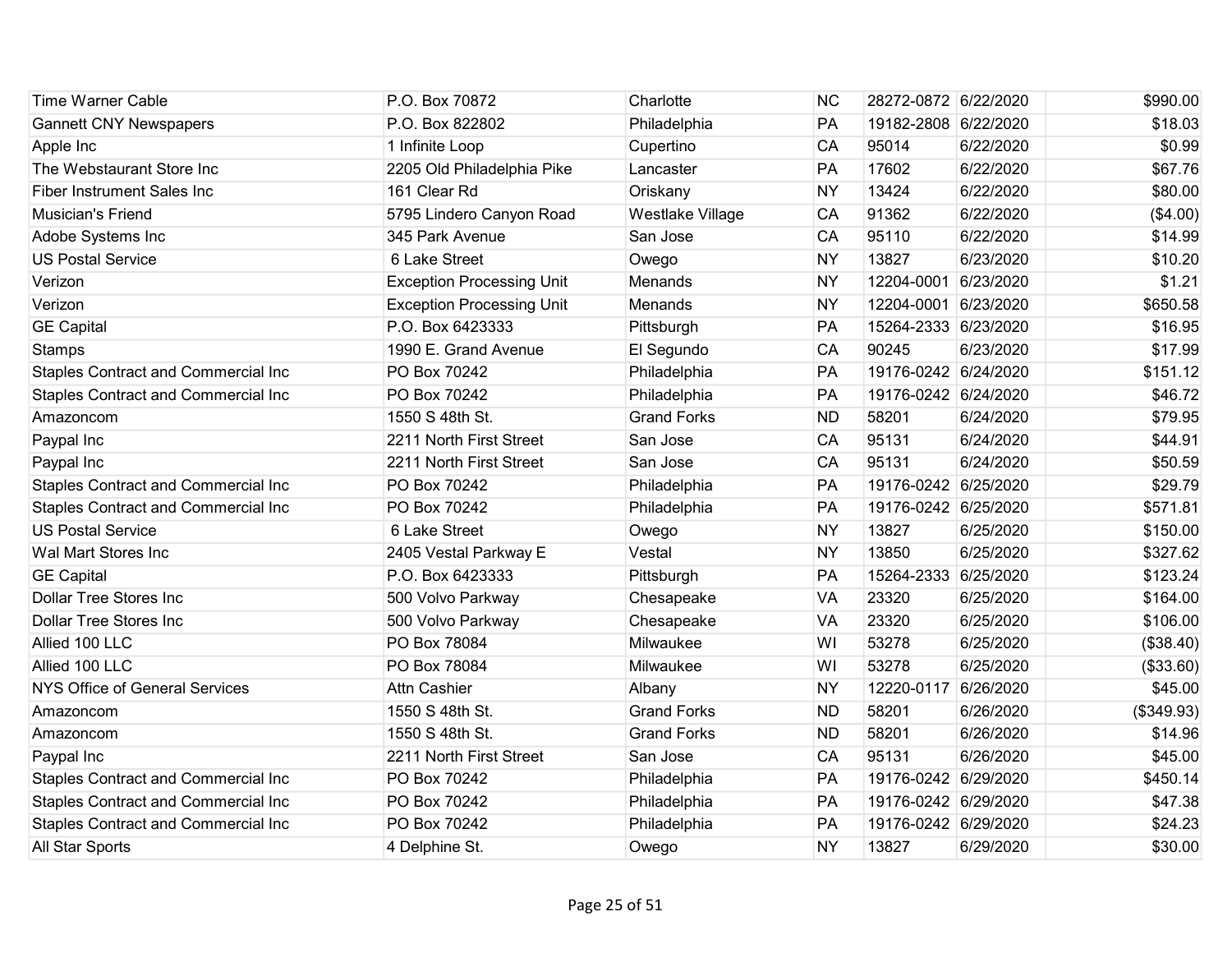| | | | | | | |
|---|---|---|---|---|---|---|
| Time Warner Cable | P.O. Box 70872 | Charlotte | NC | 28272-0872 | 6/22/2020 | $990.00 |
| Gannett CNY Newspapers | P.O. Box 822802 | Philadelphia | PA | 19182-2808 | 6/22/2020 | $18.03 |
| Apple Inc | 1 Infinite Loop | Cupertino | CA | 95014 | 6/22/2020 | $0.99 |
| The Webstaurant Store Inc | 2205 Old Philadelphia Pike | Lancaster | PA | 17602 | 6/22/2020 | $67.76 |
| Fiber Instrument Sales Inc | 161 Clear Rd | Oriskany | NY | 13424 | 6/22/2020 | $80.00 |
| Musician's Friend | 5795 Lindero Canyon Road | Westlake Village | CA | 91362 | 6/22/2020 | ($4.00) |
| Adobe Systems Inc | 345 Park Avenue | San Jose | CA | 95110 | 6/22/2020 | $14.99 |
| US Postal Service | 6 Lake Street | Owego | NY | 13827 | 6/23/2020 | $10.20 |
| Verizon | Exception Processing Unit | Menands | NY | 12204-0001 | 6/23/2020 | $1.21 |
| Verizon | Exception Processing Unit | Menands | NY | 12204-0001 | 6/23/2020 | $650.58 |
| GE Capital | P.O. Box 6423333 | Pittsburgh | PA | 15264-2333 | 6/23/2020 | $16.95 |
| Stamps | 1990 E. Grand Avenue | El Segundo | CA | 90245 | 6/23/2020 | $17.99 |
| Staples Contract and Commercial Inc | PO Box 70242 | Philadelphia | PA | 19176-0242 | 6/24/2020 | $151.12 |
| Staples Contract and Commercial Inc | PO Box 70242 | Philadelphia | PA | 19176-0242 | 6/24/2020 | $46.72 |
| Amazoncom | 1550 S 48th St. | Grand Forks | ND | 58201 | 6/24/2020 | $79.95 |
| Paypal Inc | 2211 North First Street | San Jose | CA | 95131 | 6/24/2020 | $44.91 |
| Paypal Inc | 2211 North First Street | San Jose | CA | 95131 | 6/24/2020 | $50.59 |
| Staples Contract and Commercial Inc | PO Box 70242 | Philadelphia | PA | 19176-0242 | 6/25/2020 | $29.79 |
| Staples Contract and Commercial Inc | PO Box 70242 | Philadelphia | PA | 19176-0242 | 6/25/2020 | $571.81 |
| US Postal Service | 6 Lake Street | Owego | NY | 13827 | 6/25/2020 | $150.00 |
| Wal Mart Stores Inc | 2405 Vestal Parkway E | Vestal | NY | 13850 | 6/25/2020 | $327.62 |
| GE Capital | P.O. Box 6423333 | Pittsburgh | PA | 15264-2333 | 6/25/2020 | $123.24 |
| Dollar Tree Stores Inc | 500 Volvo Parkway | Chesapeake | VA | 23320 | 6/25/2020 | $164.00 |
| Dollar Tree Stores Inc | 500 Volvo Parkway | Chesapeake | VA | 23320 | 6/25/2020 | $106.00 |
| Allied 100 LLC | PO Box 78084 | Milwaukee | WI | 53278 | 6/25/2020 | ($38.40) |
| Allied 100 LLC | PO Box 78084 | Milwaukee | WI | 53278 | 6/25/2020 | ($33.60) |
| NYS Office of General Services | Attn Cashier | Albany | NY | 12220-0117 | 6/26/2020 | $45.00 |
| Amazoncom | 1550 S 48th St. | Grand Forks | ND | 58201 | 6/26/2020 | ($349.93) |
| Amazoncom | 1550 S 48th St. | Grand Forks | ND | 58201 | 6/26/2020 | $14.96 |
| Paypal Inc | 2211 North First Street | San Jose | CA | 95131 | 6/26/2020 | $45.00 |
| Staples Contract and Commercial Inc | PO Box 70242 | Philadelphia | PA | 19176-0242 | 6/29/2020 | $450.14 |
| Staples Contract and Commercial Inc | PO Box 70242 | Philadelphia | PA | 19176-0242 | 6/29/2020 | $47.38 |
| Staples Contract and Commercial Inc | PO Box 70242 | Philadelphia | PA | 19176-0242 | 6/29/2020 | $24.23 |
| All Star Sports | 4 Delphine St. | Owego | NY | 13827 | 6/29/2020 | $30.00 |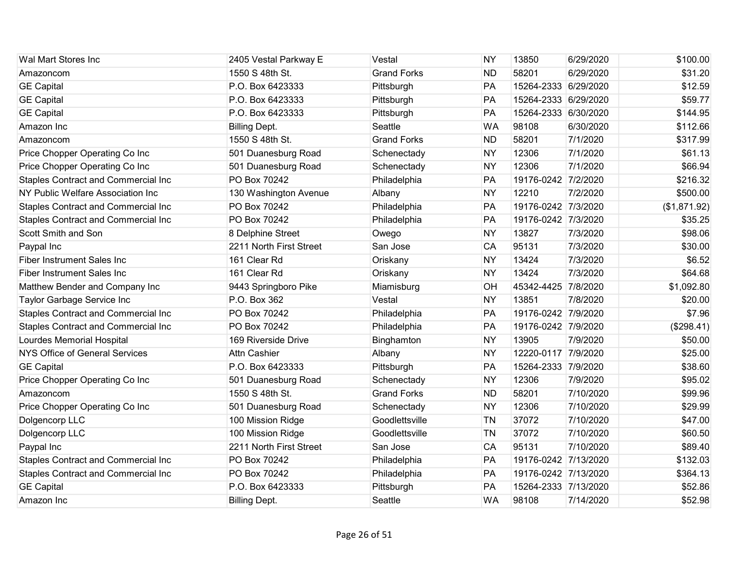| | | | | | | |
|---|---|---|---|---|---|---|
| Wal Mart Stores Inc | 2405 Vestal Parkway E | Vestal | NY | 13850 | 6/29/2020 | $100.00 |
| Amazoncom | 1550 S 48th St. | Grand Forks | ND | 58201 | 6/29/2020 | $31.20 |
| GE Capital | P.O. Box 6423333 | Pittsburgh | PA | 15264-2333 | 6/29/2020 | $12.59 |
| GE Capital | P.O. Box 6423333 | Pittsburgh | PA | 15264-2333 | 6/29/2020 | $59.77 |
| GE Capital | P.O. Box 6423333 | Pittsburgh | PA | 15264-2333 | 6/30/2020 | $144.95 |
| Amazon Inc | Billing Dept. | Seattle | WA | 98108 | 6/30/2020 | $112.66 |
| Amazoncom | 1550 S 48th St. | Grand Forks | ND | 58201 | 7/1/2020 | $317.99 |
| Price Chopper Operating Co Inc | 501 Duanesburg Road | Schenectady | NY | 12306 | 7/1/2020 | $61.13 |
| Price Chopper Operating Co Inc | 501 Duanesburg Road | Schenectady | NY | 12306 | 7/1/2020 | $66.94 |
| Staples Contract and Commercial Inc | PO Box 70242 | Philadelphia | PA | 19176-0242 | 7/2/2020 | $216.32 |
| NY Public Welfare Association Inc | 130 Washington Avenue | Albany | NY | 12210 | 7/2/2020 | $500.00 |
| Staples Contract and Commercial Inc | PO Box 70242 | Philadelphia | PA | 19176-0242 | 7/3/2020 | ($1,871.92) |
| Staples Contract and Commercial Inc | PO Box 70242 | Philadelphia | PA | 19176-0242 | 7/3/2020 | $35.25 |
| Scott Smith and Son | 8 Delphine Street | Owego | NY | 13827 | 7/3/2020 | $98.06 |
| Paypal Inc | 2211 North First Street | San Jose | CA | 95131 | 7/3/2020 | $30.00 |
| Fiber Instrument Sales Inc | 161 Clear Rd | Oriskany | NY | 13424 | 7/3/2020 | $6.52 |
| Fiber Instrument Sales Inc | 161 Clear Rd | Oriskany | NY | 13424 | 7/3/2020 | $64.68 |
| Matthew Bender and Company Inc | 9443 Springboro Pike | Miamisburg | OH | 45342-4425 | 7/8/2020 | $1,092.80 |
| Taylor Garbage Service Inc | P.O. Box 362 | Vestal | NY | 13851 | 7/8/2020 | $20.00 |
| Staples Contract and Commercial Inc | PO Box 70242 | Philadelphia | PA | 19176-0242 | 7/9/2020 | $7.96 |
| Staples Contract and Commercial Inc | PO Box 70242 | Philadelphia | PA | 19176-0242 | 7/9/2020 | ($298.41) |
| Lourdes Memorial Hospital | 169 Riverside Drive | Binghamton | NY | 13905 | 7/9/2020 | $50.00 |
| NYS Office of General Services | Attn Cashier | Albany | NY | 12220-0117 | 7/9/2020 | $25.00 |
| GE Capital | P.O. Box 6423333 | Pittsburgh | PA | 15264-2333 | 7/9/2020 | $38.60 |
| Price Chopper Operating Co Inc | 501 Duanesburg Road | Schenectady | NY | 12306 | 7/9/2020 | $95.02 |
| Amazoncom | 1550 S 48th St. | Grand Forks | ND | 58201 | 7/10/2020 | $99.96 |
| Price Chopper Operating Co Inc | 501 Duanesburg Road | Schenectady | NY | 12306 | 7/10/2020 | $29.99 |
| Dolgencorp LLC | 100 Mission Ridge | Goodlettsville | TN | 37072 | 7/10/2020 | $47.00 |
| Dolgencorp LLC | 100 Mission Ridge | Goodlettsville | TN | 37072 | 7/10/2020 | $60.50 |
| Paypal Inc | 2211 North First Street | San Jose | CA | 95131 | 7/10/2020 | $89.40 |
| Staples Contract and Commercial Inc | PO Box 70242 | Philadelphia | PA | 19176-0242 | 7/13/2020 | $132.03 |
| Staples Contract and Commercial Inc | PO Box 70242 | Philadelphia | PA | 19176-0242 | 7/13/2020 | $364.13 |
| GE Capital | P.O. Box 6423333 | Pittsburgh | PA | 15264-2333 | 7/13/2020 | $52.86 |
| Amazon Inc | Billing Dept. | Seattle | WA | 98108 | 7/14/2020 | $52.98 |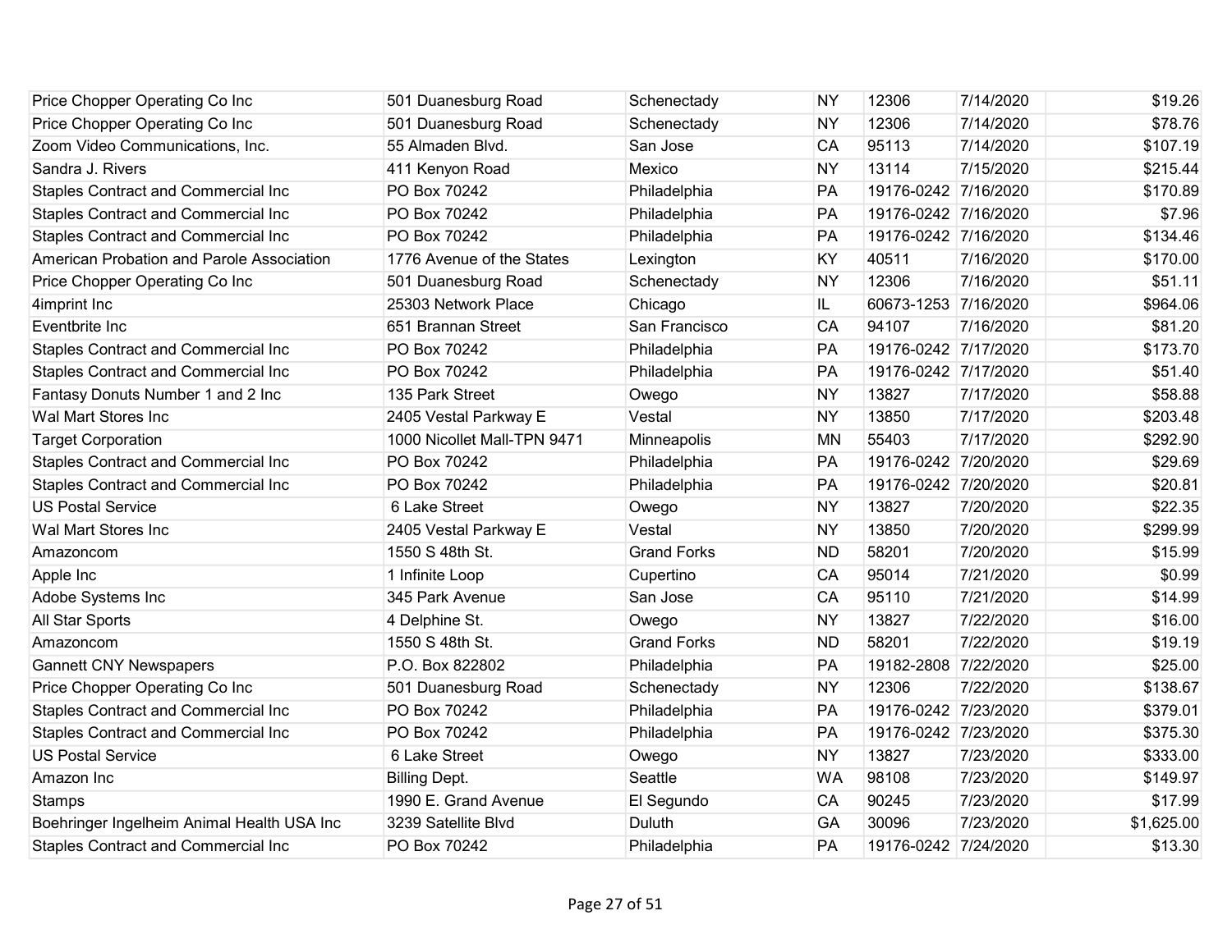| | | | | | | |
|---|---|---|---|---|---|---|
| Price Chopper Operating Co Inc | 501 Duanesburg Road | Schenectady | NY | 12306 | 7/14/2020 | $19.26 |
| Price Chopper Operating Co Inc | 501 Duanesburg Road | Schenectady | NY | 12306 | 7/14/2020 | $78.76 |
| Zoom Video Communications, Inc. | 55 Almaden Blvd. | San Jose | CA | 95113 | 7/14/2020 | $107.19 |
| Sandra J. Rivers | 411 Kenyon Road | Mexico | NY | 13114 | 7/15/2020 | $215.44 |
| Staples Contract and Commercial Inc | PO Box 70242 | Philadelphia | PA | 19176-0242 | 7/16/2020 | $170.89 |
| Staples Contract and Commercial Inc | PO Box 70242 | Philadelphia | PA | 19176-0242 | 7/16/2020 | $7.96 |
| Staples Contract and Commercial Inc | PO Box 70242 | Philadelphia | PA | 19176-0242 | 7/16/2020 | $134.46 |
| American Probation and Parole Association | 1776 Avenue of the States | Lexington | KY | 40511 | 7/16/2020 | $170.00 |
| Price Chopper Operating Co Inc | 501 Duanesburg Road | Schenectady | NY | 12306 | 7/16/2020 | $51.11 |
| 4imprint Inc | 25303 Network Place | Chicago | IL | 60673-1253 | 7/16/2020 | $964.06 |
| Eventbrite Inc | 651 Brannan Street | San Francisco | CA | 94107 | 7/16/2020 | $81.20 |
| Staples Contract and Commercial Inc | PO Box 70242 | Philadelphia | PA | 19176-0242 | 7/17/2020 | $173.70 |
| Staples Contract and Commercial Inc | PO Box 70242 | Philadelphia | PA | 19176-0242 | 7/17/2020 | $51.40 |
| Fantasy Donuts Number 1 and 2 Inc | 135 Park Street | Owego | NY | 13827 | 7/17/2020 | $58.88 |
| Wal Mart Stores Inc | 2405 Vestal Parkway E | Vestal | NY | 13850 | 7/17/2020 | $203.48 |
| Target Corporation | 1000 Nicollet Mall-TPN 9471 | Minneapolis | MN | 55403 | 7/17/2020 | $292.90 |
| Staples Contract and Commercial Inc | PO Box 70242 | Philadelphia | PA | 19176-0242 | 7/20/2020 | $29.69 |
| Staples Contract and Commercial Inc | PO Box 70242 | Philadelphia | PA | 19176-0242 | 7/20/2020 | $20.81 |
| US Postal Service | 6 Lake Street | Owego | NY | 13827 | 7/20/2020 | $22.35 |
| Wal Mart Stores Inc | 2405 Vestal Parkway E | Vestal | NY | 13850 | 7/20/2020 | $299.99 |
| Amazoncom | 1550 S 48th St. | Grand Forks | ND | 58201 | 7/20/2020 | $15.99 |
| Apple Inc | 1 Infinite Loop | Cupertino | CA | 95014 | 7/21/2020 | $0.99 |
| Adobe Systems Inc | 345 Park Avenue | San Jose | CA | 95110 | 7/21/2020 | $14.99 |
| All Star Sports | 4 Delphine St. | Owego | NY | 13827 | 7/22/2020 | $16.00 |
| Amazoncom | 1550 S 48th St. | Grand Forks | ND | 58201 | 7/22/2020 | $19.19 |
| Gannett CNY Newspapers | P.O. Box 822802 | Philadelphia | PA | 19182-2808 | 7/22/2020 | $25.00 |
| Price Chopper Operating Co Inc | 501 Duanesburg Road | Schenectady | NY | 12306 | 7/22/2020 | $138.67 |
| Staples Contract and Commercial Inc | PO Box 70242 | Philadelphia | PA | 19176-0242 | 7/23/2020 | $379.01 |
| Staples Contract and Commercial Inc | PO Box 70242 | Philadelphia | PA | 19176-0242 | 7/23/2020 | $375.30 |
| US Postal Service | 6 Lake Street | Owego | NY | 13827 | 7/23/2020 | $333.00 |
| Amazon Inc | Billing Dept. | Seattle | WA | 98108 | 7/23/2020 | $149.97 |
| Stamps | 1990 E. Grand Avenue | El Segundo | CA | 90245 | 7/23/2020 | $17.99 |
| Boehringer Ingelheim Animal Health USA Inc | 3239 Satellite Blvd | Duluth | GA | 30096 | 7/23/2020 | $1,625.00 |
| Staples Contract and Commercial Inc | PO Box 70242 | Philadelphia | PA | 19176-0242 | 7/24/2020 | $13.30 |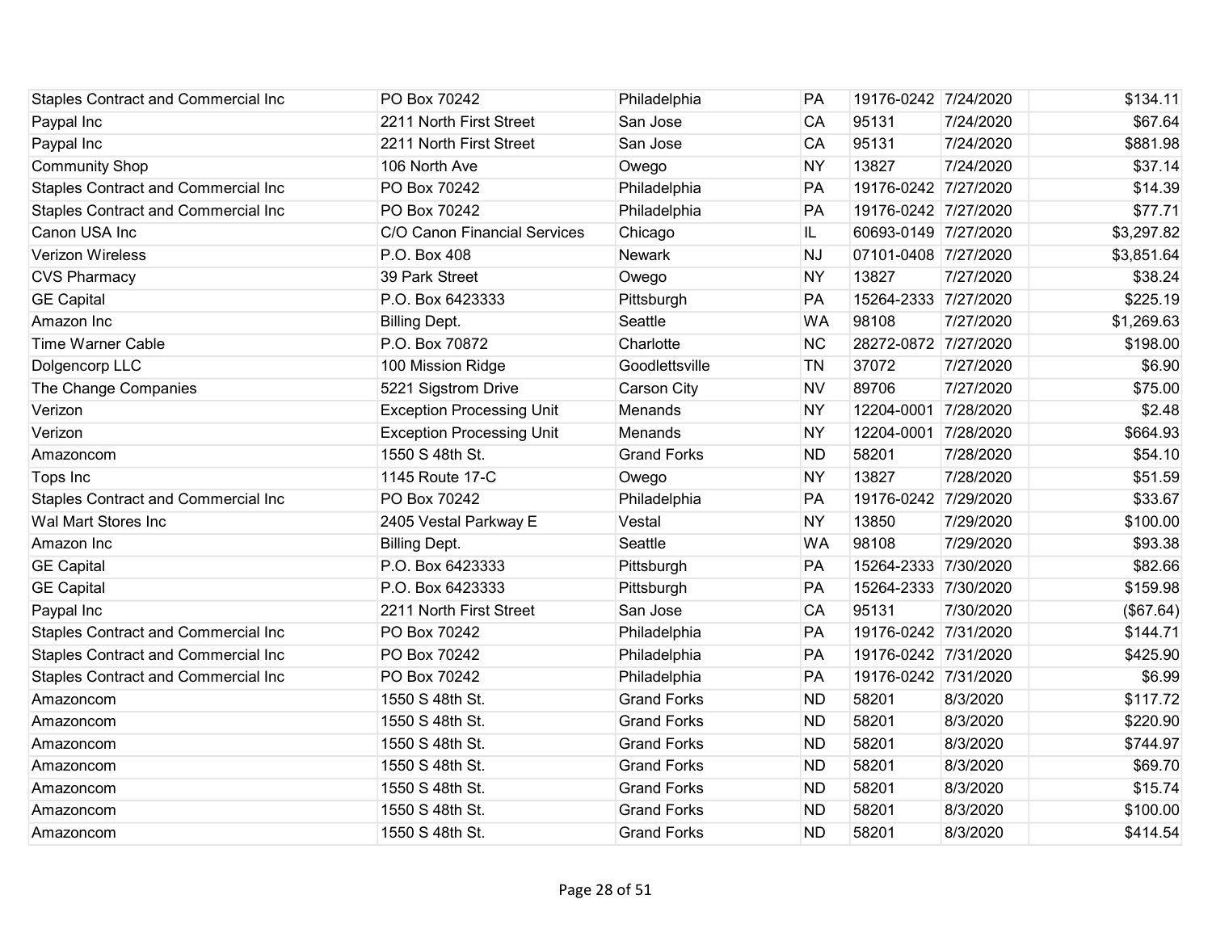| | | | | | | |
|---|---|---|---|---|---|---|
| Staples Contract and Commercial Inc | PO Box 70242 | Philadelphia | PA | 19176-0242 | 7/24/2020 | $134.11 |
| Paypal Inc | 2211 North First Street | San Jose | CA | 95131 | 7/24/2020 | $67.64 |
| Paypal Inc | 2211 North First Street | San Jose | CA | 95131 | 7/24/2020 | $881.98 |
| Community Shop | 106 North Ave | Owego | NY | 13827 | 7/24/2020 | $37.14 |
| Staples Contract and Commercial Inc | PO Box 70242 | Philadelphia | PA | 19176-0242 | 7/27/2020 | $14.39 |
| Staples Contract and Commercial Inc | PO Box 70242 | Philadelphia | PA | 19176-0242 | 7/27/2020 | $77.71 |
| Canon USA Inc | C/O Canon Financial Services | Chicago | IL | 60693-0149 | 7/27/2020 | $3,297.82 |
| Verizon Wireless | P.O. Box 408 | Newark | NJ | 07101-0408 | 7/27/2020 | $3,851.64 |
| CVS Pharmacy | 39 Park Street | Owego | NY | 13827 | 7/27/2020 | $38.24 |
| GE Capital | P.O. Box 6423333 | Pittsburgh | PA | 15264-2333 | 7/27/2020 | $225.19 |
| Amazon Inc | Billing Dept. | Seattle | WA | 98108 | 7/27/2020 | $1,269.63 |
| Time Warner Cable | P.O. Box 70872 | Charlotte | NC | 28272-0872 | 7/27/2020 | $198.00 |
| Dolgencorp LLC | 100 Mission Ridge | Goodlettsville | TN | 37072 | 7/27/2020 | $6.90 |
| The Change Companies | 5221 Sigstrom Drive | Carson City | NV | 89706 | 7/27/2020 | $75.00 |
| Verizon | Exception Processing Unit | Menands | NY | 12204-0001 | 7/28/2020 | $2.48 |
| Verizon | Exception Processing Unit | Menands | NY | 12204-0001 | 7/28/2020 | $664.93 |
| Amazoncom | 1550 S 48th St. | Grand Forks | ND | 58201 | 7/28/2020 | $54.10 |
| Tops Inc | 1145 Route 17-C | Owego | NY | 13827 | 7/28/2020 | $51.59 |
| Staples Contract and Commercial Inc | PO Box 70242 | Philadelphia | PA | 19176-0242 | 7/29/2020 | $33.67 |
| Wal Mart Stores Inc | 2405 Vestal Parkway E | Vestal | NY | 13850 | 7/29/2020 | $100.00 |
| Amazon Inc | Billing Dept. | Seattle | WA | 98108 | 7/29/2020 | $93.38 |
| GE Capital | P.O. Box 6423333 | Pittsburgh | PA | 15264-2333 | 7/30/2020 | $82.66 |
| GE Capital | P.O. Box 6423333 | Pittsburgh | PA | 15264-2333 | 7/30/2020 | $159.98 |
| Paypal Inc | 2211 North First Street | San Jose | CA | 95131 | 7/30/2020 | ($67.64) |
| Staples Contract and Commercial Inc | PO Box 70242 | Philadelphia | PA | 19176-0242 | 7/31/2020 | $144.71 |
| Staples Contract and Commercial Inc | PO Box 70242 | Philadelphia | PA | 19176-0242 | 7/31/2020 | $425.90 |
| Staples Contract and Commercial Inc | PO Box 70242 | Philadelphia | PA | 19176-0242 | 7/31/2020 | $6.99 |
| Amazoncom | 1550 S 48th St. | Grand Forks | ND | 58201 | 8/3/2020 | $117.72 |
| Amazoncom | 1550 S 48th St. | Grand Forks | ND | 58201 | 8/3/2020 | $220.90 |
| Amazoncom | 1550 S 48th St. | Grand Forks | ND | 58201 | 8/3/2020 | $744.97 |
| Amazoncom | 1550 S 48th St. | Grand Forks | ND | 58201 | 8/3/2020 | $69.70 |
| Amazoncom | 1550 S 48th St. | Grand Forks | ND | 58201 | 8/3/2020 | $15.74 |
| Amazoncom | 1550 S 48th St. | Grand Forks | ND | 58201 | 8/3/2020 | $100.00 |
| Amazoncom | 1550 S 48th St. | Grand Forks | ND | 58201 | 8/3/2020 | $414.54 |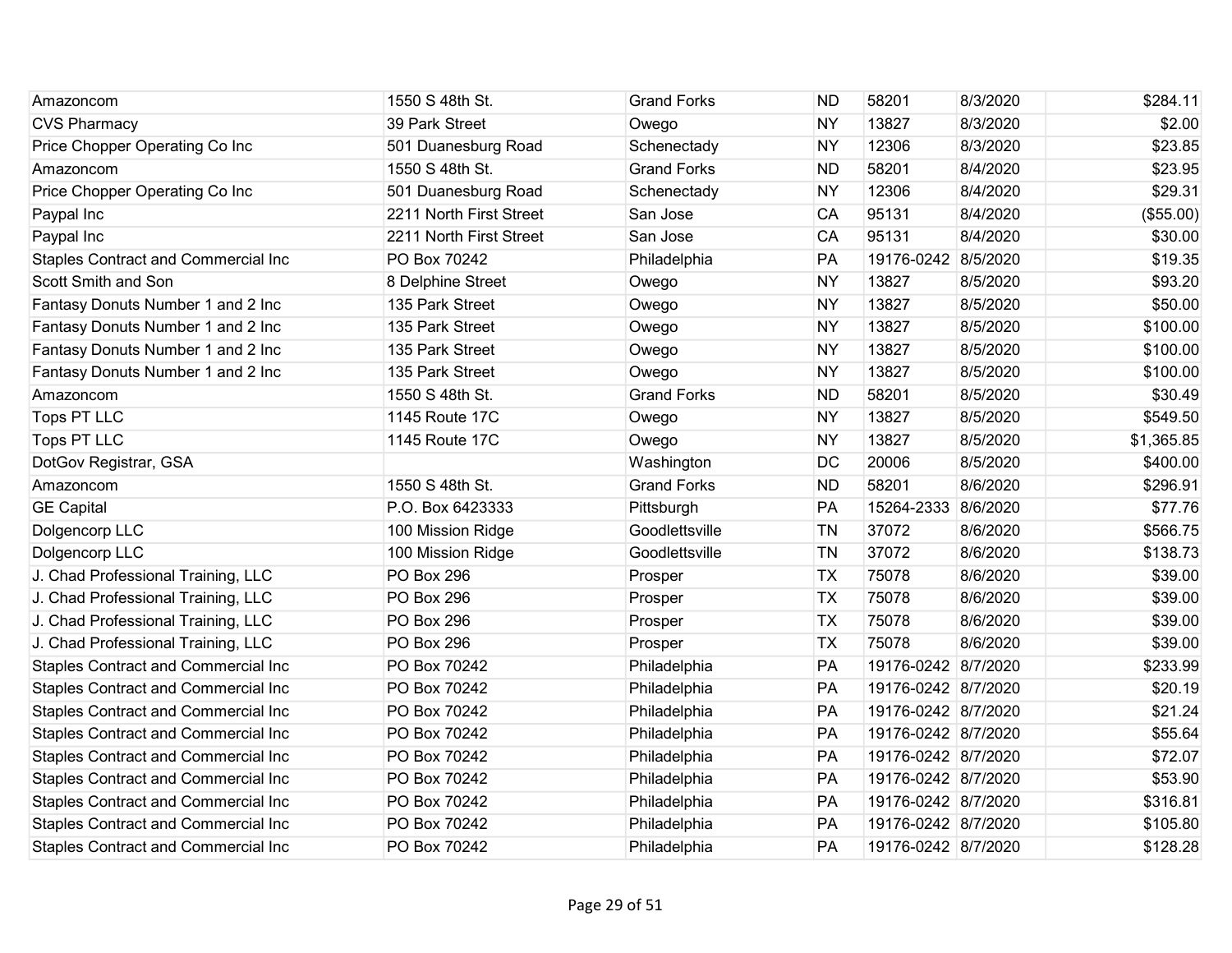| | | | | | | |
|---|---|---|---|---|---|---|
| Amazoncom | 1550 S 48th St. | Grand Forks | ND | 58201 | 8/3/2020 | $284.11 |
| CVS Pharmacy | 39 Park Street | Owego | NY | 13827 | 8/3/2020 | $2.00 |
| Price Chopper Operating Co Inc | 501 Duanesburg Road | Schenectady | NY | 12306 | 8/3/2020 | $23.85 |
| Amazoncom | 1550 S 48th St. | Grand Forks | ND | 58201 | 8/4/2020 | $23.95 |
| Price Chopper Operating Co Inc | 501 Duanesburg Road | Schenectady | NY | 12306 | 8/4/2020 | $29.31 |
| Paypal Inc | 2211 North First Street | San Jose | CA | 95131 | 8/4/2020 | ($55.00) |
| Paypal Inc | 2211 North First Street | San Jose | CA | 95131 | 8/4/2020 | $30.00 |
| Staples Contract and Commercial Inc | PO Box 70242 | Philadelphia | PA | 19176-0242 | 8/5/2020 | $19.35 |
| Scott Smith and Son | 8 Delphine Street | Owego | NY | 13827 | 8/5/2020 | $93.20 |
| Fantasy Donuts Number 1 and 2 Inc | 135 Park Street | Owego | NY | 13827 | 8/5/2020 | $50.00 |
| Fantasy Donuts Number 1 and 2 Inc | 135 Park Street | Owego | NY | 13827 | 8/5/2020 | $100.00 |
| Fantasy Donuts Number 1 and 2 Inc | 135 Park Street | Owego | NY | 13827 | 8/5/2020 | $100.00 |
| Fantasy Donuts Number 1 and 2 Inc | 135 Park Street | Owego | NY | 13827 | 8/5/2020 | $100.00 |
| Amazoncom | 1550 S 48th St. | Grand Forks | ND | 58201 | 8/5/2020 | $30.49 |
| Tops PT LLC | 1145 Route 17C | Owego | NY | 13827 | 8/5/2020 | $549.50 |
| Tops PT LLC | 1145 Route 17C | Owego | NY | 13827 | 8/5/2020 | $1,365.85 |
| DotGov Registrar, GSA | | Washington | DC | 20006 | 8/5/2020 | $400.00 |
| Amazoncom | 1550 S 48th St. | Grand Forks | ND | 58201 | 8/6/2020 | $296.91 |
| GE Capital | P.O. Box 6423333 | Pittsburgh | PA | 15264-2333 | 8/6/2020 | $77.76 |
| Dolgencorp LLC | 100 Mission Ridge | Goodlettsville | TN | 37072 | 8/6/2020 | $566.75 |
| Dolgencorp LLC | 100 Mission Ridge | Goodlettsville | TN | 37072 | 8/6/2020 | $138.73 |
| J. Chad Professional Training, LLC | PO Box 296 | Prosper | TX | 75078 | 8/6/2020 | $39.00 |
| J. Chad Professional Training, LLC | PO Box 296 | Prosper | TX | 75078 | 8/6/2020 | $39.00 |
| J. Chad Professional Training, LLC | PO Box 296 | Prosper | TX | 75078 | 8/6/2020 | $39.00 |
| J. Chad Professional Training, LLC | PO Box 296 | Prosper | TX | 75078 | 8/6/2020 | $39.00 |
| Staples Contract and Commercial Inc | PO Box 70242 | Philadelphia | PA | 19176-0242 | 8/7/2020 | $233.99 |
| Staples Contract and Commercial Inc | PO Box 70242 | Philadelphia | PA | 19176-0242 | 8/7/2020 | $20.19 |
| Staples Contract and Commercial Inc | PO Box 70242 | Philadelphia | PA | 19176-0242 | 8/7/2020 | $21.24 |
| Staples Contract and Commercial Inc | PO Box 70242 | Philadelphia | PA | 19176-0242 | 8/7/2020 | $55.64 |
| Staples Contract and Commercial Inc | PO Box 70242 | Philadelphia | PA | 19176-0242 | 8/7/2020 | $72.07 |
| Staples Contract and Commercial Inc | PO Box 70242 | Philadelphia | PA | 19176-0242 | 8/7/2020 | $53.90 |
| Staples Contract and Commercial Inc | PO Box 70242 | Philadelphia | PA | 19176-0242 | 8/7/2020 | $316.81 |
| Staples Contract and Commercial Inc | PO Box 70242 | Philadelphia | PA | 19176-0242 | 8/7/2020 | $105.80 |
| Staples Contract and Commercial Inc | PO Box 70242 | Philadelphia | PA | 19176-0242 | 8/7/2020 | $128.28 |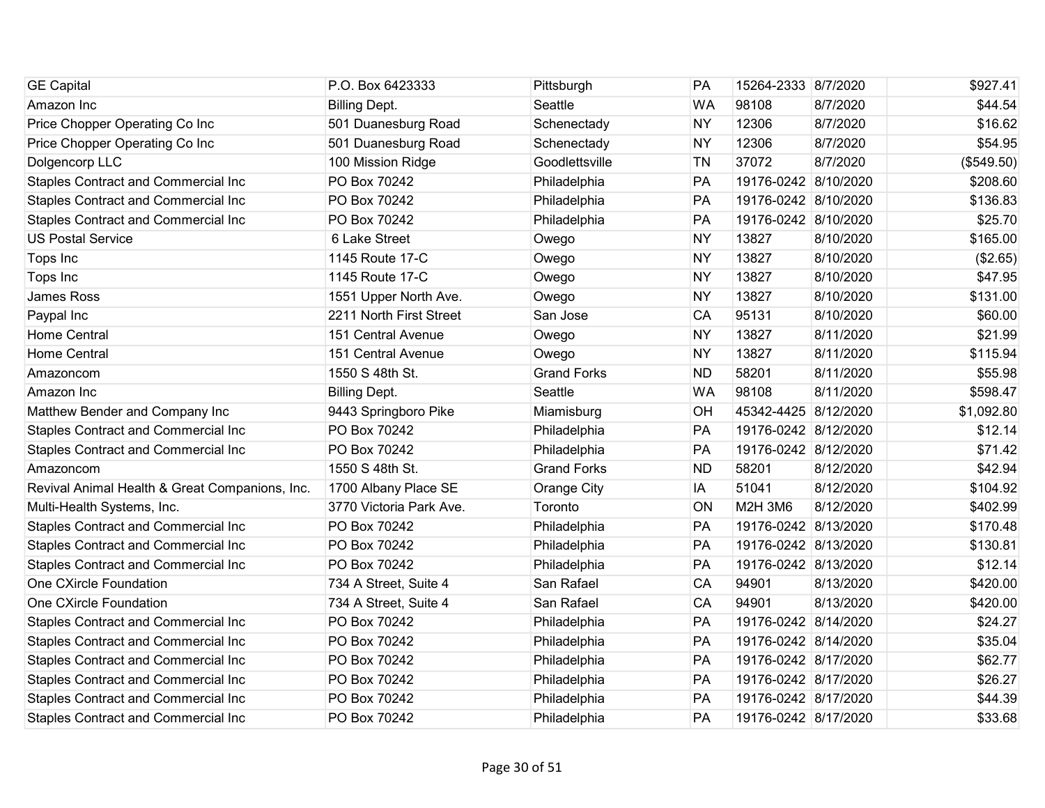| | | | | | | |
|---|---|---|---|---|---|---|
| GE Capital | P.O. Box 6423333 | Pittsburgh | PA | 15264-2333 | 8/7/2020 | $927.41 |
| Amazon Inc | Billing Dept. | Seattle | WA | 98108 | 8/7/2020 | $44.54 |
| Price Chopper Operating Co Inc | 501 Duanesburg Road | Schenectady | NY | 12306 | 8/7/2020 | $16.62 |
| Price Chopper Operating Co Inc | 501 Duanesburg Road | Schenectady | NY | 12306 | 8/7/2020 | $54.95 |
| Dolgencorp LLC | 100 Mission Ridge | Goodlettsville | TN | 37072 | 8/7/2020 | ($549.50) |
| Staples Contract and Commercial Inc | PO Box 70242 | Philadelphia | PA | 19176-0242 | 8/10/2020 | $208.60 |
| Staples Contract and Commercial Inc | PO Box 70242 | Philadelphia | PA | 19176-0242 | 8/10/2020 | $136.83 |
| Staples Contract and Commercial Inc | PO Box 70242 | Philadelphia | PA | 19176-0242 | 8/10/2020 | $25.70 |
| US Postal Service | 6 Lake Street | Owego | NY | 13827 | 8/10/2020 | $165.00 |
| Tops Inc | 1145 Route 17-C | Owego | NY | 13827 | 8/10/2020 | ($2.65) |
| Tops Inc | 1145 Route 17-C | Owego | NY | 13827 | 8/10/2020 | $47.95 |
| James Ross | 1551 Upper North Ave. | Owego | NY | 13827 | 8/10/2020 | $131.00 |
| Paypal Inc | 2211 North First Street | San Jose | CA | 95131 | 8/10/2020 | $60.00 |
| Home Central | 151 Central Avenue | Owego | NY | 13827 | 8/11/2020 | $21.99 |
| Home Central | 151 Central Avenue | Owego | NY | 13827 | 8/11/2020 | $115.94 |
| Amazoncom | 1550 S 48th St. | Grand Forks | ND | 58201 | 8/11/2020 | $55.98 |
| Amazon Inc | Billing Dept. | Seattle | WA | 98108 | 8/11/2020 | $598.47 |
| Matthew Bender and Company Inc | 9443 Springboro Pike | Miamisburg | OH | 45342-4425 | 8/12/2020 | $1,092.80 |
| Staples Contract and Commercial Inc | PO Box 70242 | Philadelphia | PA | 19176-0242 | 8/12/2020 | $12.14 |
| Staples Contract and Commercial Inc | PO Box 70242 | Philadelphia | PA | 19176-0242 | 8/12/2020 | $71.42 |
| Amazoncom | 1550 S 48th St. | Grand Forks | ND | 58201 | 8/12/2020 | $42.94 |
| Revival Animal Health & Great Companions, Inc. | 1700 Albany Place SE | Orange City | IA | 51041 | 8/12/2020 | $104.92 |
| Multi-Health Systems, Inc. | 3770 Victoria Park Ave. | Toronto | ON | M2H 3M6 | 8/12/2020 | $402.99 |
| Staples Contract and Commercial Inc | PO Box 70242 | Philadelphia | PA | 19176-0242 | 8/13/2020 | $170.48 |
| Staples Contract and Commercial Inc | PO Box 70242 | Philadelphia | PA | 19176-0242 | 8/13/2020 | $130.81 |
| Staples Contract and Commercial Inc | PO Box 70242 | Philadelphia | PA | 19176-0242 | 8/13/2020 | $12.14 |
| One CXircle Foundation | 734 A Street, Suite 4 | San Rafael | CA | 94901 | 8/13/2020 | $420.00 |
| One CXircle Foundation | 734 A Street, Suite 4 | San Rafael | CA | 94901 | 8/13/2020 | $420.00 |
| Staples Contract and Commercial Inc | PO Box 70242 | Philadelphia | PA | 19176-0242 | 8/14/2020 | $24.27 |
| Staples Contract and Commercial Inc | PO Box 70242 | Philadelphia | PA | 19176-0242 | 8/14/2020 | $35.04 |
| Staples Contract and Commercial Inc | PO Box 70242 | Philadelphia | PA | 19176-0242 | 8/17/2020 | $62.77 |
| Staples Contract and Commercial Inc | PO Box 70242 | Philadelphia | PA | 19176-0242 | 8/17/2020 | $26.27 |
| Staples Contract and Commercial Inc | PO Box 70242 | Philadelphia | PA | 19176-0242 | 8/17/2020 | $44.39 |
| Staples Contract and Commercial Inc | PO Box 70242 | Philadelphia | PA | 19176-0242 | 8/17/2020 | $33.68 |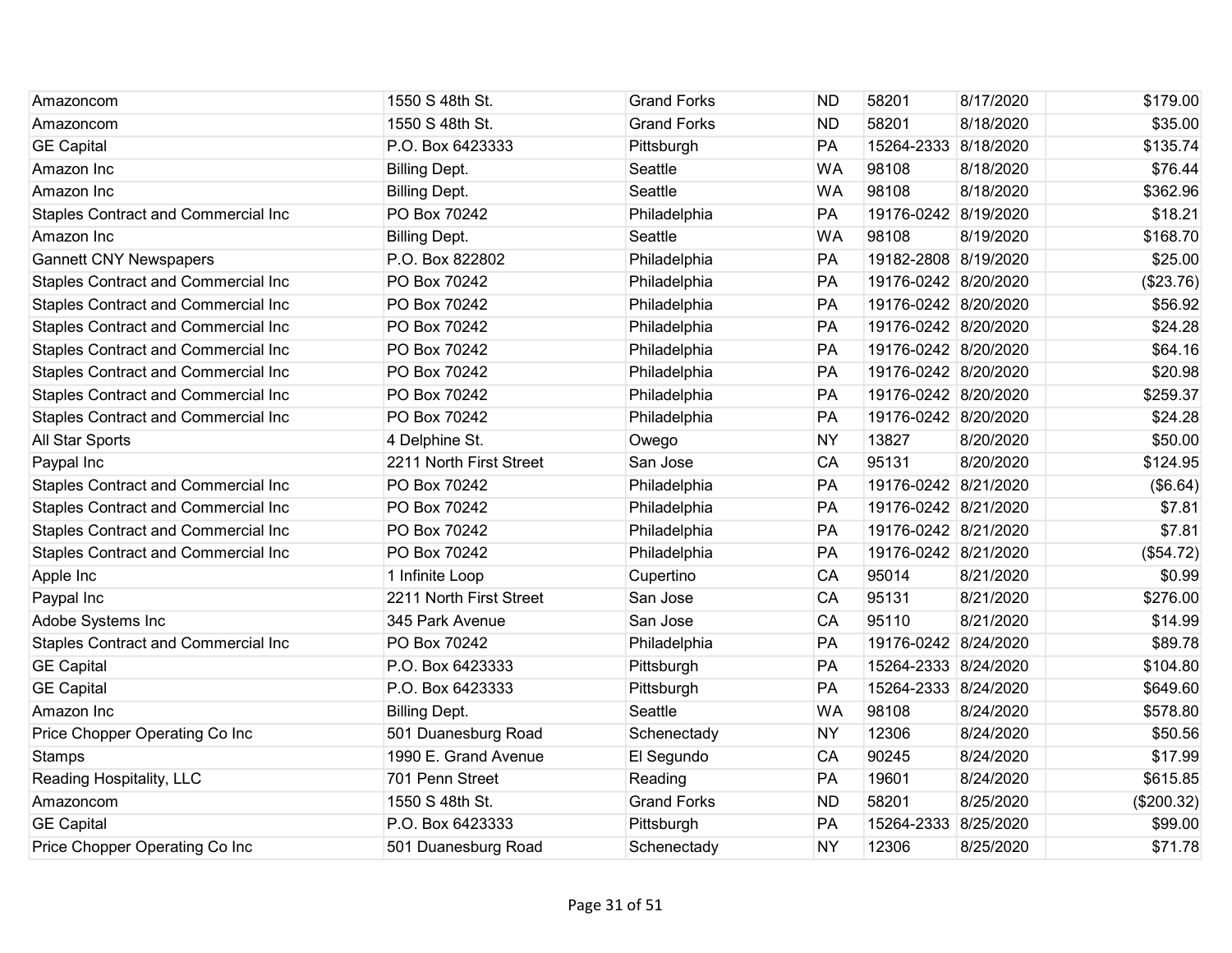| | | | | | | |
|---|---|---|---|---|---|---|
| Amazoncom | 1550 S 48th St. | Grand Forks | ND | 58201 | 8/17/2020 | $179.00 |
| Amazoncom | 1550 S 48th St. | Grand Forks | ND | 58201 | 8/18/2020 | $35.00 |
| GE Capital | P.O. Box 6423333 | Pittsburgh | PA | 15264-2333 | 8/18/2020 | $135.74 |
| Amazon Inc | Billing Dept. | Seattle | WA | 98108 | 8/18/2020 | $76.44 |
| Amazon Inc | Billing Dept. | Seattle | WA | 98108 | 8/18/2020 | $362.96 |
| Staples Contract and Commercial Inc | PO Box 70242 | Philadelphia | PA | 19176-0242 | 8/19/2020 | $18.21 |
| Amazon Inc | Billing Dept. | Seattle | WA | 98108 | 8/19/2020 | $168.70 |
| Gannett CNY Newspapers | P.O. Box 822802 | Philadelphia | PA | 19182-2808 | 8/19/2020 | $25.00 |
| Staples Contract and Commercial Inc | PO Box 70242 | Philadelphia | PA | 19176-0242 | 8/20/2020 | ($23.76) |
| Staples Contract and Commercial Inc | PO Box 70242 | Philadelphia | PA | 19176-0242 | 8/20/2020 | $56.92 |
| Staples Contract and Commercial Inc | PO Box 70242 | Philadelphia | PA | 19176-0242 | 8/20/2020 | $24.28 |
| Staples Contract and Commercial Inc | PO Box 70242 | Philadelphia | PA | 19176-0242 | 8/20/2020 | $64.16 |
| Staples Contract and Commercial Inc | PO Box 70242 | Philadelphia | PA | 19176-0242 | 8/20/2020 | $20.98 |
| Staples Contract and Commercial Inc | PO Box 70242 | Philadelphia | PA | 19176-0242 | 8/20/2020 | $259.37 |
| Staples Contract and Commercial Inc | PO Box 70242 | Philadelphia | PA | 19176-0242 | 8/20/2020 | $24.28 |
| All Star Sports | 4 Delphine St. | Owego | NY | 13827 | 8/20/2020 | $50.00 |
| Paypal Inc | 2211 North First Street | San Jose | CA | 95131 | 8/20/2020 | $124.95 |
| Staples Contract and Commercial Inc | PO Box 70242 | Philadelphia | PA | 19176-0242 | 8/21/2020 | ($6.64) |
| Staples Contract and Commercial Inc | PO Box 70242 | Philadelphia | PA | 19176-0242 | 8/21/2020 | $7.81 |
| Staples Contract and Commercial Inc | PO Box 70242 | Philadelphia | PA | 19176-0242 | 8/21/2020 | $7.81 |
| Staples Contract and Commercial Inc | PO Box 70242 | Philadelphia | PA | 19176-0242 | 8/21/2020 | ($54.72) |
| Apple Inc | 1 Infinite Loop | Cupertino | CA | 95014 | 8/21/2020 | $0.99 |
| Paypal Inc | 2211 North First Street | San Jose | CA | 95131 | 8/21/2020 | $276.00 |
| Adobe Systems Inc | 345 Park Avenue | San Jose | CA | 95110 | 8/21/2020 | $14.99 |
| Staples Contract and Commercial Inc | PO Box 70242 | Philadelphia | PA | 19176-0242 | 8/24/2020 | $89.78 |
| GE Capital | P.O. Box 6423333 | Pittsburgh | PA | 15264-2333 | 8/24/2020 | $104.80 |
| GE Capital | P.O. Box 6423333 | Pittsburgh | PA | 15264-2333 | 8/24/2020 | $649.60 |
| Amazon Inc | Billing Dept. | Seattle | WA | 98108 | 8/24/2020 | $578.80 |
| Price Chopper Operating Co Inc | 501 Duanesburg Road | Schenectady | NY | 12306 | 8/24/2020 | $50.56 |
| Stamps | 1990 E. Grand Avenue | El Segundo | CA | 90245 | 8/24/2020 | $17.99 |
| Reading Hospitality, LLC | 701 Penn Street | Reading | PA | 19601 | 8/24/2020 | $615.85 |
| Amazoncom | 1550 S 48th St. | Grand Forks | ND | 58201 | 8/25/2020 | ($200.32) |
| GE Capital | P.O. Box 6423333 | Pittsburgh | PA | 15264-2333 | 8/25/2020 | $99.00 |
| Price Chopper Operating Co Inc | 501 Duanesburg Road | Schenectady | NY | 12306 | 8/25/2020 | $71.78 |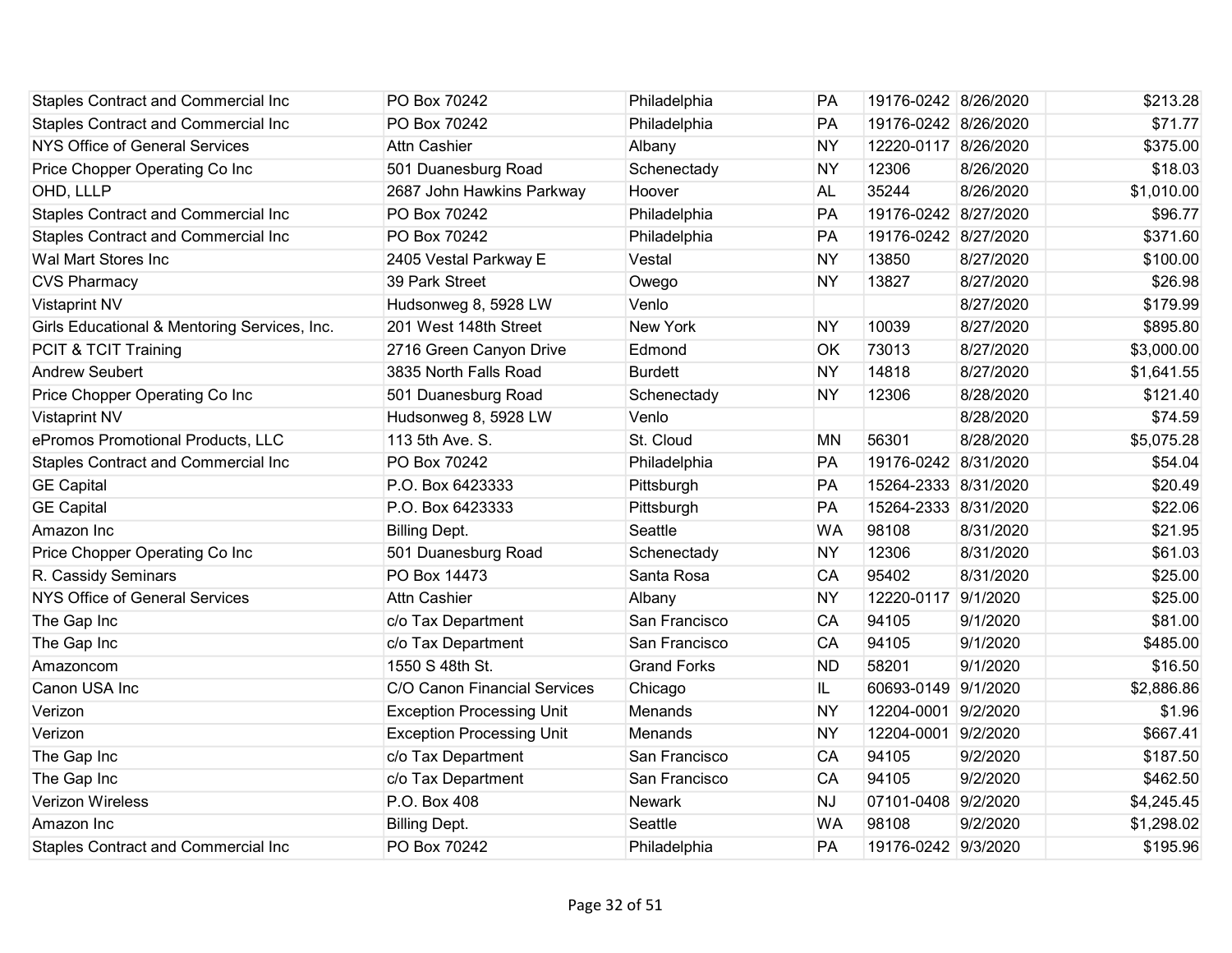| | | | | | | |
|---|---|---|---|---|---|---|
| Staples Contract and Commercial Inc | PO Box 70242 | Philadelphia | PA | 19176-0242 | 8/26/2020 | $213.28 |
| Staples Contract and Commercial Inc | PO Box 70242 | Philadelphia | PA | 19176-0242 | 8/26/2020 | $71.77 |
| NYS Office of General Services | Attn Cashier | Albany | NY | 12220-0117 | 8/26/2020 | $375.00 |
| Price Chopper Operating Co Inc | 501 Duanesburg Road | Schenectady | NY | 12306 | 8/26/2020 | $18.03 |
| OHD, LLLP | 2687 John Hawkins Parkway | Hoover | AL | 35244 | 8/26/2020 | $1,010.00 |
| Staples Contract and Commercial Inc | PO Box 70242 | Philadelphia | PA | 19176-0242 | 8/27/2020 | $96.77 |
| Staples Contract and Commercial Inc | PO Box 70242 | Philadelphia | PA | 19176-0242 | 8/27/2020 | $371.60 |
| Wal Mart Stores Inc | 2405 Vestal Parkway E | Vestal | NY | 13850 | 8/27/2020 | $100.00 |
| CVS Pharmacy | 39 Park Street | Owego | NY | 13827 | 8/27/2020 | $26.98 |
| Vistaprint NV | Hudsonweg 8, 5928 LW | Venlo | | | 8/27/2020 | $179.99 |
| Girls Educational & Mentoring Services, Inc. | 201 West 148th Street | New York | NY | 10039 | 8/27/2020 | $895.80 |
| PCIT & TCIT Training | 2716 Green Canyon Drive | Edmond | OK | 73013 | 8/27/2020 | $3,000.00 |
| Andrew Seubert | 3835 North Falls Road | Burdett | NY | 14818 | 8/27/2020 | $1,641.55 |
| Price Chopper Operating Co Inc | 501 Duanesburg Road | Schenectady | NY | 12306 | 8/28/2020 | $121.40 |
| Vistaprint NV | Hudsonweg 8, 5928 LW | Venlo | | | 8/28/2020 | $74.59 |
| ePromos Promotional Products, LLC | 113 5th Ave. S. | St. Cloud | MN | 56301 | 8/28/2020 | $5,075.28 |
| Staples Contract and Commercial Inc | PO Box 70242 | Philadelphia | PA | 19176-0242 | 8/31/2020 | $54.04 |
| GE Capital | P.O. Box 6423333 | Pittsburgh | PA | 15264-2333 | 8/31/2020 | $20.49 |
| GE Capital | P.O. Box 6423333 | Pittsburgh | PA | 15264-2333 | 8/31/2020 | $22.06 |
| Amazon Inc | Billing Dept. | Seattle | WA | 98108 | 8/31/2020 | $21.95 |
| Price Chopper Operating Co Inc | 501 Duanesburg Road | Schenectady | NY | 12306 | 8/31/2020 | $61.03 |
| R. Cassidy Seminars | PO Box 14473 | Santa Rosa | CA | 95402 | 8/31/2020 | $25.00 |
| NYS Office of General Services | Attn Cashier | Albany | NY | 12220-0117 | 9/1/2020 | $25.00 |
| The Gap Inc | c/o Tax Department | San Francisco | CA | 94105 | 9/1/2020 | $81.00 |
| The Gap Inc | c/o Tax Department | San Francisco | CA | 94105 | 9/1/2020 | $485.00 |
| Amazoncom | 1550 S 48th St. | Grand Forks | ND | 58201 | 9/1/2020 | $16.50 |
| Canon USA Inc | C/O Canon Financial Services | Chicago | IL | 60693-0149 | 9/1/2020 | $2,886.86 |
| Verizon | Exception Processing Unit | Menands | NY | 12204-0001 | 9/2/2020 | $1.96 |
| Verizon | Exception Processing Unit | Menands | NY | 12204-0001 | 9/2/2020 | $667.41 |
| The Gap Inc | c/o Tax Department | San Francisco | CA | 94105 | 9/2/2020 | $187.50 |
| The Gap Inc | c/o Tax Department | San Francisco | CA | 94105 | 9/2/2020 | $462.50 |
| Verizon Wireless | P.O. Box 408 | Newark | NJ | 07101-0408 | 9/2/2020 | $4,245.45 |
| Amazon Inc | Billing Dept. | Seattle | WA | 98108 | 9/2/2020 | $1,298.02 |
| Staples Contract and Commercial Inc | PO Box 70242 | Philadelphia | PA | 19176-0242 | 9/3/2020 | $195.96 |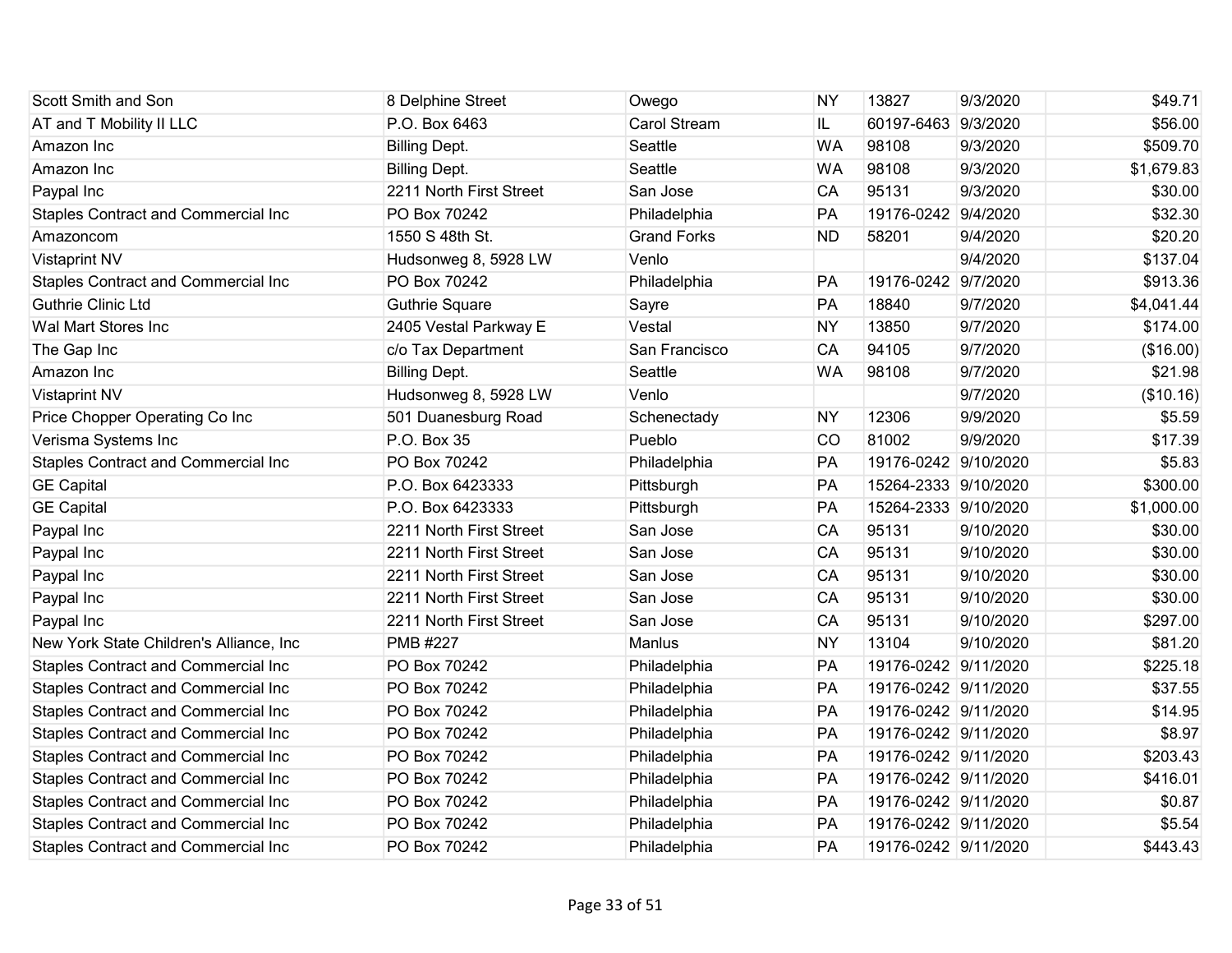| | | | | | | |
|---|---|---|---|---|---|---|
| Scott Smith and Son | 8 Delphine Street | Owego | NY | 13827 | 9/3/2020 | $49.71 |
| AT and T Mobility II LLC | P.O. Box 6463 | Carol Stream | IL | 60197-6463 | 9/3/2020 | $56.00 |
| Amazon Inc | Billing Dept. | Seattle | WA | 98108 | 9/3/2020 | $509.70 |
| Amazon Inc | Billing Dept. | Seattle | WA | 98108 | 9/3/2020 | $1,679.83 |
| Paypal Inc | 2211 North First Street | San Jose | CA | 95131 | 9/3/2020 | $30.00 |
| Staples Contract and Commercial Inc | PO Box 70242 | Philadelphia | PA | 19176-0242 | 9/4/2020 | $32.30 |
| Amazoncom | 1550 S 48th St. | Grand Forks | ND | 58201 | 9/4/2020 | $20.20 |
| Vistaprint NV | Hudsonweg 8, 5928 LW | Venlo | | | 9/4/2020 | $137.04 |
| Staples Contract and Commercial Inc | PO Box 70242 | Philadelphia | PA | 19176-0242 | 9/7/2020 | $913.36 |
| Guthrie Clinic Ltd | Guthrie Square | Sayre | PA | 18840 | 9/7/2020 | $4,041.44 |
| Wal Mart Stores Inc | 2405 Vestal Parkway E | Vestal | NY | 13850 | 9/7/2020 | $174.00 |
| The Gap Inc | c/o Tax Department | San Francisco | CA | 94105 | 9/7/2020 | ($16.00) |
| Amazon Inc | Billing Dept. | Seattle | WA | 98108 | 9/7/2020 | $21.98 |
| Vistaprint NV | Hudsonweg 8, 5928 LW | Venlo | | | 9/7/2020 | ($10.16) |
| Price Chopper Operating Co Inc | 501 Duanesburg Road | Schenectady | NY | 12306 | 9/9/2020 | $5.59 |
| Verisma Systems Inc | P.O. Box 35 | Pueblo | CO | 81002 | 9/9/2020 | $17.39 |
| Staples Contract and Commercial Inc | PO Box 70242 | Philadelphia | PA | 19176-0242 | 9/10/2020 | $5.83 |
| GE Capital | P.O. Box 6423333 | Pittsburgh | PA | 15264-2333 | 9/10/2020 | $300.00 |
| GE Capital | P.O. Box 6423333 | Pittsburgh | PA | 15264-2333 | 9/10/2020 | $1,000.00 |
| Paypal Inc | 2211 North First Street | San Jose | CA | 95131 | 9/10/2020 | $30.00 |
| Paypal Inc | 2211 North First Street | San Jose | CA | 95131 | 9/10/2020 | $30.00 |
| Paypal Inc | 2211 North First Street | San Jose | CA | 95131 | 9/10/2020 | $30.00 |
| Paypal Inc | 2211 North First Street | San Jose | CA | 95131 | 9/10/2020 | $30.00 |
| Paypal Inc | 2211 North First Street | San Jose | CA | 95131 | 9/10/2020 | $297.00 |
| New York State Children's Alliance, Inc | PMB #227 | Manlus | NY | 13104 | 9/10/2020 | $81.20 |
| Staples Contract and Commercial Inc | PO Box 70242 | Philadelphia | PA | 19176-0242 | 9/11/2020 | $225.18 |
| Staples Contract and Commercial Inc | PO Box 70242 | Philadelphia | PA | 19176-0242 | 9/11/2020 | $37.55 |
| Staples Contract and Commercial Inc | PO Box 70242 | Philadelphia | PA | 19176-0242 | 9/11/2020 | $14.95 |
| Staples Contract and Commercial Inc | PO Box 70242 | Philadelphia | PA | 19176-0242 | 9/11/2020 | $8.97 |
| Staples Contract and Commercial Inc | PO Box 70242 | Philadelphia | PA | 19176-0242 | 9/11/2020 | $203.43 |
| Staples Contract and Commercial Inc | PO Box 70242 | Philadelphia | PA | 19176-0242 | 9/11/2020 | $416.01 |
| Staples Contract and Commercial Inc | PO Box 70242 | Philadelphia | PA | 19176-0242 | 9/11/2020 | $0.87 |
| Staples Contract and Commercial Inc | PO Box 70242 | Philadelphia | PA | 19176-0242 | 9/11/2020 | $5.54 |
| Staples Contract and Commercial Inc | PO Box 70242 | Philadelphia | PA | 19176-0242 | 9/11/2020 | $443.43 |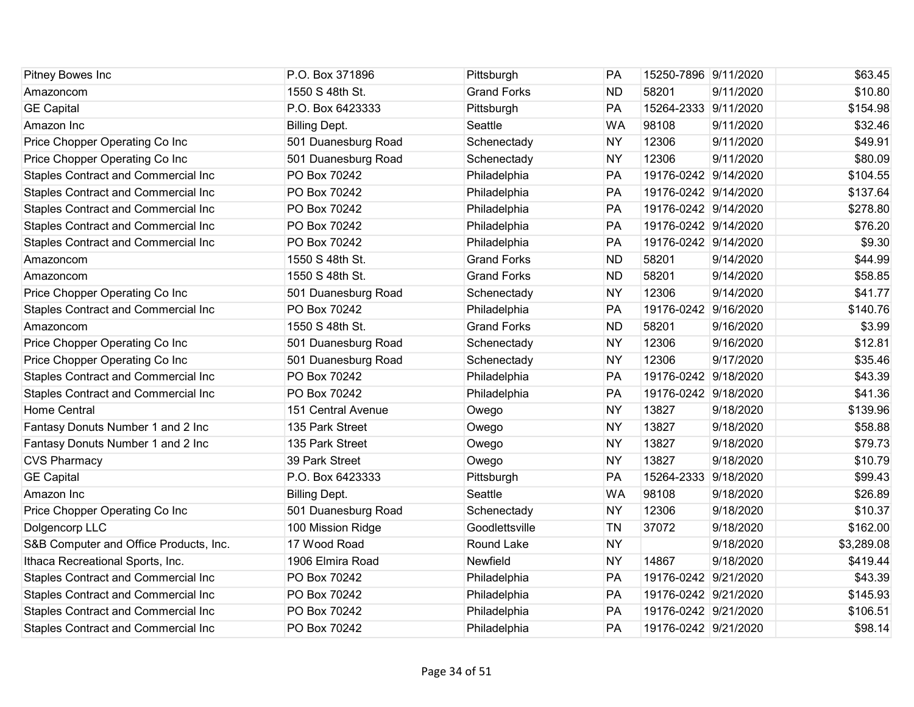| | | | | | | |
|---|---|---|---|---|---|---|
| Pitney Bowes Inc | P.O. Box 371896 | Pittsburgh | PA | 15250-7896 | 9/11/2020 | $63.45 |
| Amazoncom | 1550 S 48th St. | Grand Forks | ND | 58201 | 9/11/2020 | $10.80 |
| GE Capital | P.O. Box 6423333 | Pittsburgh | PA | 15264-2333 | 9/11/2020 | $154.98 |
| Amazon Inc | Billing Dept. | Seattle | WA | 98108 | 9/11/2020 | $32.46 |
| Price Chopper Operating Co Inc | 501 Duanesburg Road | Schenectady | NY | 12306 | 9/11/2020 | $49.91 |
| Price Chopper Operating Co Inc | 501 Duanesburg Road | Schenectady | NY | 12306 | 9/11/2020 | $80.09 |
| Staples Contract and Commercial Inc | PO Box 70242 | Philadelphia | PA | 19176-0242 | 9/14/2020 | $104.55 |
| Staples Contract and Commercial Inc | PO Box 70242 | Philadelphia | PA | 19176-0242 | 9/14/2020 | $137.64 |
| Staples Contract and Commercial Inc | PO Box 70242 | Philadelphia | PA | 19176-0242 | 9/14/2020 | $278.80 |
| Staples Contract and Commercial Inc | PO Box 70242 | Philadelphia | PA | 19176-0242 | 9/14/2020 | $76.20 |
| Staples Contract and Commercial Inc | PO Box 70242 | Philadelphia | PA | 19176-0242 | 9/14/2020 | $9.30 |
| Amazoncom | 1550 S 48th St. | Grand Forks | ND | 58201 | 9/14/2020 | $44.99 |
| Amazoncom | 1550 S 48th St. | Grand Forks | ND | 58201 | 9/14/2020 | $58.85 |
| Price Chopper Operating Co Inc | 501 Duanesburg Road | Schenectady | NY | 12306 | 9/14/2020 | $41.77 |
| Staples Contract and Commercial Inc | PO Box 70242 | Philadelphia | PA | 19176-0242 | 9/16/2020 | $140.76 |
| Amazoncom | 1550 S 48th St. | Grand Forks | ND | 58201 | 9/16/2020 | $3.99 |
| Price Chopper Operating Co Inc | 501 Duanesburg Road | Schenectady | NY | 12306 | 9/16/2020 | $12.81 |
| Price Chopper Operating Co Inc | 501 Duanesburg Road | Schenectady | NY | 12306 | 9/17/2020 | $35.46 |
| Staples Contract and Commercial Inc | PO Box 70242 | Philadelphia | PA | 19176-0242 | 9/18/2020 | $43.39 |
| Staples Contract and Commercial Inc | PO Box 70242 | Philadelphia | PA | 19176-0242 | 9/18/2020 | $41.36 |
| Home Central | 151 Central Avenue | Owego | NY | 13827 | 9/18/2020 | $139.96 |
| Fantasy Donuts Number 1 and 2 Inc | 135 Park Street | Owego | NY | 13827 | 9/18/2020 | $58.88 |
| Fantasy Donuts Number 1 and 2 Inc | 135 Park Street | Owego | NY | 13827 | 9/18/2020 | $79.73 |
| CVS Pharmacy | 39 Park Street | Owego | NY | 13827 | 9/18/2020 | $10.79 |
| GE Capital | P.O. Box 6423333 | Pittsburgh | PA | 15264-2333 | 9/18/2020 | $99.43 |
| Amazon Inc | Billing Dept. | Seattle | WA | 98108 | 9/18/2020 | $26.89 |
| Price Chopper Operating Co Inc | 501 Duanesburg Road | Schenectady | NY | 12306 | 9/18/2020 | $10.37 |
| Dolgencorp LLC | 100 Mission Ridge | Goodlettsville | TN | 37072 | 9/18/2020 | $162.00 |
| S&B Computer and Office Products, Inc. | 17 Wood Road | Round Lake | NY | | 9/18/2020 | $3,289.08 |
| Ithaca Recreational Sports, Inc. | 1906 Elmira Road | Newfield | NY | 14867 | 9/18/2020 | $419.44 |
| Staples Contract and Commercial Inc | PO Box 70242 | Philadelphia | PA | 19176-0242 | 9/21/2020 | $43.39 |
| Staples Contract and Commercial Inc | PO Box 70242 | Philadelphia | PA | 19176-0242 | 9/21/2020 | $145.93 |
| Staples Contract and Commercial Inc | PO Box 70242 | Philadelphia | PA | 19176-0242 | 9/21/2020 | $106.51 |
| Staples Contract and Commercial Inc | PO Box 70242 | Philadelphia | PA | 19176-0242 | 9/21/2020 | $98.14 |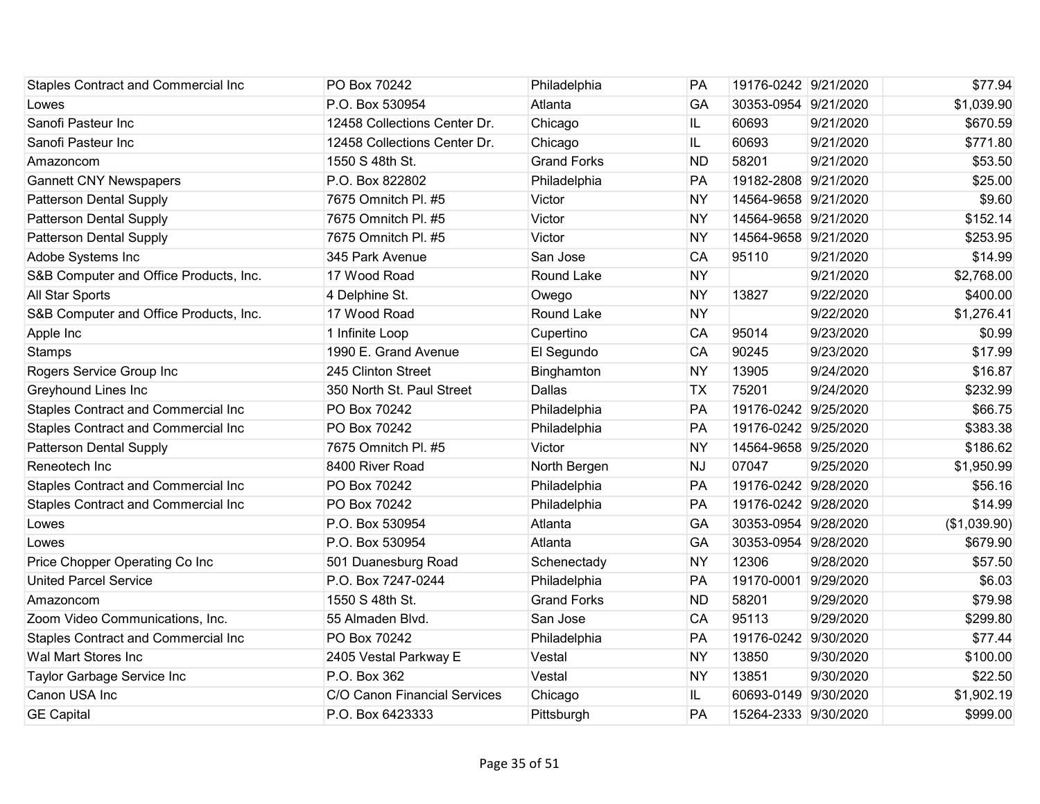| | | | | | | |
|---|---|---|---|---|---|---|
| Staples Contract and Commercial Inc | PO Box 70242 | Philadelphia | PA | 19176-0242 | 9/21/2020 | $77.94 |
| Lowes | P.O. Box 530954 | Atlanta | GA | 30353-0954 | 9/21/2020 | $1,039.90 |
| Sanofi Pasteur Inc | 12458 Collections Center Dr. | Chicago | IL | 60693 | 9/21/2020 | $670.59 |
| Sanofi Pasteur Inc | 12458 Collections Center Dr. | Chicago | IL | 60693 | 9/21/2020 | $771.80 |
| Amazoncom | 1550 S 48th St. | Grand Forks | ND | 58201 | 9/21/2020 | $53.50 |
| Gannett CNY Newspapers | P.O. Box 822802 | Philadelphia | PA | 19182-2808 | 9/21/2020 | $25.00 |
| Patterson Dental Supply | 7675 Omnitch Pl. #5 | Victor | NY | 14564-9658 | 9/21/2020 | $9.60 |
| Patterson Dental Supply | 7675 Omnitch Pl. #5 | Victor | NY | 14564-9658 | 9/21/2020 | $152.14 |
| Patterson Dental Supply | 7675 Omnitch Pl. #5 | Victor | NY | 14564-9658 | 9/21/2020 | $253.95 |
| Adobe Systems Inc | 345 Park Avenue | San Jose | CA | 95110 | 9/21/2020 | $14.99 |
| S&B Computer and Office Products, Inc. | 17 Wood Road | Round Lake | NY | | 9/21/2020 | $2,768.00 |
| All Star Sports | 4 Delphine St. | Owego | NY | 13827 | 9/22/2020 | $400.00 |
| S&B Computer and Office Products, Inc. | 17 Wood Road | Round Lake | NY | | 9/22/2020 | $1,276.41 |
| Apple Inc | 1 Infinite Loop | Cupertino | CA | 95014 | 9/23/2020 | $0.99 |
| Stamps | 1990 E. Grand Avenue | El Segundo | CA | 90245 | 9/23/2020 | $17.99 |
| Rogers Service Group Inc | 245 Clinton Street | Binghamton | NY | 13905 | 9/24/2020 | $16.87 |
| Greyhound Lines Inc | 350 North St. Paul Street | Dallas | TX | 75201 | 9/24/2020 | $232.99 |
| Staples Contract and Commercial Inc | PO Box 70242 | Philadelphia | PA | 19176-0242 | 9/25/2020 | $66.75 |
| Staples Contract and Commercial Inc | PO Box 70242 | Philadelphia | PA | 19176-0242 | 9/25/2020 | $383.38 |
| Patterson Dental Supply | 7675 Omnitch Pl. #5 | Victor | NY | 14564-9658 | 9/25/2020 | $186.62 |
| Reneotech Inc | 8400 River Road | North Bergen | NJ | 07047 | 9/25/2020 | $1,950.99 |
| Staples Contract and Commercial Inc | PO Box 70242 | Philadelphia | PA | 19176-0242 | 9/28/2020 | $56.16 |
| Staples Contract and Commercial Inc | PO Box 70242 | Philadelphia | PA | 19176-0242 | 9/28/2020 | $14.99 |
| Lowes | P.O. Box 530954 | Atlanta | GA | 30353-0954 | 9/28/2020 | ($1,039.90) |
| Lowes | P.O. Box 530954 | Atlanta | GA | 30353-0954 | 9/28/2020 | $679.90 |
| Price Chopper Operating Co Inc | 501 Duanesburg Road | Schenectady | NY | 12306 | 9/28/2020 | $57.50 |
| United Parcel Service | P.O. Box 7247-0244 | Philadelphia | PA | 19170-0001 | 9/29/2020 | $6.03 |
| Amazoncom | 1550 S 48th St. | Grand Forks | ND | 58201 | 9/29/2020 | $79.98 |
| Zoom Video Communications, Inc. | 55 Almaden Blvd. | San Jose | CA | 95113 | 9/29/2020 | $299.80 |
| Staples Contract and Commercial Inc | PO Box 70242 | Philadelphia | PA | 19176-0242 | 9/30/2020 | $77.44 |
| Wal Mart Stores Inc | 2405 Vestal Parkway E | Vestal | NY | 13850 | 9/30/2020 | $100.00 |
| Taylor Garbage Service Inc | P.O. Box 362 | Vestal | NY | 13851 | 9/30/2020 | $22.50 |
| Canon USA Inc | C/O Canon Financial Services | Chicago | IL | 60693-0149 | 9/30/2020 | $1,902.19 |
| GE Capital | P.O. Box 6423333 | Pittsburgh | PA | 15264-2333 | 9/30/2020 | $999.00 |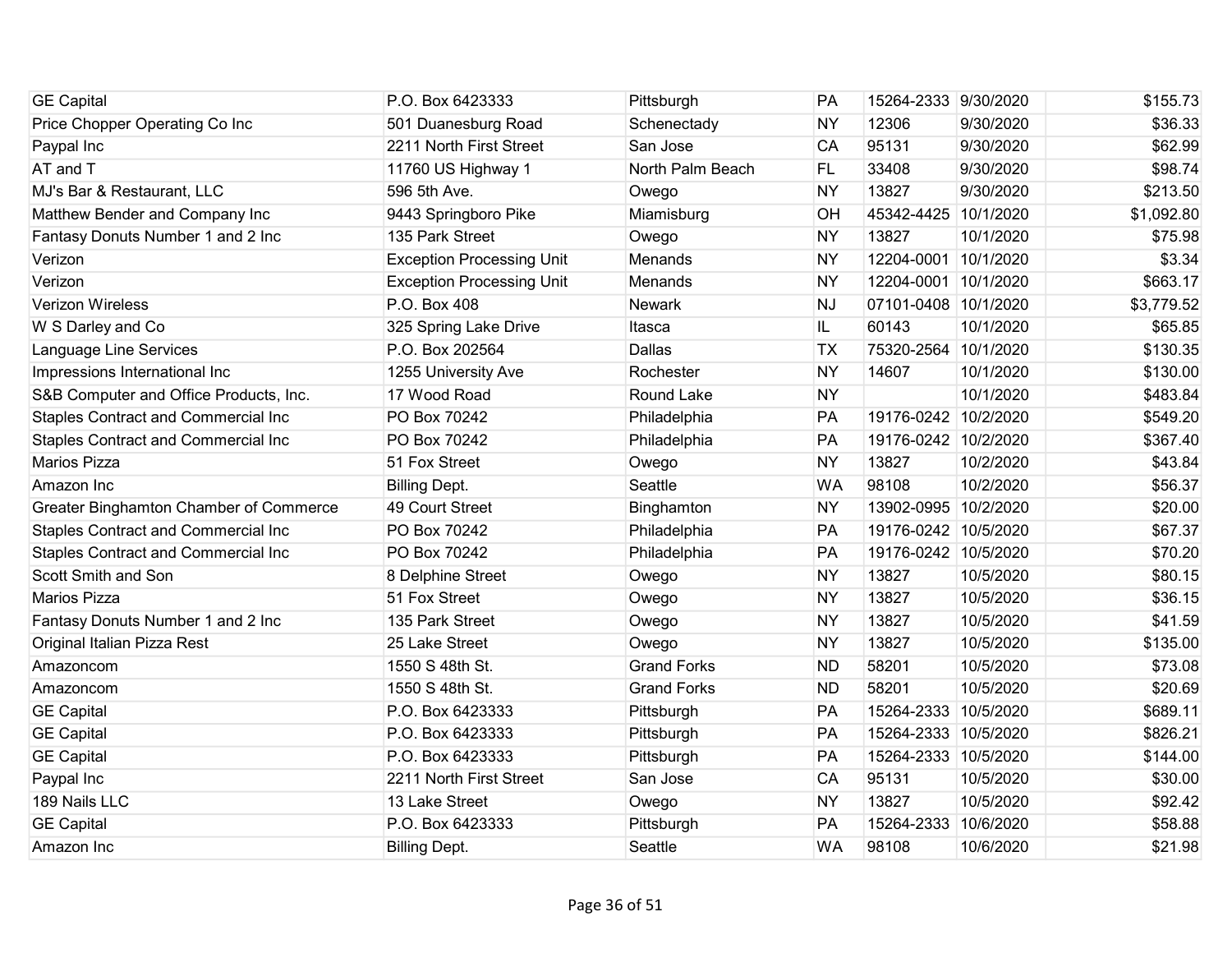| | | | | | | |
|---|---|---|---|---|---|---|
| GE Capital | P.O. Box 6423333 | Pittsburgh | PA | 15264-2333 | 9/30/2020 | $155.73 |
| Price Chopper Operating Co Inc | 501 Duanesburg Road | Schenectady | NY | 12306 | 9/30/2020 | $36.33 |
| Paypal Inc | 2211 North First Street | San Jose | CA | 95131 | 9/30/2020 | $62.99 |
| AT and T | 11760 US Highway 1 | North Palm Beach | FL | 33408 | 9/30/2020 | $98.74 |
| MJ's Bar & Restaurant, LLC | 596 5th Ave. | Owego | NY | 13827 | 9/30/2020 | $213.50 |
| Matthew Bender and Company Inc | 9443 Springboro Pike | Miamisburg | OH | 45342-4425 | 10/1/2020 | $1,092.80 |
| Fantasy Donuts Number 1 and 2 Inc | 135 Park Street | Owego | NY | 13827 | 10/1/2020 | $75.98 |
| Verizon | Exception Processing Unit | Menands | NY | 12204-0001 | 10/1/2020 | $3.34 |
| Verizon | Exception Processing Unit | Menands | NY | 12204-0001 | 10/1/2020 | $663.17 |
| Verizon Wireless | P.O. Box 408 | Newark | NJ | 07101-0408 | 10/1/2020 | $3,779.52 |
| W S Darley and Co | 325 Spring Lake Drive | Itasca | IL | 60143 | 10/1/2020 | $65.85 |
| Language Line Services | P.O. Box 202564 | Dallas | TX | 75320-2564 | 10/1/2020 | $130.35 |
| Impressions International Inc | 1255 University Ave | Rochester | NY | 14607 | 10/1/2020 | $130.00 |
| S&B Computer and Office Products, Inc. | 17 Wood Road | Round Lake | NY | | 10/1/2020 | $483.84 |
| Staples Contract and Commercial Inc | PO Box 70242 | Philadelphia | PA | 19176-0242 | 10/2/2020 | $549.20 |
| Staples Contract and Commercial Inc | PO Box 70242 | Philadelphia | PA | 19176-0242 | 10/2/2020 | $367.40 |
| Marios Pizza | 51 Fox Street | Owego | NY | 13827 | 10/2/2020 | $43.84 |
| Amazon Inc | Billing Dept. | Seattle | WA | 98108 | 10/2/2020 | $56.37 |
| Greater Binghamton Chamber of Commerce | 49 Court Street | Binghamton | NY | 13902-0995 | 10/2/2020 | $20.00 |
| Staples Contract and Commercial Inc | PO Box 70242 | Philadelphia | PA | 19176-0242 | 10/5/2020 | $67.37 |
| Staples Contract and Commercial Inc | PO Box 70242 | Philadelphia | PA | 19176-0242 | 10/5/2020 | $70.20 |
| Scott Smith and Son | 8 Delphine Street | Owego | NY | 13827 | 10/5/2020 | $80.15 |
| Marios Pizza | 51 Fox Street | Owego | NY | 13827 | 10/5/2020 | $36.15 |
| Fantasy Donuts Number 1 and 2 Inc | 135 Park Street | Owego | NY | 13827 | 10/5/2020 | $41.59 |
| Original Italian Pizza Rest | 25 Lake Street | Owego | NY | 13827 | 10/5/2020 | $135.00 |
| Amazoncom | 1550 S 48th St. | Grand Forks | ND | 58201 | 10/5/2020 | $73.08 |
| Amazoncom | 1550 S 48th St. | Grand Forks | ND | 58201 | 10/5/2020 | $20.69 |
| GE Capital | P.O. Box 6423333 | Pittsburgh | PA | 15264-2333 | 10/5/2020 | $689.11 |
| GE Capital | P.O. Box 6423333 | Pittsburgh | PA | 15264-2333 | 10/5/2020 | $826.21 |
| GE Capital | P.O. Box 6423333 | Pittsburgh | PA | 15264-2333 | 10/5/2020 | $144.00 |
| Paypal Inc | 2211 North First Street | San Jose | CA | 95131 | 10/5/2020 | $30.00 |
| 189 Nails LLC | 13 Lake Street | Owego | NY | 13827 | 10/5/2020 | $92.42 |
| GE Capital | P.O. Box 6423333 | Pittsburgh | PA | 15264-2333 | 10/6/2020 | $58.88 |
| Amazon Inc | Billing Dept. | Seattle | WA | 98108 | 10/6/2020 | $21.98 |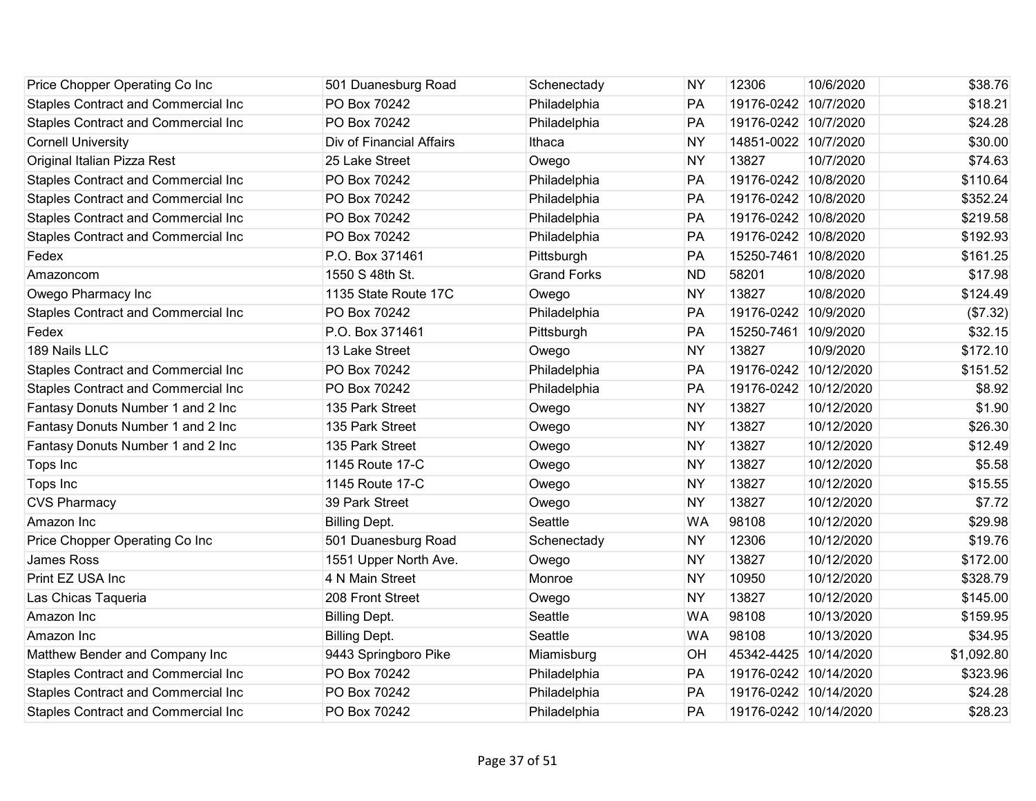| | | | | | | |
|---|---|---|---|---|---|---|
| Price Chopper Operating Co Inc | 501 Duanesburg Road | Schenectady | NY | 12306 | 10/6/2020 | $38.76 |
| Staples Contract and Commercial Inc | PO Box 70242 | Philadelphia | PA | 19176-0242 | 10/7/2020 | $18.21 |
| Staples Contract and Commercial Inc | PO Box 70242 | Philadelphia | PA | 19176-0242 | 10/7/2020 | $24.28 |
| Cornell University | Div of Financial Affairs | Ithaca | NY | 14851-0022 | 10/7/2020 | $30.00 |
| Original Italian Pizza Rest | 25 Lake Street | Owego | NY | 13827 | 10/7/2020 | $74.63 |
| Staples Contract and Commercial Inc | PO Box 70242 | Philadelphia | PA | 19176-0242 | 10/8/2020 | $110.64 |
| Staples Contract and Commercial Inc | PO Box 70242 | Philadelphia | PA | 19176-0242 | 10/8/2020 | $352.24 |
| Staples Contract and Commercial Inc | PO Box 70242 | Philadelphia | PA | 19176-0242 | 10/8/2020 | $219.58 |
| Staples Contract and Commercial Inc | PO Box 70242 | Philadelphia | PA | 19176-0242 | 10/8/2020 | $192.93 |
| Fedex | P.O. Box 371461 | Pittsburgh | PA | 15250-7461 | 10/8/2020 | $161.25 |
| Amazoncom | 1550 S 48th St. | Grand Forks | ND | 58201 | 10/8/2020 | $17.98 |
| Owego Pharmacy Inc | 1135 State Route 17C | Owego | NY | 13827 | 10/8/2020 | $124.49 |
| Staples Contract and Commercial Inc | PO Box 70242 | Philadelphia | PA | 19176-0242 | 10/9/2020 | ($7.32) |
| Fedex | P.O. Box 371461 | Pittsburgh | PA | 15250-7461 | 10/9/2020 | $32.15 |
| 189 Nails LLC | 13 Lake Street | Owego | NY | 13827 | 10/9/2020 | $172.10 |
| Staples Contract and Commercial Inc | PO Box 70242 | Philadelphia | PA | 19176-0242 | 10/12/2020 | $151.52 |
| Staples Contract and Commercial Inc | PO Box 70242 | Philadelphia | PA | 19176-0242 | 10/12/2020 | $8.92 |
| Fantasy Donuts Number 1 and 2 Inc | 135 Park Street | Owego | NY | 13827 | 10/12/2020 | $1.90 |
| Fantasy Donuts Number 1 and 2 Inc | 135 Park Street | Owego | NY | 13827 | 10/12/2020 | $26.30 |
| Fantasy Donuts Number 1 and 2 Inc | 135 Park Street | Owego | NY | 13827 | 10/12/2020 | $12.49 |
| Tops Inc | 1145 Route 17-C | Owego | NY | 13827 | 10/12/2020 | $5.58 |
| Tops Inc | 1145 Route 17-C | Owego | NY | 13827 | 10/12/2020 | $15.55 |
| CVS Pharmacy | 39 Park Street | Owego | NY | 13827 | 10/12/2020 | $7.72 |
| Amazon Inc | Billing Dept. | Seattle | WA | 98108 | 10/12/2020 | $29.98 |
| Price Chopper Operating Co Inc | 501 Duanesburg Road | Schenectady | NY | 12306 | 10/12/2020 | $19.76 |
| James Ross | 1551 Upper North Ave. | Owego | NY | 13827 | 10/12/2020 | $172.00 |
| Print EZ USA Inc | 4 N Main Street | Monroe | NY | 10950 | 10/12/2020 | $328.79 |
| Las Chicas Taqueria | 208 Front Street | Owego | NY | 13827 | 10/12/2020 | $145.00 |
| Amazon Inc | Billing Dept. | Seattle | WA | 98108 | 10/13/2020 | $159.95 |
| Amazon Inc | Billing Dept. | Seattle | WA | 98108 | 10/13/2020 | $34.95 |
| Matthew Bender and Company Inc | 9443 Springboro Pike | Miamisburg | OH | 45342-4425 | 10/14/2020 | $1,092.80 |
| Staples Contract and Commercial Inc | PO Box 70242 | Philadelphia | PA | 19176-0242 | 10/14/2020 | $323.96 |
| Staples Contract and Commercial Inc | PO Box 70242 | Philadelphia | PA | 19176-0242 | 10/14/2020 | $24.28 |
| Staples Contract and Commercial Inc | PO Box 70242 | Philadelphia | PA | 19176-0242 | 10/14/2020 | $28.23 |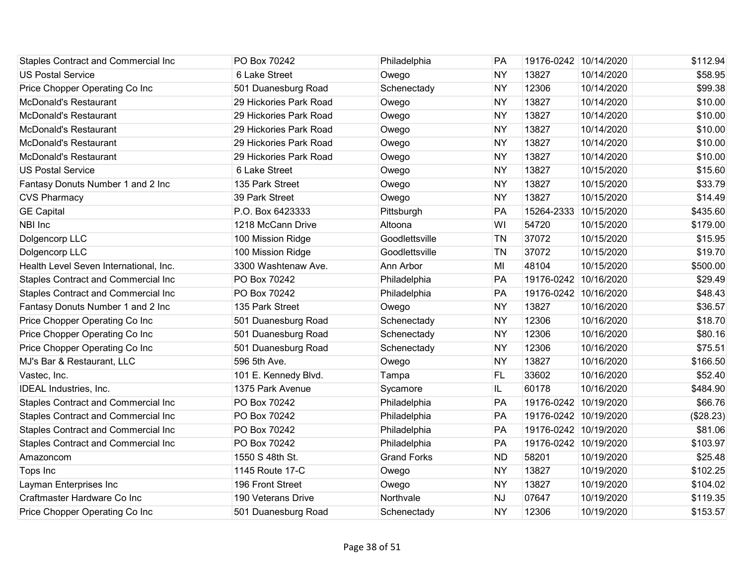| | | | | | | |
|---|---|---|---|---|---|---|
| Staples Contract and Commercial Inc | PO Box 70242 | Philadelphia | PA | 19176-0242 | 10/14/2020 | $112.94 |
| US Postal Service | 6 Lake Street | Owego | NY | 13827 | 10/14/2020 | $58.95 |
| Price Chopper Operating Co Inc | 501 Duanesburg Road | Schenectady | NY | 12306 | 10/14/2020 | $99.38 |
| McDonald's Restaurant | 29 Hickories Park Road | Owego | NY | 13827 | 10/14/2020 | $10.00 |
| McDonald's Restaurant | 29 Hickories Park Road | Owego | NY | 13827 | 10/14/2020 | $10.00 |
| McDonald's Restaurant | 29 Hickories Park Road | Owego | NY | 13827 | 10/14/2020 | $10.00 |
| McDonald's Restaurant | 29 Hickories Park Road | Owego | NY | 13827 | 10/14/2020 | $10.00 |
| McDonald's Restaurant | 29 Hickories Park Road | Owego | NY | 13827 | 10/14/2020 | $10.00 |
| US Postal Service | 6 Lake Street | Owego | NY | 13827 | 10/15/2020 | $15.60 |
| Fantasy Donuts Number 1 and 2 Inc | 135 Park Street | Owego | NY | 13827 | 10/15/2020 | $33.79 |
| CVS Pharmacy | 39 Park Street | Owego | NY | 13827 | 10/15/2020 | $14.49 |
| GE Capital | P.O. Box 6423333 | Pittsburgh | PA | 15264-2333 | 10/15/2020 | $435.60 |
| NBI Inc | 1218 McCann Drive | Altoona | WI | 54720 | 10/15/2020 | $179.00 |
| Dolgencorp LLC | 100 Mission Ridge | Goodlettsville | TN | 37072 | 10/15/2020 | $15.95 |
| Dolgencorp LLC | 100 Mission Ridge | Goodlettsville | TN | 37072 | 10/15/2020 | $19.70 |
| Health Level Seven International, Inc. | 3300 Washtenaw Ave. | Ann Arbor | MI | 48104 | 10/15/2020 | $500.00 |
| Staples Contract and Commercial Inc | PO Box 70242 | Philadelphia | PA | 19176-0242 | 10/16/2020 | $29.49 |
| Staples Contract and Commercial Inc | PO Box 70242 | Philadelphia | PA | 19176-0242 | 10/16/2020 | $48.43 |
| Fantasy Donuts Number 1 and 2 Inc | 135 Park Street | Owego | NY | 13827 | 10/16/2020 | $36.57 |
| Price Chopper Operating Co Inc | 501 Duanesburg Road | Schenectady | NY | 12306 | 10/16/2020 | $18.70 |
| Price Chopper Operating Co Inc | 501 Duanesburg Road | Schenectady | NY | 12306 | 10/16/2020 | $80.16 |
| Price Chopper Operating Co Inc | 501 Duanesburg Road | Schenectady | NY | 12306 | 10/16/2020 | $75.51 |
| MJ's Bar & Restaurant, LLC | 596 5th Ave. | Owego | NY | 13827 | 10/16/2020 | $166.50 |
| Vastec, Inc. | 101 E. Kennedy Blvd. | Tampa | FL | 33602 | 10/16/2020 | $52.40 |
| IDEAL Industries, Inc. | 1375 Park Avenue | Sycamore | IL | 60178 | 10/16/2020 | $484.90 |
| Staples Contract and Commercial Inc | PO Box 70242 | Philadelphia | PA | 19176-0242 | 10/19/2020 | $66.76 |
| Staples Contract and Commercial Inc | PO Box 70242 | Philadelphia | PA | 19176-0242 | 10/19/2020 | ($28.23) |
| Staples Contract and Commercial Inc | PO Box 70242 | Philadelphia | PA | 19176-0242 | 10/19/2020 | $81.06 |
| Staples Contract and Commercial Inc | PO Box 70242 | Philadelphia | PA | 19176-0242 | 10/19/2020 | $103.97 |
| Amazoncom | 1550 S 48th St. | Grand Forks | ND | 58201 | 10/19/2020 | $25.48 |
| Tops Inc | 1145 Route 17-C | Owego | NY | 13827 | 10/19/2020 | $102.25 |
| Layman Enterprises Inc | 196 Front Street | Owego | NY | 13827 | 10/19/2020 | $104.02 |
| Craftmaster Hardware Co Inc | 190 Veterans Drive | Northvale | NJ | 07647 | 10/19/2020 | $119.35 |
| Price Chopper Operating Co Inc | 501 Duanesburg Road | Schenectady | NY | 12306 | 10/19/2020 | $153.57 |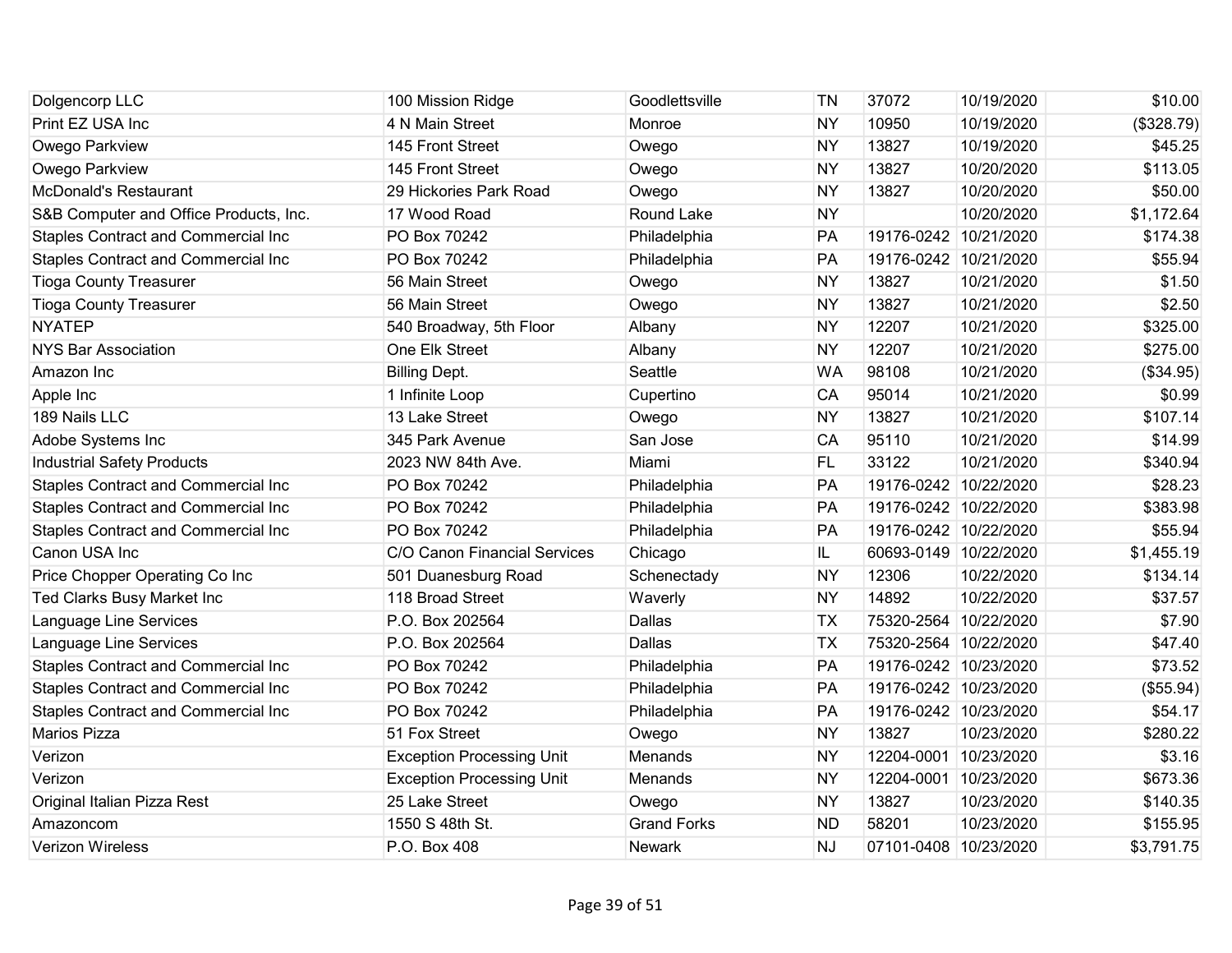| | | | | | | |
|---|---|---|---|---|---|---|
| Dolgencorp LLC | 100 Mission Ridge | Goodlettsville | TN | 37072 | 10/19/2020 | $10.00 |
| Print EZ USA Inc | 4 N Main Street | Monroe | NY | 10950 | 10/19/2020 | ($328.79) |
| Owego Parkview | 145 Front Street | Owego | NY | 13827 | 10/19/2020 | $45.25 |
| Owego Parkview | 145 Front Street | Owego | NY | 13827 | 10/20/2020 | $113.05 |
| McDonald's Restaurant | 29 Hickories Park Road | Owego | NY | 13827 | 10/20/2020 | $50.00 |
| S&B Computer and Office Products, Inc. | 17 Wood Road | Round Lake | NY | | 10/20/2020 | $1,172.64 |
| Staples Contract and Commercial Inc | PO Box 70242 | Philadelphia | PA | 19176-0242 | 10/21/2020 | $174.38 |
| Staples Contract and Commercial Inc | PO Box 70242 | Philadelphia | PA | 19176-0242 | 10/21/2020 | $55.94 |
| Tioga County Treasurer | 56 Main Street | Owego | NY | 13827 | 10/21/2020 | $1.50 |
| Tioga County Treasurer | 56 Main Street | Owego | NY | 13827 | 10/21/2020 | $2.50 |
| NYATEP | 540 Broadway, 5th Floor | Albany | NY | 12207 | 10/21/2020 | $325.00 |
| NYS Bar Association | One Elk Street | Albany | NY | 12207 | 10/21/2020 | $275.00 |
| Amazon Inc | Billing Dept. | Seattle | WA | 98108 | 10/21/2020 | ($34.95) |
| Apple Inc | 1 Infinite Loop | Cupertino | CA | 95014 | 10/21/2020 | $0.99 |
| 189 Nails LLC | 13 Lake Street | Owego | NY | 13827 | 10/21/2020 | $107.14 |
| Adobe Systems Inc | 345 Park Avenue | San Jose | CA | 95110 | 10/21/2020 | $14.99 |
| Industrial Safety Products | 2023 NW 84th Ave. | Miami | FL | 33122 | 10/21/2020 | $340.94 |
| Staples Contract and Commercial Inc | PO Box 70242 | Philadelphia | PA | 19176-0242 | 10/22/2020 | $28.23 |
| Staples Contract and Commercial Inc | PO Box 70242 | Philadelphia | PA | 19176-0242 | 10/22/2020 | $383.98 |
| Staples Contract and Commercial Inc | PO Box 70242 | Philadelphia | PA | 19176-0242 | 10/22/2020 | $55.94 |
| Canon USA Inc | C/O Canon Financial Services | Chicago | IL | 60693-0149 | 10/22/2020 | $1,455.19 |
| Price Chopper Operating Co Inc | 501 Duanesburg Road | Schenectady | NY | 12306 | 10/22/2020 | $134.14 |
| Ted Clarks Busy Market Inc | 118 Broad Street | Waverly | NY | 14892 | 10/22/2020 | $37.57 |
| Language Line Services | P.O. Box 202564 | Dallas | TX | 75320-2564 | 10/22/2020 | $7.90 |
| Language Line Services | P.O. Box 202564 | Dallas | TX | 75320-2564 | 10/22/2020 | $47.40 |
| Staples Contract and Commercial Inc | PO Box 70242 | Philadelphia | PA | 19176-0242 | 10/23/2020 | $73.52 |
| Staples Contract and Commercial Inc | PO Box 70242 | Philadelphia | PA | 19176-0242 | 10/23/2020 | ($55.94) |
| Staples Contract and Commercial Inc | PO Box 70242 | Philadelphia | PA | 19176-0242 | 10/23/2020 | $54.17 |
| Marios Pizza | 51 Fox Street | Owego | NY | 13827 | 10/23/2020 | $280.22 |
| Verizon | Exception Processing Unit | Menands | NY | 12204-0001 | 10/23/2020 | $3.16 |
| Verizon | Exception Processing Unit | Menands | NY | 12204-0001 | 10/23/2020 | $673.36 |
| Original Italian Pizza Rest | 25 Lake Street | Owego | NY | 13827 | 10/23/2020 | $140.35 |
| Amazoncom | 1550 S 48th St. | Grand Forks | ND | 58201 | 10/23/2020 | $155.95 |
| Verizon Wireless | P.O. Box 408 | Newark | NJ | 07101-0408 | 10/23/2020 | $3,791.75 |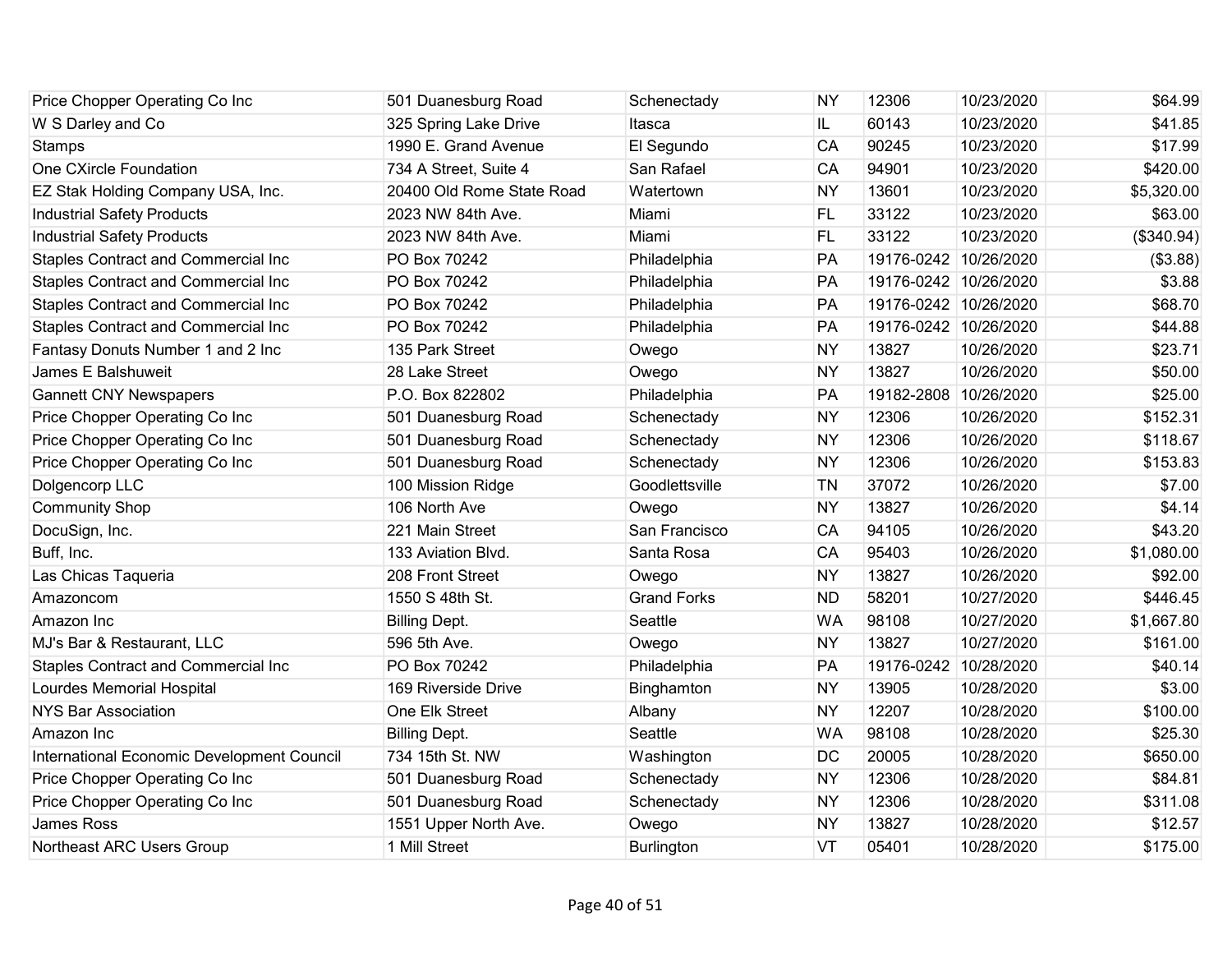| | | | | | | |
|---|---|---|---|---|---|---|
| Price Chopper Operating Co Inc | 501 Duanesburg Road | Schenectady | NY | 12306 | 10/23/2020 | $64.99 |
| W S Darley and Co | 325 Spring Lake Drive | Itasca | IL | 60143 | 10/23/2020 | $41.85 |
| Stamps | 1990 E. Grand Avenue | El Segundo | CA | 90245 | 10/23/2020 | $17.99 |
| One CXircle Foundation | 734 A Street, Suite 4 | San Rafael | CA | 94901 | 10/23/2020 | $420.00 |
| EZ Stak Holding Company USA, Inc. | 20400 Old Rome State Road | Watertown | NY | 13601 | 10/23/2020 | $5,320.00 |
| Industrial Safety Products | 2023 NW 84th Ave. | Miami | FL | 33122 | 10/23/2020 | $63.00 |
| Industrial Safety Products | 2023 NW 84th Ave. | Miami | FL | 33122 | 10/23/2020 | ($340.94) |
| Staples Contract and Commercial Inc | PO Box 70242 | Philadelphia | PA | 19176-0242 | 10/26/2020 | ($3.88) |
| Staples Contract and Commercial Inc | PO Box 70242 | Philadelphia | PA | 19176-0242 | 10/26/2020 | $3.88 |
| Staples Contract and Commercial Inc | PO Box 70242 | Philadelphia | PA | 19176-0242 | 10/26/2020 | $68.70 |
| Staples Contract and Commercial Inc | PO Box 70242 | Philadelphia | PA | 19176-0242 | 10/26/2020 | $44.88 |
| Fantasy Donuts Number 1 and 2 Inc | 135 Park Street | Owego | NY | 13827 | 10/26/2020 | $23.71 |
| James E Balshuweit | 28 Lake Street | Owego | NY | 13827 | 10/26/2020 | $50.00 |
| Gannett CNY Newspapers | P.O. Box 822802 | Philadelphia | PA | 19182-2808 | 10/26/2020 | $25.00 |
| Price Chopper Operating Co Inc | 501 Duanesburg Road | Schenectady | NY | 12306 | 10/26/2020 | $152.31 |
| Price Chopper Operating Co Inc | 501 Duanesburg Road | Schenectady | NY | 12306 | 10/26/2020 | $118.67 |
| Price Chopper Operating Co Inc | 501 Duanesburg Road | Schenectady | NY | 12306 | 10/26/2020 | $153.83 |
| Dolgencorp LLC | 100 Mission Ridge | Goodlettsville | TN | 37072 | 10/26/2020 | $7.00 |
| Community Shop | 106 North Ave | Owego | NY | 13827 | 10/26/2020 | $4.14 |
| DocuSign, Inc. | 221 Main Street | San Francisco | CA | 94105 | 10/26/2020 | $43.20 |
| Buff, Inc. | 133 Aviation Blvd. | Santa Rosa | CA | 95403 | 10/26/2020 | $1,080.00 |
| Las Chicas Taqueria | 208 Front Street | Owego | NY | 13827 | 10/26/2020 | $92.00 |
| Amazoncom | 1550 S 48th St. | Grand Forks | ND | 58201 | 10/27/2020 | $446.45 |
| Amazon Inc | Billing Dept. | Seattle | WA | 98108 | 10/27/2020 | $1,667.80 |
| MJ's Bar & Restaurant, LLC | 596 5th Ave. | Owego | NY | 13827 | 10/27/2020 | $161.00 |
| Staples Contract and Commercial Inc | PO Box 70242 | Philadelphia | PA | 19176-0242 | 10/28/2020 | $40.14 |
| Lourdes Memorial Hospital | 169 Riverside Drive | Binghamton | NY | 13905 | 10/28/2020 | $3.00 |
| NYS Bar Association | One Elk Street | Albany | NY | 12207 | 10/28/2020 | $100.00 |
| Amazon Inc | Billing Dept. | Seattle | WA | 98108 | 10/28/2020 | $25.30 |
| International Economic Development Council | 734 15th St. NW | Washington | DC | 20005 | 10/28/2020 | $650.00 |
| Price Chopper Operating Co Inc | 501 Duanesburg Road | Schenectady | NY | 12306 | 10/28/2020 | $84.81 |
| Price Chopper Operating Co Inc | 501 Duanesburg Road | Schenectady | NY | 12306 | 10/28/2020 | $311.08 |
| James Ross | 1551 Upper North Ave. | Owego | NY | 13827 | 10/28/2020 | $12.57 |
| Northeast ARC Users Group | 1 Mill Street | Burlington | VT | 05401 | 10/28/2020 | $175.00 |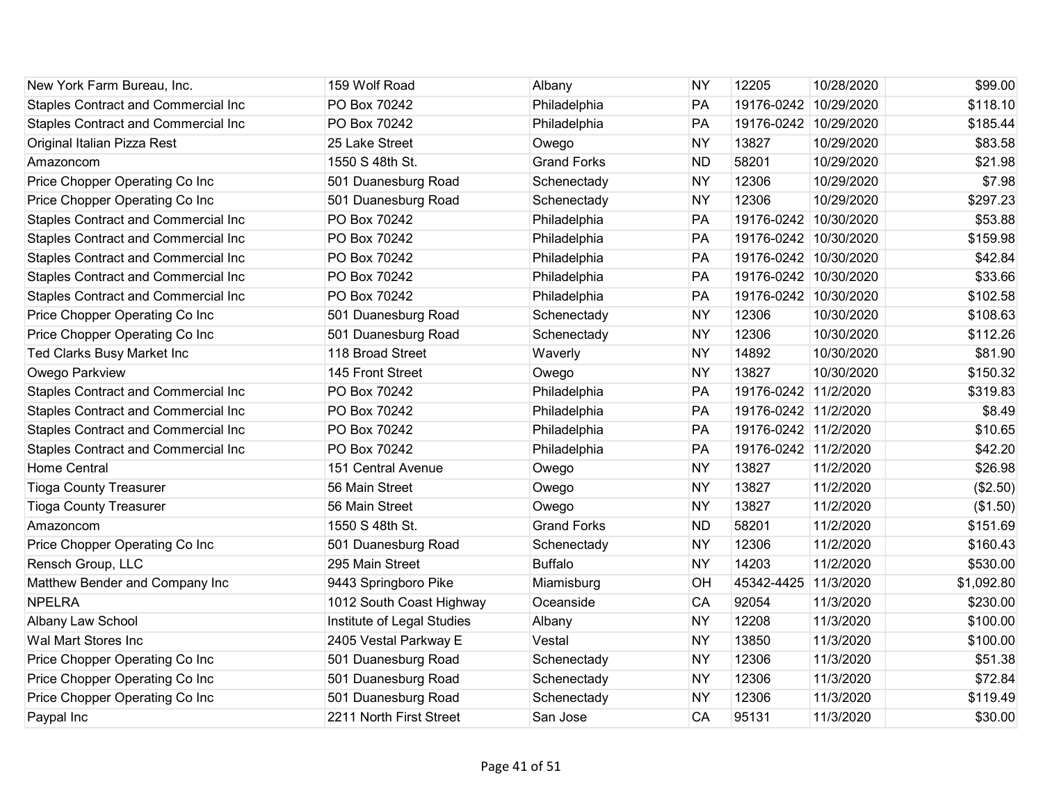| | | | | | | |
|---|---|---|---|---|---|---|
| New York Farm Bureau, Inc. | 159 Wolf Road | Albany | NY | 12205 | 10/28/2020 | $99.00 |
| Staples Contract and Commercial Inc | PO Box 70242 | Philadelphia | PA | 19176-0242 | 10/29/2020 | $118.10 |
| Staples Contract and Commercial Inc | PO Box 70242 | Philadelphia | PA | 19176-0242 | 10/29/2020 | $185.44 |
| Original Italian Pizza Rest | 25 Lake Street | Owego | NY | 13827 | 10/29/2020 | $83.58 |
| Amazoncom | 1550 S 48th St. | Grand Forks | ND | 58201 | 10/29/2020 | $21.98 |
| Price Chopper Operating Co Inc | 501 Duanesburg Road | Schenectady | NY | 12306 | 10/29/2020 | $7.98 |
| Price Chopper Operating Co Inc | 501 Duanesburg Road | Schenectady | NY | 12306 | 10/29/2020 | $297.23 |
| Staples Contract and Commercial Inc | PO Box 70242 | Philadelphia | PA | 19176-0242 | 10/30/2020 | $53.88 |
| Staples Contract and Commercial Inc | PO Box 70242 | Philadelphia | PA | 19176-0242 | 10/30/2020 | $159.98 |
| Staples Contract and Commercial Inc | PO Box 70242 | Philadelphia | PA | 19176-0242 | 10/30/2020 | $42.84 |
| Staples Contract and Commercial Inc | PO Box 70242 | Philadelphia | PA | 19176-0242 | 10/30/2020 | $33.66 |
| Staples Contract and Commercial Inc | PO Box 70242 | Philadelphia | PA | 19176-0242 | 10/30/2020 | $102.58 |
| Price Chopper Operating Co Inc | 501 Duanesburg Road | Schenectady | NY | 12306 | 10/30/2020 | $108.63 |
| Price Chopper Operating Co Inc | 501 Duanesburg Road | Schenectady | NY | 12306 | 10/30/2020 | $112.26 |
| Ted Clarks Busy Market Inc | 118 Broad Street | Waverly | NY | 14892 | 10/30/2020 | $81.90 |
| Owego Parkview | 145 Front Street | Owego | NY | 13827 | 10/30/2020 | $150.32 |
| Staples Contract and Commercial Inc | PO Box 70242 | Philadelphia | PA | 19176-0242 | 11/2/2020 | $319.83 |
| Staples Contract and Commercial Inc | PO Box 70242 | Philadelphia | PA | 19176-0242 | 11/2/2020 | $8.49 |
| Staples Contract and Commercial Inc | PO Box 70242 | Philadelphia | PA | 19176-0242 | 11/2/2020 | $10.65 |
| Staples Contract and Commercial Inc | PO Box 70242 | Philadelphia | PA | 19176-0242 | 11/2/2020 | $42.20 |
| Home Central | 151 Central Avenue | Owego | NY | 13827 | 11/2/2020 | $26.98 |
| Tioga County Treasurer | 56 Main Street | Owego | NY | 13827 | 11/2/2020 | ($2.50) |
| Tioga County Treasurer | 56 Main Street | Owego | NY | 13827 | 11/2/2020 | ($1.50) |
| Amazoncom | 1550 S 48th St. | Grand Forks | ND | 58201 | 11/2/2020 | $151.69 |
| Price Chopper Operating Co Inc | 501 Duanesburg Road | Schenectady | NY | 12306 | 11/2/2020 | $160.43 |
| Rensch Group, LLC | 295 Main Street | Buffalo | NY | 14203 | 11/2/2020 | $530.00 |
| Matthew Bender and Company Inc | 9443 Springboro Pike | Miamisburg | OH | 45342-4425 | 11/3/2020 | $1,092.80 |
| NPELRA | 1012 South Coast Highway | Oceanside | CA | 92054 | 11/3/2020 | $230.00 |
| Albany Law School | Institute of Legal Studies | Albany | NY | 12208 | 11/3/2020 | $100.00 |
| Wal Mart Stores Inc | 2405 Vestal Parkway E | Vestal | NY | 13850 | 11/3/2020 | $100.00 |
| Price Chopper Operating Co Inc | 501 Duanesburg Road | Schenectady | NY | 12306 | 11/3/2020 | $51.38 |
| Price Chopper Operating Co Inc | 501 Duanesburg Road | Schenectady | NY | 12306 | 11/3/2020 | $72.84 |
| Price Chopper Operating Co Inc | 501 Duanesburg Road | Schenectady | NY | 12306 | 11/3/2020 | $119.49 |
| Paypal Inc | 2211 North First Street | San Jose | CA | 95131 | 11/3/2020 | $30.00 |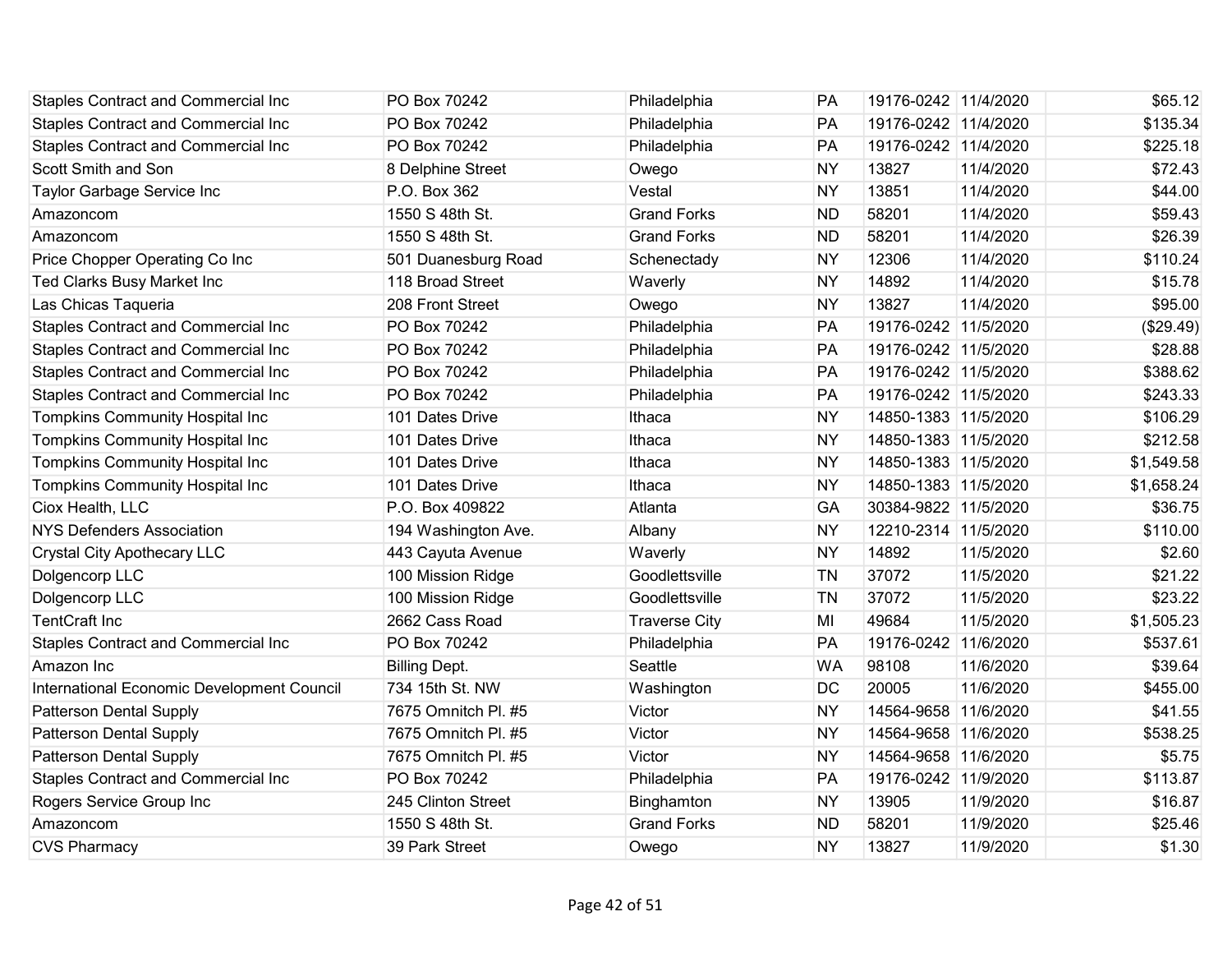| | | | | | | |
|---|---|---|---|---|---|---|
| Staples Contract and Commercial Inc | PO Box 70242 | Philadelphia | PA | 19176-0242 | 11/4/2020 | $65.12 |
| Staples Contract and Commercial Inc | PO Box 70242 | Philadelphia | PA | 19176-0242 | 11/4/2020 | $135.34 |
| Staples Contract and Commercial Inc | PO Box 70242 | Philadelphia | PA | 19176-0242 | 11/4/2020 | $225.18 |
| Scott Smith and Son | 8 Delphine Street | Owego | NY | 13827 | 11/4/2020 | $72.43 |
| Taylor Garbage Service Inc | P.O. Box 362 | Vestal | NY | 13851 | 11/4/2020 | $44.00 |
| Amazoncom | 1550 S 48th St. | Grand Forks | ND | 58201 | 11/4/2020 | $59.43 |
| Amazoncom | 1550 S 48th St. | Grand Forks | ND | 58201 | 11/4/2020 | $26.39 |
| Price Chopper Operating Co Inc | 501 Duanesburg Road | Schenectady | NY | 12306 | 11/4/2020 | $110.24 |
| Ted Clarks Busy Market Inc | 118 Broad Street | Waverly | NY | 14892 | 11/4/2020 | $15.78 |
| Las Chicas Taqueria | 208 Front Street | Owego | NY | 13827 | 11/4/2020 | $95.00 |
| Staples Contract and Commercial Inc | PO Box 70242 | Philadelphia | PA | 19176-0242 | 11/5/2020 | ($29.49) |
| Staples Contract and Commercial Inc | PO Box 70242 | Philadelphia | PA | 19176-0242 | 11/5/2020 | $28.88 |
| Staples Contract and Commercial Inc | PO Box 70242 | Philadelphia | PA | 19176-0242 | 11/5/2020 | $388.62 |
| Staples Contract and Commercial Inc | PO Box 70242 | Philadelphia | PA | 19176-0242 | 11/5/2020 | $243.33 |
| Tompkins Community Hospital Inc | 101 Dates Drive | Ithaca | NY | 14850-1383 | 11/5/2020 | $106.29 |
| Tompkins Community Hospital Inc | 101 Dates Drive | Ithaca | NY | 14850-1383 | 11/5/2020 | $212.58 |
| Tompkins Community Hospital Inc | 101 Dates Drive | Ithaca | NY | 14850-1383 | 11/5/2020 | $1,549.58 |
| Tompkins Community Hospital Inc | 101 Dates Drive | Ithaca | NY | 14850-1383 | 11/5/2020 | $1,658.24 |
| Ciox Health, LLC | P.O. Box 409822 | Atlanta | GA | 30384-9822 | 11/5/2020 | $36.75 |
| NYS Defenders Association | 194 Washington Ave. | Albany | NY | 12210-2314 | 11/5/2020 | $110.00 |
| Crystal City Apothecary LLC | 443 Cayuta Avenue | Waverly | NY | 14892 | 11/5/2020 | $2.60 |
| Dolgencorp LLC | 100 Mission Ridge | Goodlettsville | TN | 37072 | 11/5/2020 | $21.22 |
| Dolgencorp LLC | 100 Mission Ridge | Goodlettsville | TN | 37072 | 11/5/2020 | $23.22 |
| TentCraft Inc | 2662 Cass Road | Traverse City | MI | 49684 | 11/5/2020 | $1,505.23 |
| Staples Contract and Commercial Inc | PO Box 70242 | Philadelphia | PA | 19176-0242 | 11/6/2020 | $537.61 |
| Amazon Inc | Billing Dept. | Seattle | WA | 98108 | 11/6/2020 | $39.64 |
| International Economic Development Council | 734 15th St. NW | Washington | DC | 20005 | 11/6/2020 | $455.00 |
| Patterson Dental Supply | 7675 Omnitch Pl. #5 | Victor | NY | 14564-9658 | 11/6/2020 | $41.55 |
| Patterson Dental Supply | 7675 Omnitch Pl. #5 | Victor | NY | 14564-9658 | 11/6/2020 | $538.25 |
| Patterson Dental Supply | 7675 Omnitch Pl. #5 | Victor | NY | 14564-9658 | 11/6/2020 | $5.75 |
| Staples Contract and Commercial Inc | PO Box 70242 | Philadelphia | PA | 19176-0242 | 11/9/2020 | $113.87 |
| Rogers Service Group Inc | 245 Clinton Street | Binghamton | NY | 13905 | 11/9/2020 | $16.87 |
| Amazoncom | 1550 S 48th St. | Grand Forks | ND | 58201 | 11/9/2020 | $25.46 |
| CVS Pharmacy | 39 Park Street | Owego | NY | 13827 | 11/9/2020 | $1.30 |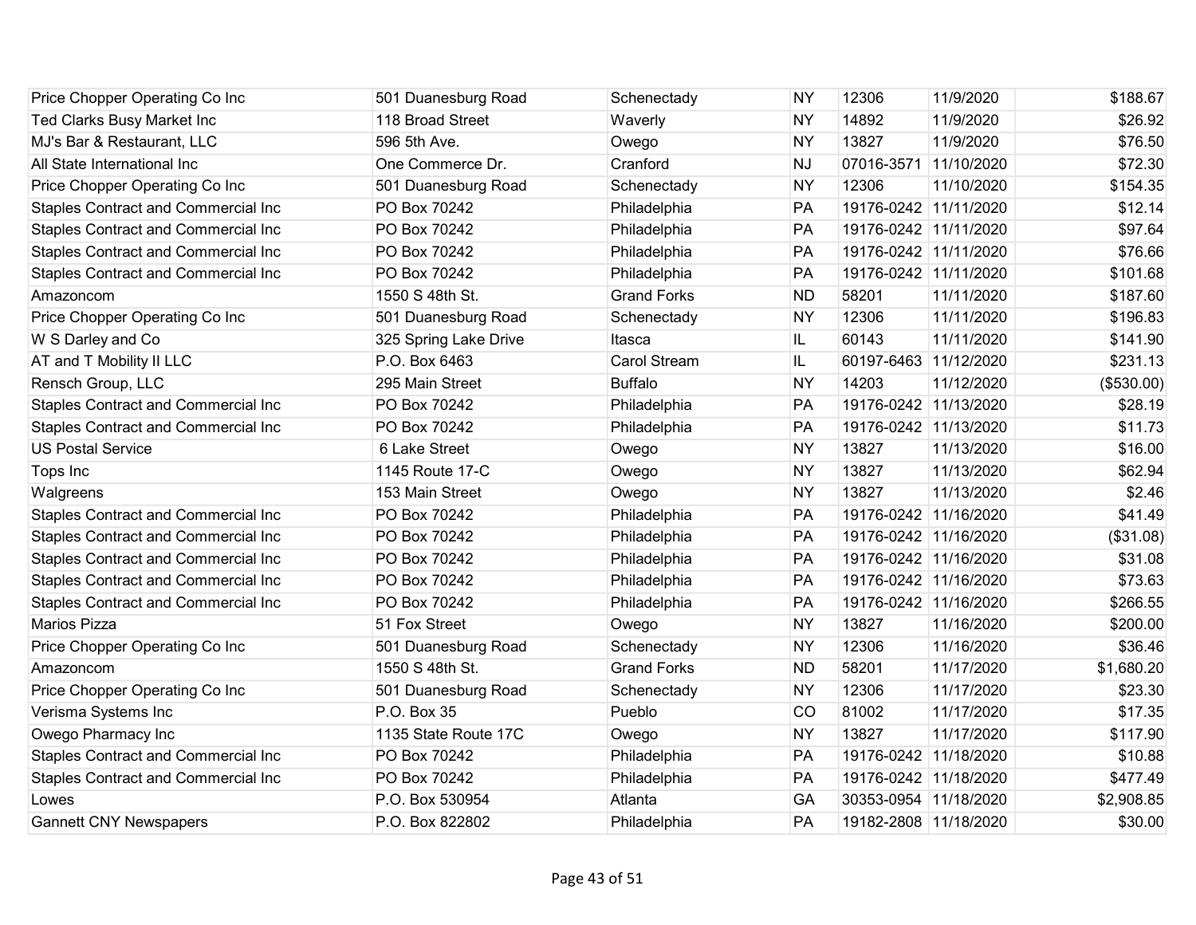| | | | | | | |
|---|---|---|---|---|---|---|
| Price Chopper Operating Co Inc | 501 Duanesburg Road | Schenectady | NY | 12306 | 11/9/2020 | $188.67 |
| Ted Clarks Busy Market Inc | 118 Broad Street | Waverly | NY | 14892 | 11/9/2020 | $26.92 |
| MJ's Bar & Restaurant, LLC | 596 5th Ave. | Owego | NY | 13827 | 11/9/2020 | $76.50 |
| All State International Inc | One Commerce Dr. | Cranford | NJ | 07016-3571 | 11/10/2020 | $72.30 |
| Price Chopper Operating Co Inc | 501 Duanesburg Road | Schenectady | NY | 12306 | 11/10/2020 | $154.35 |
| Staples Contract and Commercial Inc | PO Box 70242 | Philadelphia | PA | 19176-0242 | 11/11/2020 | $12.14 |
| Staples Contract and Commercial Inc | PO Box 70242 | Philadelphia | PA | 19176-0242 | 11/11/2020 | $97.64 |
| Staples Contract and Commercial Inc | PO Box 70242 | Philadelphia | PA | 19176-0242 | 11/11/2020 | $76.66 |
| Staples Contract and Commercial Inc | PO Box 70242 | Philadelphia | PA | 19176-0242 | 11/11/2020 | $101.68 |
| Amazoncom | 1550 S 48th St. | Grand Forks | ND | 58201 | 11/11/2020 | $187.60 |
| Price Chopper Operating Co Inc | 501 Duanesburg Road | Schenectady | NY | 12306 | 11/11/2020 | $196.83 |
| W S Darley and Co | 325 Spring Lake Drive | Itasca | IL | 60143 | 11/11/2020 | $141.90 |
| AT and T Mobility II LLC | P.O. Box 6463 | Carol Stream | IL | 60197-6463 | 11/12/2020 | $231.13 |
| Rensch Group, LLC | 295 Main Street | Buffalo | NY | 14203 | 11/12/2020 | ($530.00) |
| Staples Contract and Commercial Inc | PO Box 70242 | Philadelphia | PA | 19176-0242 | 11/13/2020 | $28.19 |
| Staples Contract and Commercial Inc | PO Box 70242 | Philadelphia | PA | 19176-0242 | 11/13/2020 | $11.73 |
| US Postal Service | 6 Lake Street | Owego | NY | 13827 | 11/13/2020 | $16.00 |
| Tops Inc | 1145 Route 17-C | Owego | NY | 13827 | 11/13/2020 | $62.94 |
| Walgreens | 153 Main Street | Owego | NY | 13827 | 11/13/2020 | $2.46 |
| Staples Contract and Commercial Inc | PO Box 70242 | Philadelphia | PA | 19176-0242 | 11/16/2020 | $41.49 |
| Staples Contract and Commercial Inc | PO Box 70242 | Philadelphia | PA | 19176-0242 | 11/16/2020 | ($31.08) |
| Staples Contract and Commercial Inc | PO Box 70242 | Philadelphia | PA | 19176-0242 | 11/16/2020 | $31.08 |
| Staples Contract and Commercial Inc | PO Box 70242 | Philadelphia | PA | 19176-0242 | 11/16/2020 | $73.63 |
| Staples Contract and Commercial Inc | PO Box 70242 | Philadelphia | PA | 19176-0242 | 11/16/2020 | $266.55 |
| Marios Pizza | 51 Fox Street | Owego | NY | 13827 | 11/16/2020 | $200.00 |
| Price Chopper Operating Co Inc | 501 Duanesburg Road | Schenectady | NY | 12306 | 11/16/2020 | $36.46 |
| Amazoncom | 1550 S 48th St. | Grand Forks | ND | 58201 | 11/17/2020 | $1,680.20 |
| Price Chopper Operating Co Inc | 501 Duanesburg Road | Schenectady | NY | 12306 | 11/17/2020 | $23.30 |
| Verisma Systems Inc | P.O. Box 35 | Pueblo | CO | 81002 | 11/17/2020 | $17.35 |
| Owego Pharmacy Inc | 1135 State Route 17C | Owego | NY | 13827 | 11/17/2020 | $117.90 |
| Staples Contract and Commercial Inc | PO Box 70242 | Philadelphia | PA | 19176-0242 | 11/18/2020 | $10.88 |
| Staples Contract and Commercial Inc | PO Box 70242 | Philadelphia | PA | 19176-0242 | 11/18/2020 | $477.49 |
| Lowes | P.O. Box 530954 | Atlanta | GA | 30353-0954 | 11/18/2020 | $2,908.85 |
| Gannett CNY Newspapers | P.O. Box 822802 | Philadelphia | PA | 19182-2808 | 11/18/2020 | $30.00 |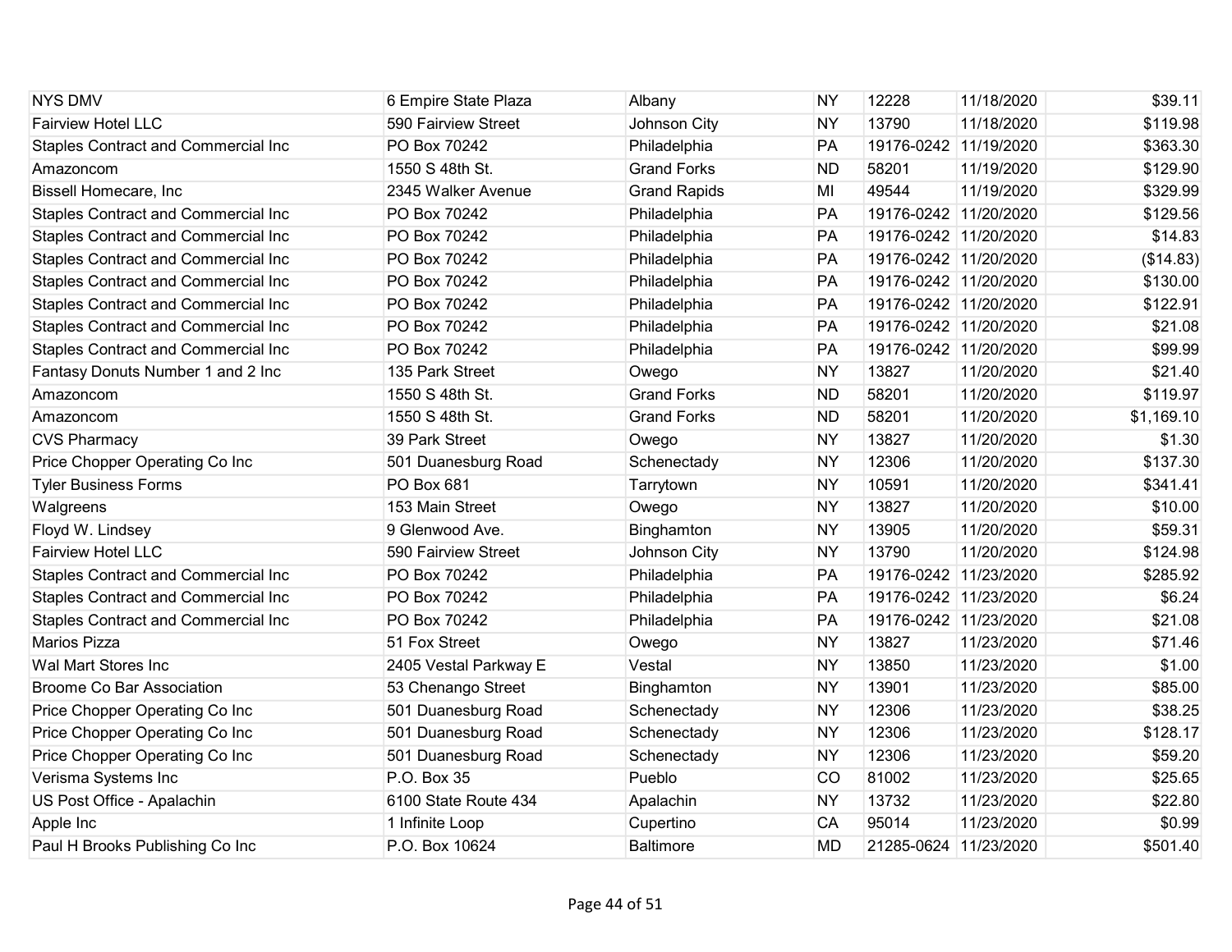| | | | | | | |
|---|---|---|---|---|---|---|
| NYS DMV | 6 Empire State Plaza | Albany | NY | 12228 | 11/18/2020 | $39.11 |
| Fairview Hotel LLC | 590 Fairview Street | Johnson City | NY | 13790 | 11/18/2020 | $119.98 |
| Staples Contract and Commercial Inc | PO Box 70242 | Philadelphia | PA | 19176-0242 | 11/19/2020 | $363.30 |
| Amazoncom | 1550 S 48th St. | Grand Forks | ND | 58201 | 11/19/2020 | $129.90 |
| Bissell Homecare, Inc | 2345 Walker Avenue | Grand Rapids | MI | 49544 | 11/19/2020 | $329.99 |
| Staples Contract and Commercial Inc | PO Box 70242 | Philadelphia | PA | 19176-0242 | 11/20/2020 | $129.56 |
| Staples Contract and Commercial Inc | PO Box 70242 | Philadelphia | PA | 19176-0242 | 11/20/2020 | $14.83 |
| Staples Contract and Commercial Inc | PO Box 70242 | Philadelphia | PA | 19176-0242 | 11/20/2020 | ($14.83) |
| Staples Contract and Commercial Inc | PO Box 70242 | Philadelphia | PA | 19176-0242 | 11/20/2020 | $130.00 |
| Staples Contract and Commercial Inc | PO Box 70242 | Philadelphia | PA | 19176-0242 | 11/20/2020 | $122.91 |
| Staples Contract and Commercial Inc | PO Box 70242 | Philadelphia | PA | 19176-0242 | 11/20/2020 | $21.08 |
| Staples Contract and Commercial Inc | PO Box 70242 | Philadelphia | PA | 19176-0242 | 11/20/2020 | $99.99 |
| Fantasy Donuts Number 1 and 2 Inc | 135 Park Street | Owego | NY | 13827 | 11/20/2020 | $21.40 |
| Amazoncom | 1550 S 48th St. | Grand Forks | ND | 58201 | 11/20/2020 | $119.97 |
| Amazoncom | 1550 S 48th St. | Grand Forks | ND | 58201 | 11/20/2020 | $1,169.10 |
| CVS Pharmacy | 39 Park Street | Owego | NY | 13827 | 11/20/2020 | $1.30 |
| Price Chopper Operating Co Inc | 501 Duanesburg Road | Schenectady | NY | 12306 | 11/20/2020 | $137.30 |
| Tyler Business Forms | PO Box 681 | Tarrytown | NY | 10591 | 11/20/2020 | $341.41 |
| Walgreens | 153 Main Street | Owego | NY | 13827 | 11/20/2020 | $10.00 |
| Floyd W. Lindsey | 9 Glenwood Ave. | Binghamton | NY | 13905 | 11/20/2020 | $59.31 |
| Fairview Hotel LLC | 590 Fairview Street | Johnson City | NY | 13790 | 11/20/2020 | $124.98 |
| Staples Contract and Commercial Inc | PO Box 70242 | Philadelphia | PA | 19176-0242 | 11/23/2020 | $285.92 |
| Staples Contract and Commercial Inc | PO Box 70242 | Philadelphia | PA | 19176-0242 | 11/23/2020 | $6.24 |
| Staples Contract and Commercial Inc | PO Box 70242 | Philadelphia | PA | 19176-0242 | 11/23/2020 | $21.08 |
| Marios Pizza | 51 Fox Street | Owego | NY | 13827 | 11/23/2020 | $71.46 |
| Wal Mart Stores Inc | 2405 Vestal Parkway E | Vestal | NY | 13850 | 11/23/2020 | $1.00 |
| Broome Co Bar Association | 53 Chenango Street | Binghamton | NY | 13901 | 11/23/2020 | $85.00 |
| Price Chopper Operating Co Inc | 501 Duanesburg Road | Schenectady | NY | 12306 | 11/23/2020 | $38.25 |
| Price Chopper Operating Co Inc | 501 Duanesburg Road | Schenectady | NY | 12306 | 11/23/2020 | $128.17 |
| Price Chopper Operating Co Inc | 501 Duanesburg Road | Schenectady | NY | 12306 | 11/23/2020 | $59.20 |
| Verisma Systems Inc | P.O. Box 35 | Pueblo | CO | 81002 | 11/23/2020 | $25.65 |
| US Post Office - Apalachin | 6100 State Route 434 | Apalachin | NY | 13732 | 11/23/2020 | $22.80 |
| Apple Inc | 1 Infinite Loop | Cupertino | CA | 95014 | 11/23/2020 | $0.99 |
| Paul H Brooks Publishing Co Inc | P.O. Box 10624 | Baltimore | MD | 21285-0624 | 11/23/2020 | $501.40 |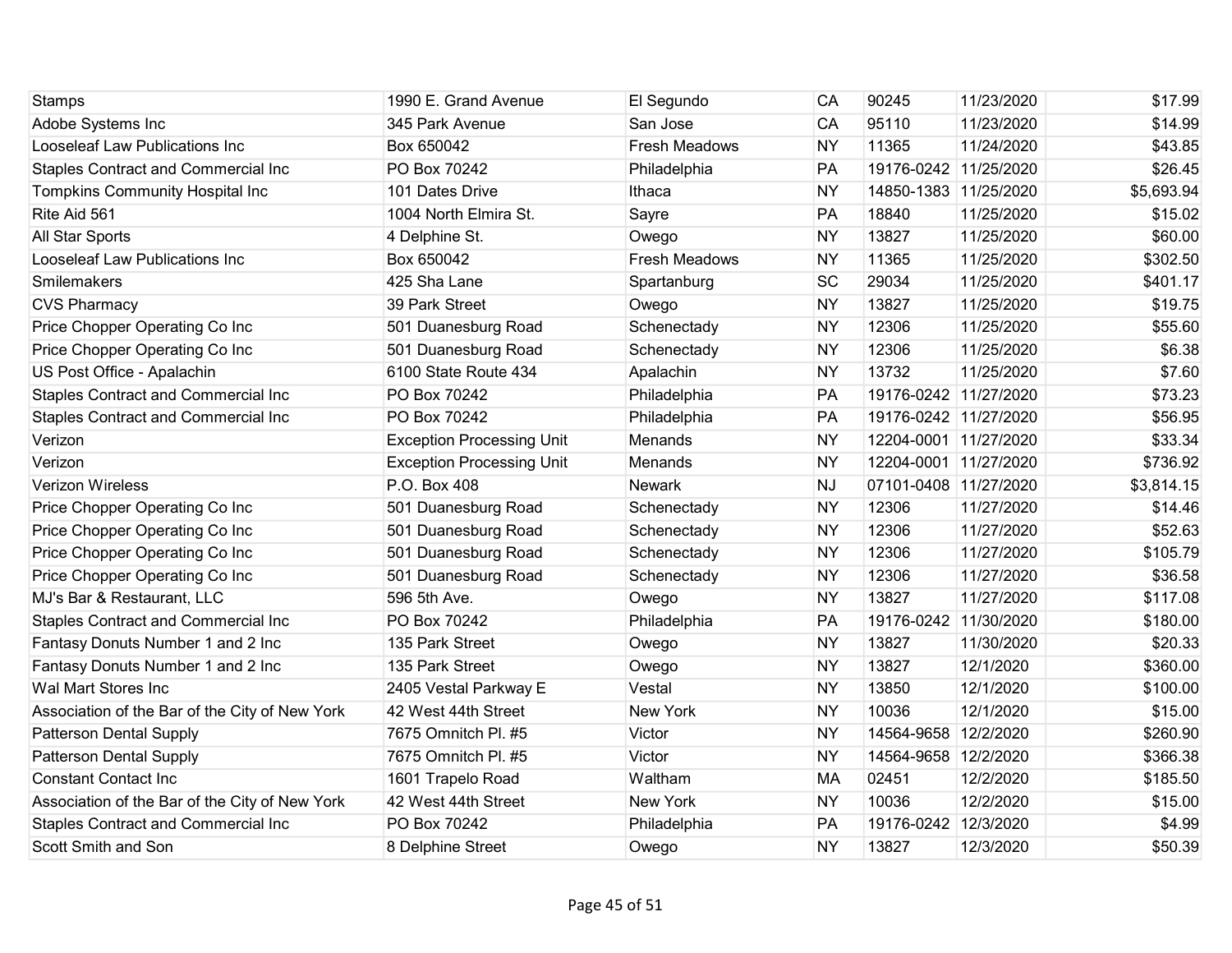| | | | | | | |
|---|---|---|---|---|---|---|
| Stamps | 1990 E. Grand Avenue | El Segundo | CA | 90245 | 11/23/2020 | $17.99 |
| Adobe Systems Inc | 345 Park Avenue | San Jose | CA | 95110 | 11/23/2020 | $14.99 |
| Looseleaf Law Publications Inc | Box 650042 | Fresh Meadows | NY | 11365 | 11/24/2020 | $43.85 |
| Staples Contract and Commercial Inc | PO Box 70242 | Philadelphia | PA | 19176-0242 | 11/25/2020 | $26.45 |
| Tompkins Community Hospital Inc | 101 Dates Drive | Ithaca | NY | 14850-1383 | 11/25/2020 | $5,693.94 |
| Rite Aid 561 | 1004 North Elmira St. | Sayre | PA | 18840 | 11/25/2020 | $15.02 |
| All Star Sports | 4 Delphine St. | Owego | NY | 13827 | 11/25/2020 | $60.00 |
| Looseleaf Law Publications Inc | Box 650042 | Fresh Meadows | NY | 11365 | 11/25/2020 | $302.50 |
| Smilemakers | 425 Sha Lane | Spartanburg | SC | 29034 | 11/25/2020 | $401.17 |
| CVS Pharmacy | 39 Park Street | Owego | NY | 13827 | 11/25/2020 | $19.75 |
| Price Chopper Operating Co Inc | 501 Duanesburg Road | Schenectady | NY | 12306 | 11/25/2020 | $55.60 |
| Price Chopper Operating Co Inc | 501 Duanesburg Road | Schenectady | NY | 12306 | 11/25/2020 | $6.38 |
| US Post Office - Apalachin | 6100 State Route 434 | Apalachin | NY | 13732 | 11/25/2020 | $7.60 |
| Staples Contract and Commercial Inc | PO Box 70242 | Philadelphia | PA | 19176-0242 | 11/27/2020 | $73.23 |
| Staples Contract and Commercial Inc | PO Box 70242 | Philadelphia | PA | 19176-0242 | 11/27/2020 | $56.95 |
| Verizon | Exception Processing Unit | Menands | NY | 12204-0001 | 11/27/2020 | $33.34 |
| Verizon | Exception Processing Unit | Menands | NY | 12204-0001 | 11/27/2020 | $736.92 |
| Verizon Wireless | P.O. Box 408 | Newark | NJ | 07101-0408 | 11/27/2020 | $3,814.15 |
| Price Chopper Operating Co Inc | 501 Duanesburg Road | Schenectady | NY | 12306 | 11/27/2020 | $14.46 |
| Price Chopper Operating Co Inc | 501 Duanesburg Road | Schenectady | NY | 12306 | 11/27/2020 | $52.63 |
| Price Chopper Operating Co Inc | 501 Duanesburg Road | Schenectady | NY | 12306 | 11/27/2020 | $105.79 |
| Price Chopper Operating Co Inc | 501 Duanesburg Road | Schenectady | NY | 12306 | 11/27/2020 | $36.58 |
| MJ's Bar & Restaurant, LLC | 596 5th Ave. | Owego | NY | 13827 | 11/27/2020 | $117.08 |
| Staples Contract and Commercial Inc | PO Box 70242 | Philadelphia | PA | 19176-0242 | 11/30/2020 | $180.00 |
| Fantasy Donuts Number 1 and 2 Inc | 135 Park Street | Owego | NY | 13827 | 11/30/2020 | $20.33 |
| Fantasy Donuts Number 1 and 2 Inc | 135 Park Street | Owego | NY | 13827 | 12/1/2020 | $360.00 |
| Wal Mart Stores Inc | 2405 Vestal Parkway E | Vestal | NY | 13850 | 12/1/2020 | $100.00 |
| Association of the Bar of the City of New York | 42 West 44th Street | New York | NY | 10036 | 12/1/2020 | $15.00 |
| Patterson Dental Supply | 7675 Omnitch Pl. #5 | Victor | NY | 14564-9658 | 12/2/2020 | $260.90 |
| Patterson Dental Supply | 7675 Omnitch Pl. #5 | Victor | NY | 14564-9658 | 12/2/2020 | $366.38 |
| Constant Contact Inc | 1601 Trapelo Road | Waltham | MA | 02451 | 12/2/2020 | $185.50 |
| Association of the Bar of the City of New York | 42 West 44th Street | New York | NY | 10036 | 12/2/2020 | $15.00 |
| Staples Contract and Commercial Inc | PO Box 70242 | Philadelphia | PA | 19176-0242 | 12/3/2020 | $4.99 |
| Scott Smith and Son | 8 Delphine Street | Owego | NY | 13827 | 12/3/2020 | $50.39 |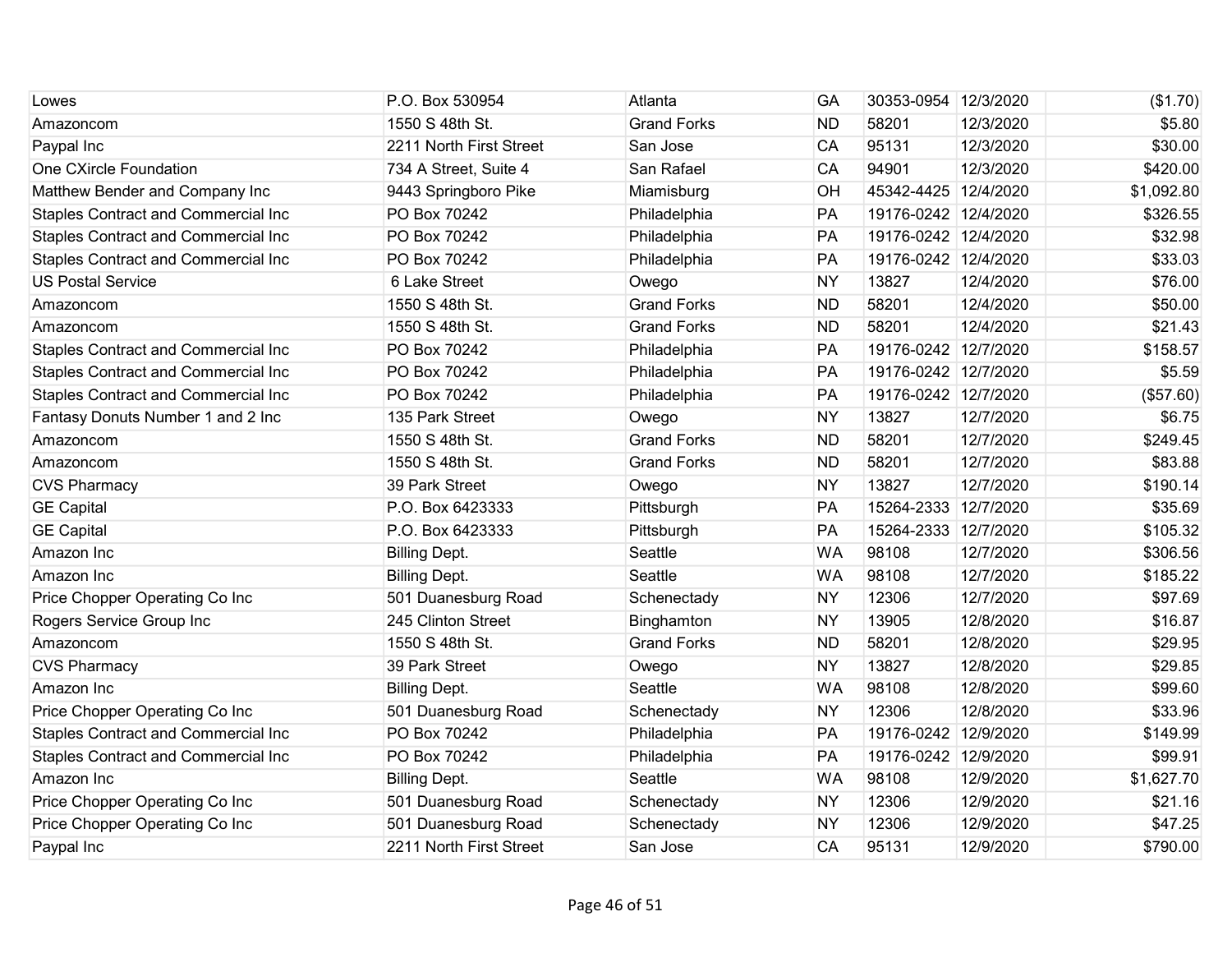| | | | | | | |
|---|---|---|---|---|---|---|
| Lowes | P.O. Box 530954 | Atlanta | GA | 30353-0954 | 12/3/2020 | ($1.70) |
| Amazoncom | 1550 S 48th St. | Grand Forks | ND | 58201 | 12/3/2020 | $5.80 |
| Paypal Inc | 2211 North First Street | San Jose | CA | 95131 | 12/3/2020 | $30.00 |
| One CXircle Foundation | 734 A Street, Suite 4 | San Rafael | CA | 94901 | 12/3/2020 | $420.00 |
| Matthew Bender and Company Inc | 9443 Springboro Pike | Miamisburg | OH | 45342-4425 | 12/4/2020 | $1,092.80 |
| Staples Contract and Commercial Inc | PO Box 70242 | Philadelphia | PA | 19176-0242 | 12/4/2020 | $326.55 |
| Staples Contract and Commercial Inc | PO Box 70242 | Philadelphia | PA | 19176-0242 | 12/4/2020 | $32.98 |
| Staples Contract and Commercial Inc | PO Box 70242 | Philadelphia | PA | 19176-0242 | 12/4/2020 | $33.03 |
| US Postal Service | 6 Lake Street | Owego | NY | 13827 | 12/4/2020 | $76.00 |
| Amazoncom | 1550 S 48th St. | Grand Forks | ND | 58201 | 12/4/2020 | $50.00 |
| Amazoncom | 1550 S 48th St. | Grand Forks | ND | 58201 | 12/4/2020 | $21.43 |
| Staples Contract and Commercial Inc | PO Box 70242 | Philadelphia | PA | 19176-0242 | 12/7/2020 | $158.57 |
| Staples Contract and Commercial Inc | PO Box 70242 | Philadelphia | PA | 19176-0242 | 12/7/2020 | $5.59 |
| Staples Contract and Commercial Inc | PO Box 70242 | Philadelphia | PA | 19176-0242 | 12/7/2020 | ($57.60) |
| Fantasy Donuts Number 1 and 2 Inc | 135 Park Street | Owego | NY | 13827 | 12/7/2020 | $6.75 |
| Amazoncom | 1550 S 48th St. | Grand Forks | ND | 58201 | 12/7/2020 | $249.45 |
| Amazoncom | 1550 S 48th St. | Grand Forks | ND | 58201 | 12/7/2020 | $83.88 |
| CVS Pharmacy | 39 Park Street | Owego | NY | 13827 | 12/7/2020 | $190.14 |
| GE Capital | P.O. Box 6423333 | Pittsburgh | PA | 15264-2333 | 12/7/2020 | $35.69 |
| GE Capital | P.O. Box 6423333 | Pittsburgh | PA | 15264-2333 | 12/7/2020 | $105.32 |
| Amazon Inc | Billing Dept. | Seattle | WA | 98108 | 12/7/2020 | $306.56 |
| Amazon Inc | Billing Dept. | Seattle | WA | 98108 | 12/7/2020 | $185.22 |
| Price Chopper Operating Co Inc | 501 Duanesburg Road | Schenectady | NY | 12306 | 12/7/2020 | $97.69 |
| Rogers Service Group Inc | 245 Clinton Street | Binghamton | NY | 13905 | 12/8/2020 | $16.87 |
| Amazoncom | 1550 S 48th St. | Grand Forks | ND | 58201 | 12/8/2020 | $29.95 |
| CVS Pharmacy | 39 Park Street | Owego | NY | 13827 | 12/8/2020 | $29.85 |
| Amazon Inc | Billing Dept. | Seattle | WA | 98108 | 12/8/2020 | $99.60 |
| Price Chopper Operating Co Inc | 501 Duanesburg Road | Schenectady | NY | 12306 | 12/8/2020 | $33.96 |
| Staples Contract and Commercial Inc | PO Box 70242 | Philadelphia | PA | 19176-0242 | 12/9/2020 | $149.99 |
| Staples Contract and Commercial Inc | PO Box 70242 | Philadelphia | PA | 19176-0242 | 12/9/2020 | $99.91 |
| Amazon Inc | Billing Dept. | Seattle | WA | 98108 | 12/9/2020 | $1,627.70 |
| Price Chopper Operating Co Inc | 501 Duanesburg Road | Schenectady | NY | 12306 | 12/9/2020 | $21.16 |
| Price Chopper Operating Co Inc | 501 Duanesburg Road | Schenectady | NY | 12306 | 12/9/2020 | $47.25 |
| Paypal Inc | 2211 North First Street | San Jose | CA | 95131 | 12/9/2020 | $790.00 |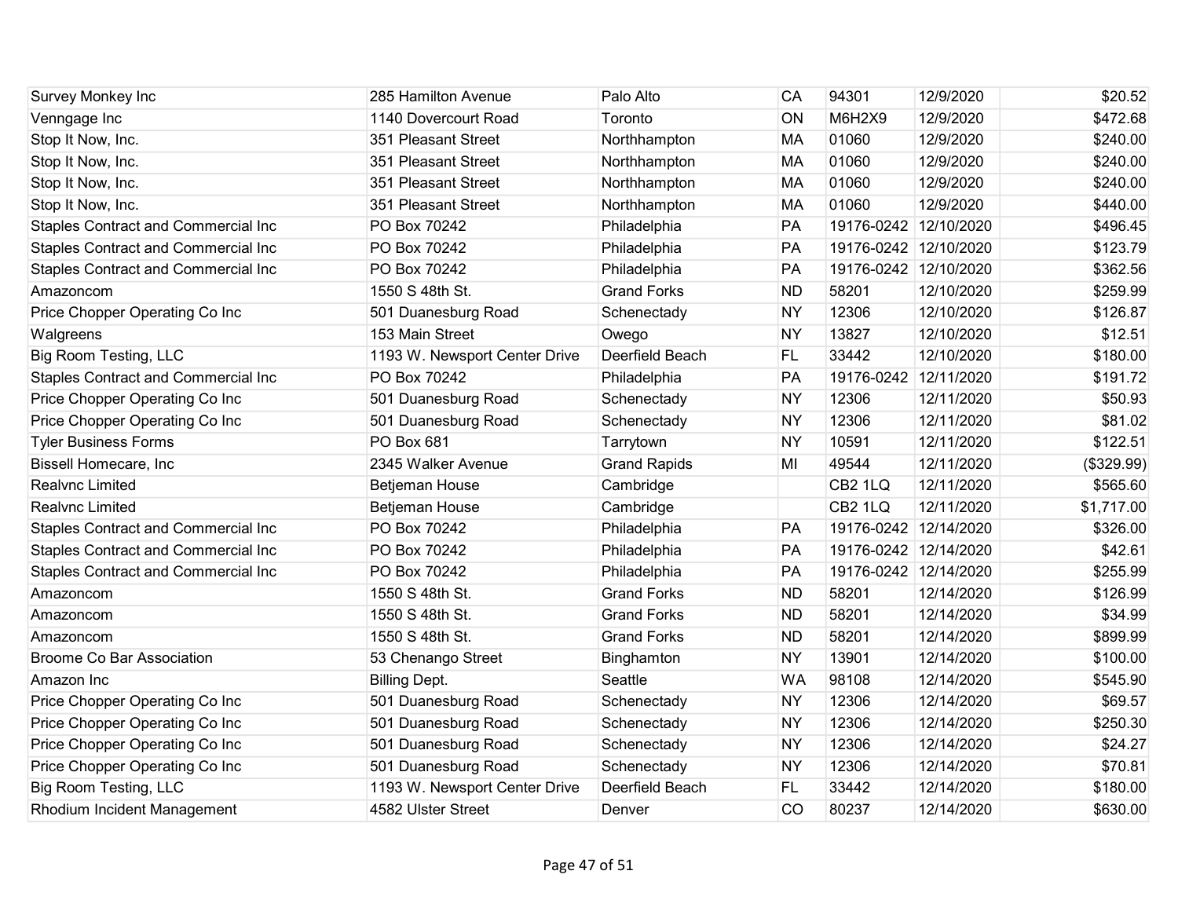| | | | | | | |
|---|---|---|---|---|---|---|
| Survey Monkey Inc | 285 Hamilton Avenue | Palo Alto | CA | 94301 | 12/9/2020 | $20.52 |
| Venngage Inc | 1140 Dovercourt Road | Toronto | ON | M6H2X9 | 12/9/2020 | $472.68 |
| Stop It Now, Inc. | 351 Pleasant Street | Northhampton | MA | 01060 | 12/9/2020 | $240.00 |
| Stop It Now, Inc. | 351 Pleasant Street | Northhampton | MA | 01060 | 12/9/2020 | $240.00 |
| Stop It Now, Inc. | 351 Pleasant Street | Northhampton | MA | 01060 | 12/9/2020 | $240.00 |
| Stop It Now, Inc. | 351 Pleasant Street | Northhampton | MA | 01060 | 12/9/2020 | $440.00 |
| Staples Contract and Commercial Inc | PO Box 70242 | Philadelphia | PA | 19176-0242 | 12/10/2020 | $496.45 |
| Staples Contract and Commercial Inc | PO Box 70242 | Philadelphia | PA | 19176-0242 | 12/10/2020 | $123.79 |
| Staples Contract and Commercial Inc | PO Box 70242 | Philadelphia | PA | 19176-0242 | 12/10/2020 | $362.56 |
| Amazoncom | 1550 S 48th St. | Grand Forks | ND | 58201 | 12/10/2020 | $259.99 |
| Price Chopper Operating Co Inc | 501 Duanesburg Road | Schenectady | NY | 12306 | 12/10/2020 | $126.87 |
| Walgreens | 153 Main Street | Owego | NY | 13827 | 12/10/2020 | $12.51 |
| Big Room Testing, LLC | 1193 W. Newsport Center Drive | Deerfield Beach | FL | 33442 | 12/10/2020 | $180.00 |
| Staples Contract and Commercial Inc | PO Box 70242 | Philadelphia | PA | 19176-0242 | 12/11/2020 | $191.72 |
| Price Chopper Operating Co Inc | 501 Duanesburg Road | Schenectady | NY | 12306 | 12/11/2020 | $50.93 |
| Price Chopper Operating Co Inc | 501 Duanesburg Road | Schenectady | NY | 12306 | 12/11/2020 | $81.02 |
| Tyler Business Forms | PO Box 681 | Tarrytown | NY | 10591 | 12/11/2020 | $122.51 |
| Bissell Homecare, Inc | 2345 Walker Avenue | Grand Rapids | MI | 49544 | 12/11/2020 | ($329.99) |
| Realvnc Limited | Betjeman House | Cambridge | | CB2 1LQ | 12/11/2020 | $565.60 |
| Realvnc Limited | Betjeman House | Cambridge | | CB2 1LQ | 12/11/2020 | $1,717.00 |
| Staples Contract and Commercial Inc | PO Box 70242 | Philadelphia | PA | 19176-0242 | 12/14/2020 | $326.00 |
| Staples Contract and Commercial Inc | PO Box 70242 | Philadelphia | PA | 19176-0242 | 12/14/2020 | $42.61 |
| Staples Contract and Commercial Inc | PO Box 70242 | Philadelphia | PA | 19176-0242 | 12/14/2020 | $255.99 |
| Amazoncom | 1550 S 48th St. | Grand Forks | ND | 58201 | 12/14/2020 | $126.99 |
| Amazoncom | 1550 S 48th St. | Grand Forks | ND | 58201 | 12/14/2020 | $34.99 |
| Amazoncom | 1550 S 48th St. | Grand Forks | ND | 58201 | 12/14/2020 | $899.99 |
| Broome Co Bar Association | 53 Chenango Street | Binghamton | NY | 13901 | 12/14/2020 | $100.00 |
| Amazon Inc | Billing Dept. | Seattle | WA | 98108 | 12/14/2020 | $545.90 |
| Price Chopper Operating Co Inc | 501 Duanesburg Road | Schenectady | NY | 12306 | 12/14/2020 | $69.57 |
| Price Chopper Operating Co Inc | 501 Duanesburg Road | Schenectady | NY | 12306 | 12/14/2020 | $250.30 |
| Price Chopper Operating Co Inc | 501 Duanesburg Road | Schenectady | NY | 12306 | 12/14/2020 | $24.27 |
| Price Chopper Operating Co Inc | 501 Duanesburg Road | Schenectady | NY | 12306 | 12/14/2020 | $70.81 |
| Big Room Testing, LLC | 1193 W. Newsport Center Drive | Deerfield Beach | FL | 33442 | 12/14/2020 | $180.00 |
| Rhodium Incident Management | 4582 Ulster Street | Denver | CO | 80237 | 12/14/2020 | $630.00 |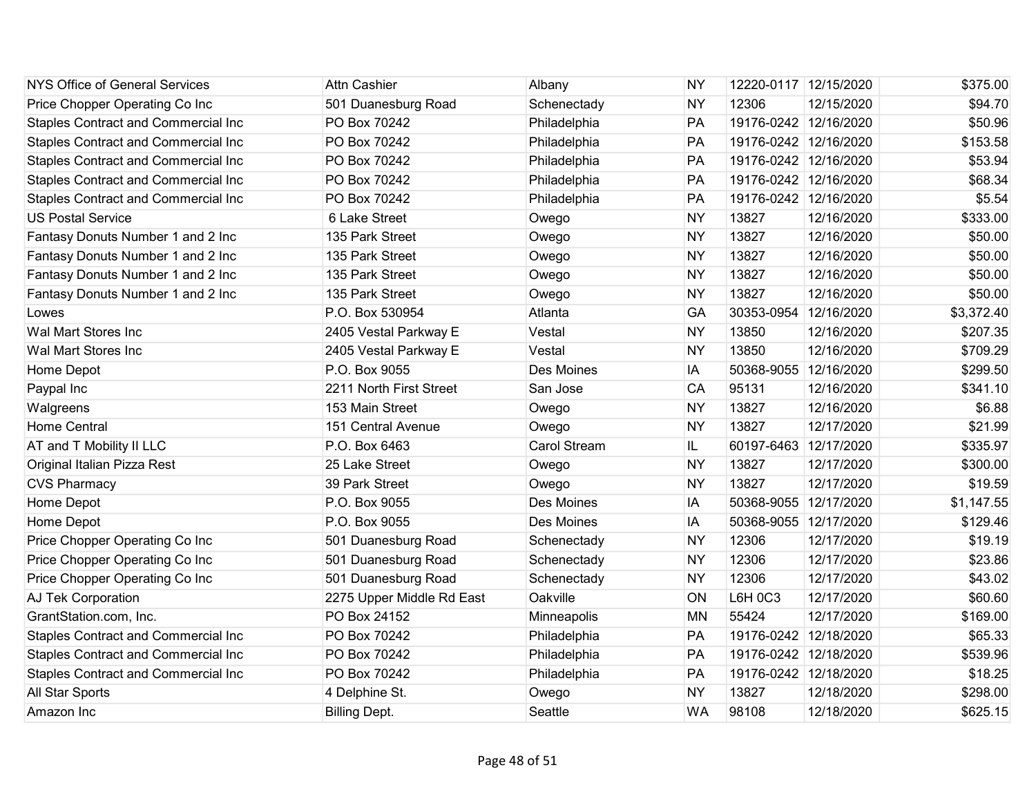| | | | | | | |
|---|---|---|---|---|---|---|
| NYS Office of General Services | Attn Cashier | Albany | NY | 12220-0117 | 12/15/2020 | $375.00 |
| Price Chopper Operating Co Inc | 501 Duanesburg Road | Schenectady | NY | 12306 | 12/15/2020 | $94.70 |
| Staples Contract and Commercial Inc | PO Box 70242 | Philadelphia | PA | 19176-0242 | 12/16/2020 | $50.96 |
| Staples Contract and Commercial Inc | PO Box 70242 | Philadelphia | PA | 19176-0242 | 12/16/2020 | $153.58 |
| Staples Contract and Commercial Inc | PO Box 70242 | Philadelphia | PA | 19176-0242 | 12/16/2020 | $53.94 |
| Staples Contract and Commercial Inc | PO Box 70242 | Philadelphia | PA | 19176-0242 | 12/16/2020 | $68.34 |
| Staples Contract and Commercial Inc | PO Box 70242 | Philadelphia | PA | 19176-0242 | 12/16/2020 | $5.54 |
| US Postal Service | 6 Lake Street | Owego | NY | 13827 | 12/16/2020 | $333.00 |
| Fantasy Donuts Number 1 and 2 Inc | 135 Park Street | Owego | NY | 13827 | 12/16/2020 | $50.00 |
| Fantasy Donuts Number 1 and 2 Inc | 135 Park Street | Owego | NY | 13827 | 12/16/2020 | $50.00 |
| Fantasy Donuts Number 1 and 2 Inc | 135 Park Street | Owego | NY | 13827 | 12/16/2020 | $50.00 |
| Fantasy Donuts Number 1 and 2 Inc | 135 Park Street | Owego | NY | 13827 | 12/16/2020 | $50.00 |
| Lowes | P.O. Box 530954 | Atlanta | GA | 30353-0954 | 12/16/2020 | $3,372.40 |
| Wal Mart Stores Inc | 2405 Vestal Parkway E | Vestal | NY | 13850 | 12/16/2020 | $207.35 |
| Wal Mart Stores Inc | 2405 Vestal Parkway E | Vestal | NY | 13850 | 12/16/2020 | $709.29 |
| Home Depot | P.O. Box 9055 | Des Moines | IA | 50368-9055 | 12/16/2020 | $299.50 |
| Paypal Inc | 2211 North First Street | San Jose | CA | 95131 | 12/16/2020 | $341.10 |
| Walgreens | 153 Main Street | Owego | NY | 13827 | 12/16/2020 | $6.88 |
| Home Central | 151 Central Avenue | Owego | NY | 13827 | 12/17/2020 | $21.99 |
| AT and T Mobility II LLC | P.O. Box 6463 | Carol Stream | IL | 60197-6463 | 12/17/2020 | $335.97 |
| Original Italian Pizza Rest | 25 Lake Street | Owego | NY | 13827 | 12/17/2020 | $300.00 |
| CVS Pharmacy | 39 Park Street | Owego | NY | 13827 | 12/17/2020 | $19.59 |
| Home Depot | P.O. Box 9055 | Des Moines | IA | 50368-9055 | 12/17/2020 | $1,147.55 |
| Home Depot | P.O. Box 9055 | Des Moines | IA | 50368-9055 | 12/17/2020 | $129.46 |
| Price Chopper Operating Co Inc | 501 Duanesburg Road | Schenectady | NY | 12306 | 12/17/2020 | $19.19 |
| Price Chopper Operating Co Inc | 501 Duanesburg Road | Schenectady | NY | 12306 | 12/17/2020 | $23.86 |
| Price Chopper Operating Co Inc | 501 Duanesburg Road | Schenectady | NY | 12306 | 12/17/2020 | $43.02 |
| AJ Tek Corporation | 2275 Upper Middle Rd East | Oakville | ON | L6H 0C3 | 12/17/2020 | $60.60 |
| GrantStation.com, Inc. | PO Box 24152 | Minneapolis | MN | 55424 | 12/17/2020 | $169.00 |
| Staples Contract and Commercial Inc | PO Box 70242 | Philadelphia | PA | 19176-0242 | 12/18/2020 | $65.33 |
| Staples Contract and Commercial Inc | PO Box 70242 | Philadelphia | PA | 19176-0242 | 12/18/2020 | $539.96 |
| Staples Contract and Commercial Inc | PO Box 70242 | Philadelphia | PA | 19176-0242 | 12/18/2020 | $18.25 |
| All Star Sports | 4 Delphine St. | Owego | NY | 13827 | 12/18/2020 | $298.00 |
| Amazon Inc | Billing Dept. | Seattle | WA | 98108 | 12/18/2020 | $625.15 |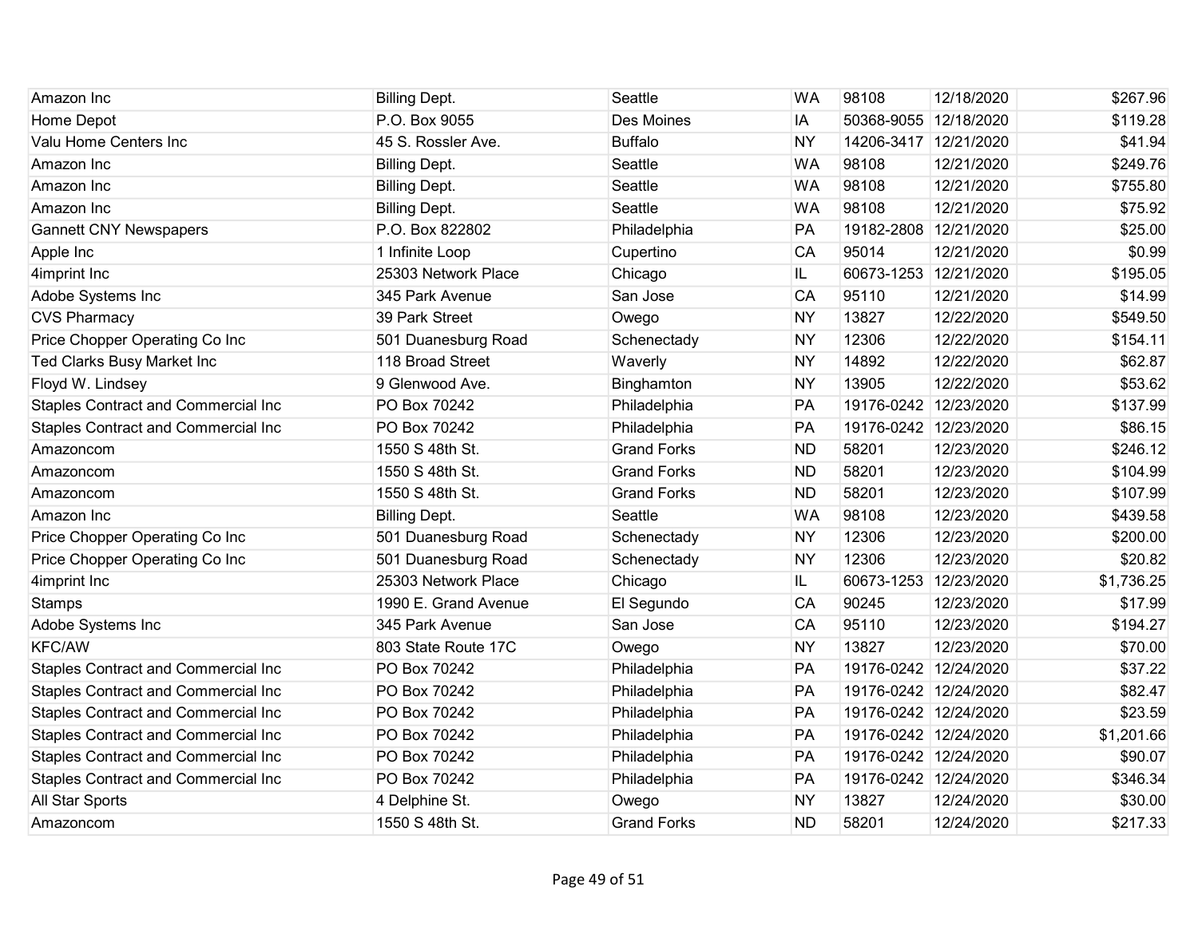| | | | | | | |
|---|---|---|---|---|---|---|
| Amazon Inc | Billing Dept. | Seattle | WA | 98108 | 12/18/2020 | $267.96 |
| Home Depot | P.O. Box 9055 | Des Moines | IA | 50368-9055 | 12/18/2020 | $119.28 |
| Valu Home Centers Inc | 45 S. Rossler Ave. | Buffalo | NY | 14206-3417 | 12/21/2020 | $41.94 |
| Amazon Inc | Billing Dept. | Seattle | WA | 98108 | 12/21/2020 | $249.76 |
| Amazon Inc | Billing Dept. | Seattle | WA | 98108 | 12/21/2020 | $755.80 |
| Amazon Inc | Billing Dept. | Seattle | WA | 98108 | 12/21/2020 | $75.92 |
| Gannett CNY Newspapers | P.O. Box 822802 | Philadelphia | PA | 19182-2808 | 12/21/2020 | $25.00 |
| Apple Inc | 1 Infinite Loop | Cupertino | CA | 95014 | 12/21/2020 | $0.99 |
| 4imprint Inc | 25303 Network Place | Chicago | IL | 60673-1253 | 12/21/2020 | $195.05 |
| Adobe Systems Inc | 345 Park Avenue | San Jose | CA | 95110 | 12/21/2020 | $14.99 |
| CVS Pharmacy | 39 Park Street | Owego | NY | 13827 | 12/22/2020 | $549.50 |
| Price Chopper Operating Co Inc | 501 Duanesburg Road | Schenectady | NY | 12306 | 12/22/2020 | $154.11 |
| Ted Clarks Busy Market Inc | 118 Broad Street | Waverly | NY | 14892 | 12/22/2020 | $62.87 |
| Floyd W. Lindsey | 9 Glenwood Ave. | Binghamton | NY | 13905 | 12/22/2020 | $53.62 |
| Staples Contract and Commercial Inc | PO Box 70242 | Philadelphia | PA | 19176-0242 | 12/23/2020 | $137.99 |
| Staples Contract and Commercial Inc | PO Box 70242 | Philadelphia | PA | 19176-0242 | 12/23/2020 | $86.15 |
| Amazoncom | 1550 S 48th St. | Grand Forks | ND | 58201 | 12/23/2020 | $246.12 |
| Amazoncom | 1550 S 48th St. | Grand Forks | ND | 58201 | 12/23/2020 | $104.99 |
| Amazoncom | 1550 S 48th St. | Grand Forks | ND | 58201 | 12/23/2020 | $107.99 |
| Amazon Inc | Billing Dept. | Seattle | WA | 98108 | 12/23/2020 | $439.58 |
| Price Chopper Operating Co Inc | 501 Duanesburg Road | Schenectady | NY | 12306 | 12/23/2020 | $200.00 |
| Price Chopper Operating Co Inc | 501 Duanesburg Road | Schenectady | NY | 12306 | 12/23/2020 | $20.82 |
| 4imprint Inc | 25303 Network Place | Chicago | IL | 60673-1253 | 12/23/2020 | $1,736.25 |
| Stamps | 1990 E. Grand Avenue | El Segundo | CA | 90245 | 12/23/2020 | $17.99 |
| Adobe Systems Inc | 345 Park Avenue | San Jose | CA | 95110 | 12/23/2020 | $194.27 |
| KFC/AW | 803 State Route 17C | Owego | NY | 13827 | 12/23/2020 | $70.00 |
| Staples Contract and Commercial Inc | PO Box 70242 | Philadelphia | PA | 19176-0242 | 12/24/2020 | $37.22 |
| Staples Contract and Commercial Inc | PO Box 70242 | Philadelphia | PA | 19176-0242 | 12/24/2020 | $82.47 |
| Staples Contract and Commercial Inc | PO Box 70242 | Philadelphia | PA | 19176-0242 | 12/24/2020 | $23.59 |
| Staples Contract and Commercial Inc | PO Box 70242 | Philadelphia | PA | 19176-0242 | 12/24/2020 | $1,201.66 |
| Staples Contract and Commercial Inc | PO Box 70242 | Philadelphia | PA | 19176-0242 | 12/24/2020 | $90.07 |
| Staples Contract and Commercial Inc | PO Box 70242 | Philadelphia | PA | 19176-0242 | 12/24/2020 | $346.34 |
| All Star Sports | 4 Delphine St. | Owego | NY | 13827 | 12/24/2020 | $30.00 |
| Amazoncom | 1550 S 48th St. | Grand Forks | ND | 58201 | 12/24/2020 | $217.33 |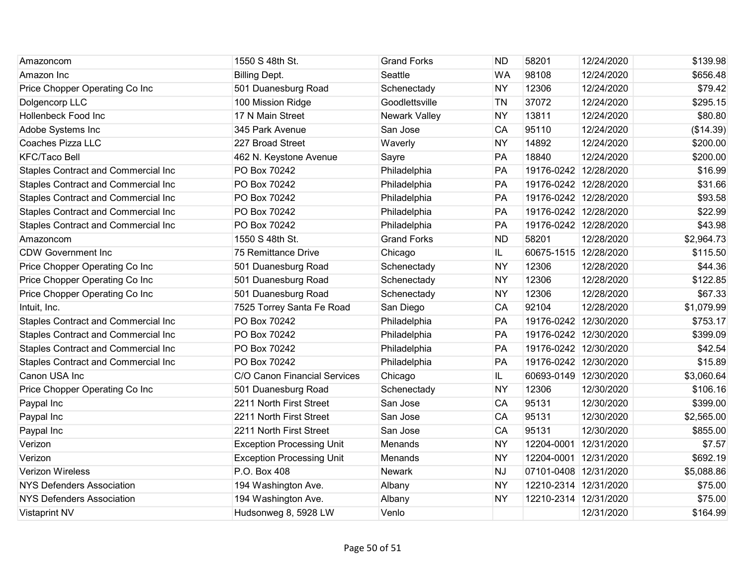| | | | | | | |
|---|---|---|---|---|---|---|
| Amazoncom | 1550 S 48th St. | Grand Forks | ND | 58201 | 12/24/2020 | $139.98 |
| Amazon Inc | Billing Dept. | Seattle | WA | 98108 | 12/24/2020 | $656.48 |
| Price Chopper Operating Co Inc | 501 Duanesburg Road | Schenectady | NY | 12306 | 12/24/2020 | $79.42 |
| Dolgencorp LLC | 100 Mission Ridge | Goodlettsville | TN | 37072 | 12/24/2020 | $295.15 |
| Hollenbeck Food Inc | 17 N Main Street | Newark Valley | NY | 13811 | 12/24/2020 | $80.80 |
| Adobe Systems Inc | 345 Park Avenue | San Jose | CA | 95110 | 12/24/2020 | ($14.39) |
| Coaches Pizza LLC | 227 Broad Street | Waverly | NY | 14892 | 12/24/2020 | $200.00 |
| KFC/Taco Bell | 462 N. Keystone Avenue | Sayre | PA | 18840 | 12/24/2020 | $200.00 |
| Staples Contract and Commercial Inc | PO Box 70242 | Philadelphia | PA | 19176-0242 | 12/28/2020 | $16.99 |
| Staples Contract and Commercial Inc | PO Box 70242 | Philadelphia | PA | 19176-0242 | 12/28/2020 | $31.66 |
| Staples Contract and Commercial Inc | PO Box 70242 | Philadelphia | PA | 19176-0242 | 12/28/2020 | $93.58 |
| Staples Contract and Commercial Inc | PO Box 70242 | Philadelphia | PA | 19176-0242 | 12/28/2020 | $22.99 |
| Staples Contract and Commercial Inc | PO Box 70242 | Philadelphia | PA | 19176-0242 | 12/28/2020 | $43.98 |
| Amazoncom | 1550 S 48th St. | Grand Forks | ND | 58201 | 12/28/2020 | $2,964.73 |
| CDW Government Inc | 75 Remittance Drive | Chicago | IL | 60675-1515 | 12/28/2020 | $115.50 |
| Price Chopper Operating Co Inc | 501 Duanesburg Road | Schenectady | NY | 12306 | 12/28/2020 | $44.36 |
| Price Chopper Operating Co Inc | 501 Duanesburg Road | Schenectady | NY | 12306 | 12/28/2020 | $122.85 |
| Price Chopper Operating Co Inc | 501 Duanesburg Road | Schenectady | NY | 12306 | 12/28/2020 | $67.33 |
| Intuit, Inc. | 7525 Torrey Santa Fe Road | San Diego | CA | 92104 | 12/28/2020 | $1,079.99 |
| Staples Contract and Commercial Inc | PO Box 70242 | Philadelphia | PA | 19176-0242 | 12/30/2020 | $753.17 |
| Staples Contract and Commercial Inc | PO Box 70242 | Philadelphia | PA | 19176-0242 | 12/30/2020 | $399.09 |
| Staples Contract and Commercial Inc | PO Box 70242 | Philadelphia | PA | 19176-0242 | 12/30/2020 | $42.54 |
| Staples Contract and Commercial Inc | PO Box 70242 | Philadelphia | PA | 19176-0242 | 12/30/2020 | $15.89 |
| Canon USA Inc | C/O Canon Financial Services | Chicago | IL | 60693-0149 | 12/30/2020 | $3,060.64 |
| Price Chopper Operating Co Inc | 501 Duanesburg Road | Schenectady | NY | 12306 | 12/30/2020 | $106.16 |
| Paypal Inc | 2211 North First Street | San Jose | CA | 95131 | 12/30/2020 | $399.00 |
| Paypal Inc | 2211 North First Street | San Jose | CA | 95131 | 12/30/2020 | $2,565.00 |
| Paypal Inc | 2211 North First Street | San Jose | CA | 95131 | 12/30/2020 | $855.00 |
| Verizon | Exception Processing Unit | Menands | NY | 12204-0001 | 12/31/2020 | $7.57 |
| Verizon | Exception Processing Unit | Menands | NY | 12204-0001 | 12/31/2020 | $692.19 |
| Verizon Wireless | P.O. Box 408 | Newark | NJ | 07101-0408 | 12/31/2020 | $5,088.86 |
| NYS Defenders Association | 194 Washington Ave. | Albany | NY | 12210-2314 | 12/31/2020 | $75.00 |
| NYS Defenders Association | 194 Washington Ave. | Albany | NY | 12210-2314 | 12/31/2020 | $75.00 |
| Vistaprint NV | Hudsonweg 8, 5928 LW | Venlo | | | 12/31/2020 | $164.99 |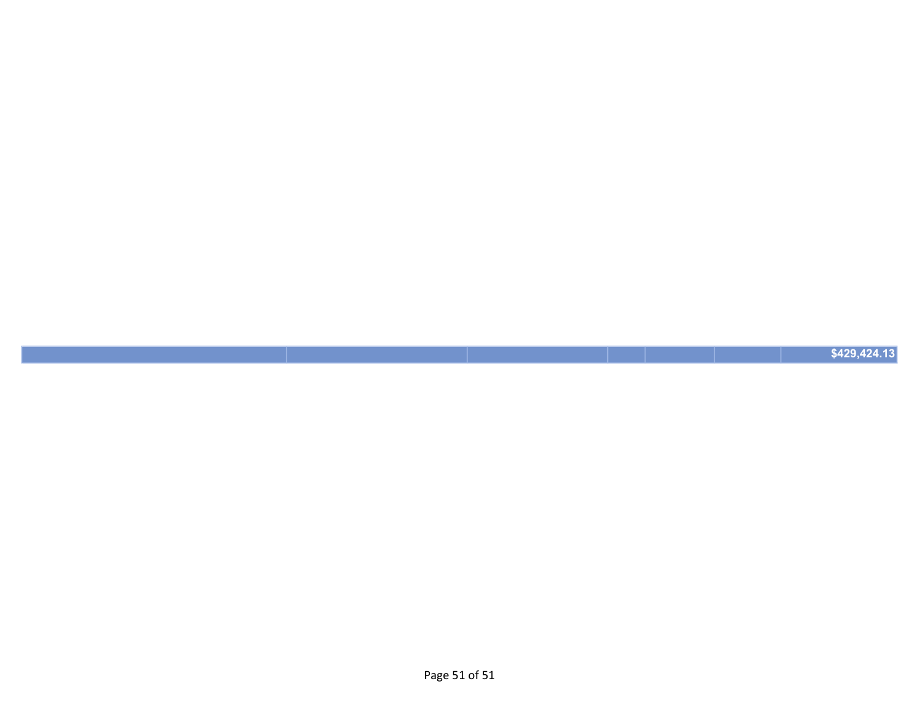| | | | | | | |
|---|---|---|---|---|---|---|
| | | | | | | $429,424.13 |